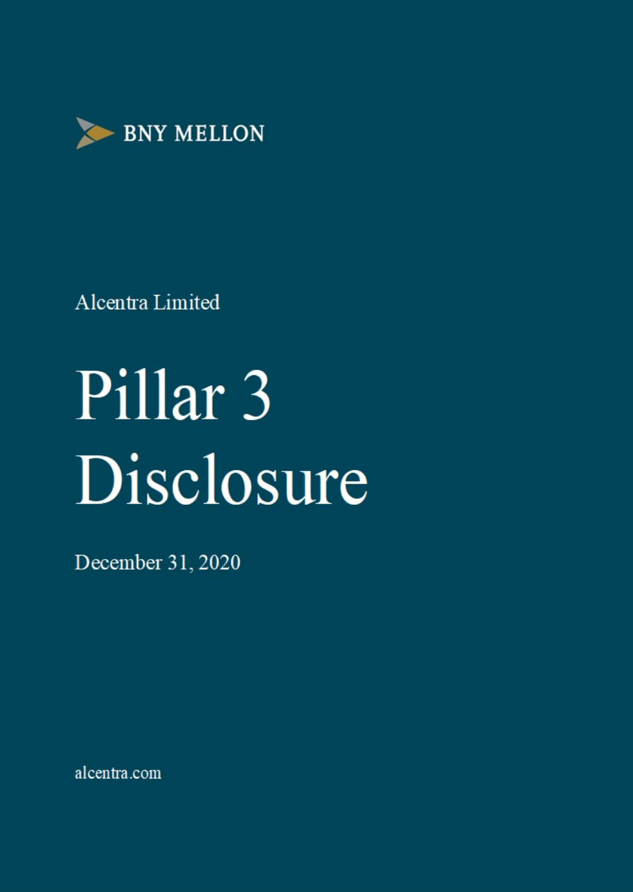BNY MELLON

Alcentra Limited

# Pillar 3 Disclosure

December 31, 2020

alcentra.com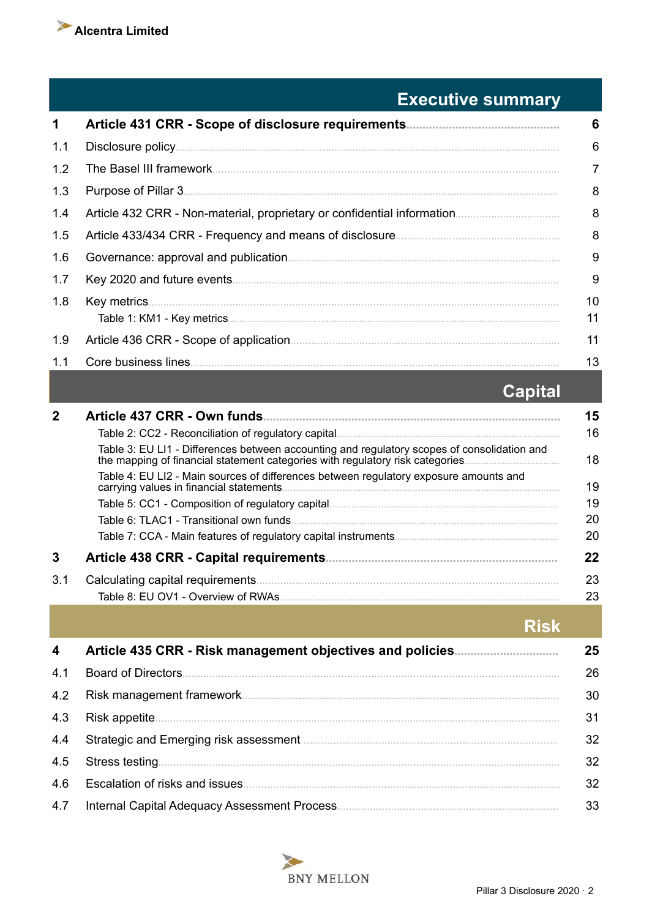## Executive summary

| | | |
|---|---|---|
| **1** | **Article 431 CRR - Scope of disclosure requirements** | **6** |
| 1.1 | Disclosure policy | 6 |
| 1.2 | The Basel III framework | 7 |
| 1.3 | Purpose of Pillar 3 | 8 |
| 1.4 | Article 432 CRR - Non-material, proprietary or confidential information | 8 |
| 1.5 | Article 433/434 CRR - Frequency and means of disclosure | 8 |
| 1.6 | Governance: approval and publication | 9 |
| 1.7 | Key 2020 and future events | 9 |
| 1.8 | Key metrics | 10 |
| | Table 1: KM1 - Key metrics | 11 |
| 1.9 | Article 436 CRR - Scope of application | 11 |
| 1.1 | Core business lines | 13 |

## Capital

| | | |
|---|---|---|
| **2** | **Article 437 CRR - Own funds** | **15** |
| | Table 2: CC2 - Reconciliation of regulatory capital | 16 |
| | Table 3: EU LI1 - Differences between accounting and regulatory scopes of consolidation and the mapping of financial statement categories with regulatory risk categories | 18 |
| | Table 4: EU LI2 - Main sources of differences between regulatory exposure amounts and carrying values in financial statements | 19 |
| | Table 5: CC1 - Composition of regulatory capital | 19 |
| | Table 6: TLAC1 - Transitional own funds | 20 |
| | Table 7: CCA - Main features of regulatory capital instruments | 20 |
| **3** | **Article 438 CRR - Capital requirements** | **22** |
| 3.1 | Calculating capital requirements | 23 |
| | Table 8: EU OV1 - Overview of RWAs | 23 |

## Risk

| | | |
|---|---|---|
| **4** | **Article 435 CRR - Risk management objectives and policies** | **25** |
| 4.1 | Board of Directors | 26 |
| 4.2 | Risk management framework | 30 |
| 4.3 | Risk appetite | 31 |
| 4.4 | Strategic and Emerging risk assessment | 32 |
| 4.5 | Stress testing | 32 |
| 4.6 | Escalation of risks and issues | 32 |
| 4.7 | Internal Capital Adequacy Assessment Process | 33 |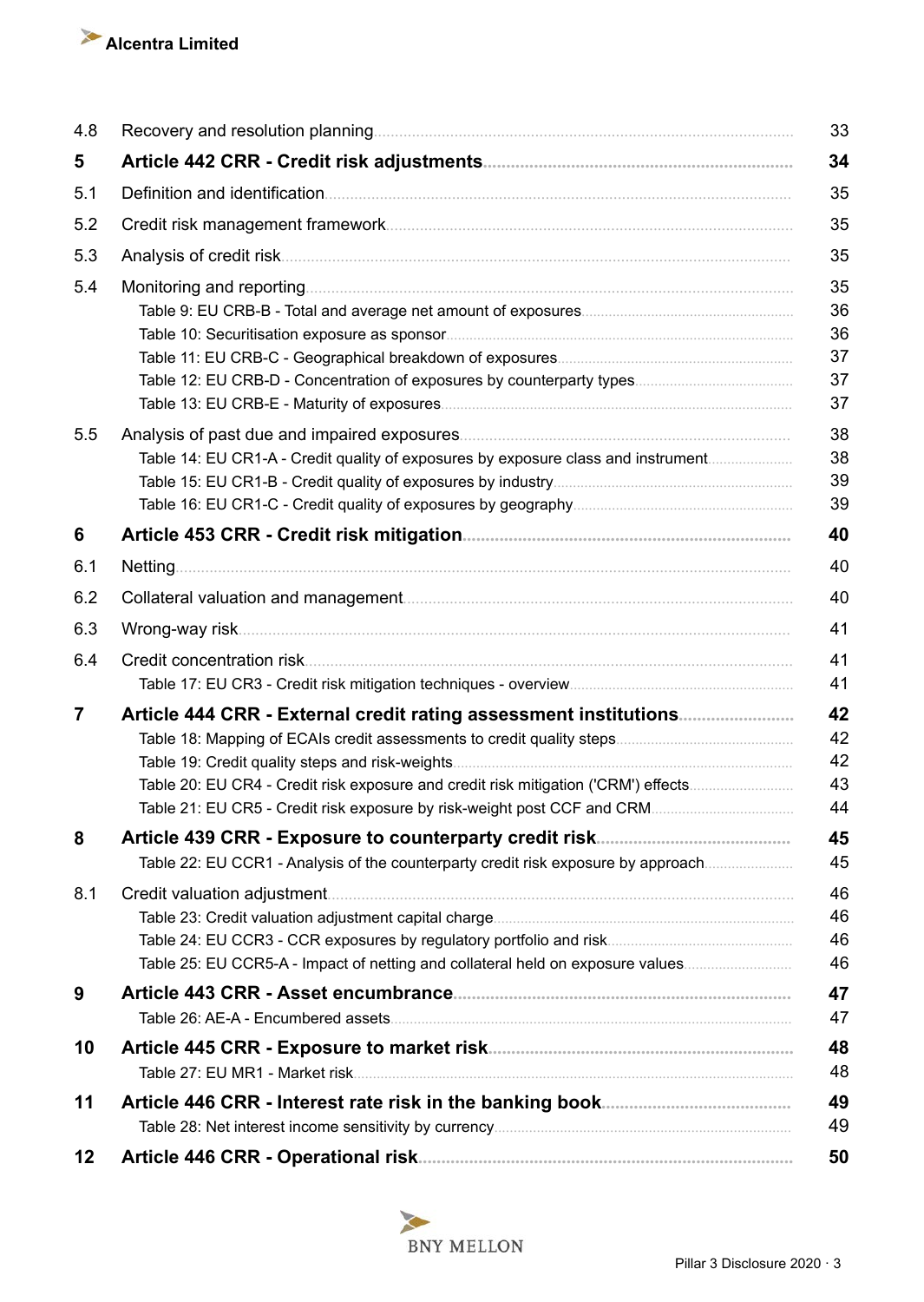| | | |
|---|---|---|
| 4.8 | Recovery and resolution planning | 33 |
| **5** | **Article 442 CRR - Credit risk adjustments** | **34** |
| 5.1 | Definition and identification | 35 |
| 5.2 | Credit risk management framework | 35 |
| 5.3 | Analysis of credit risk | 35 |
| 5.4 | Monitoring and reporting | 35 |
| | Table 9: EU CRB-B - Total and average net amount of exposures | 36 |
| | Table 10: Securitisation exposure as sponsor | 36 |
| | Table 11: EU CRB-C - Geographical breakdown of exposures | 37 |
| | Table 12: EU CRB-D - Concentration of exposures by counterparty types | 37 |
| | Table 13: EU CRB-E - Maturity of exposures | 37 |
| 5.5 | Analysis of past due and impaired exposures | 38 |
| | Table 14: EU CR1-A - Credit quality of exposures by exposure class and instrument | 38 |
| | Table 15: EU CR1-B - Credit quality of exposures by industry | 39 |
| | Table 16: EU CR1-C - Credit quality of exposures by geography | 39 |
| **6** | **Article 453 CRR - Credit risk mitigation** | **40** |
| 6.1 | Netting | 40 |
| 6.2 | Collateral valuation and management | 40 |
| 6.3 | Wrong-way risk | 41 |
| 6.4 | Credit concentration risk | 41 |
| | Table 17: EU CR3 - Credit risk mitigation techniques - overview | 41 |
| **7** | **Article 444 CRR - External credit rating assessment institutions** | **42** |
| | Table 18: Mapping of ECAIs credit assessments to credit quality steps | 42 |
| | Table 19: Credit quality steps and risk-weights | 42 |
| | Table 20: EU CR4 - Credit risk exposure and credit risk mitigation ('CRM') effects | 43 |
| | Table 21: EU CR5 - Credit risk exposure by risk-weight post CCF and CRM | 44 |
| **8** | **Article 439 CRR - Exposure to counterparty credit risk** | **45** |
| | Table 22: EU CCR1 - Analysis of the counterparty credit risk exposure by approach | 45 |
| 8.1 | Credit valuation adjustment | 46 |
| | Table 23: Credit valuation adjustment capital charge | 46 |
| | Table 24: EU CCR3 - CCR exposures by regulatory portfolio and risk | 46 |
| | Table 25: EU CCR5-A - Impact of netting and collateral held on exposure values | 46 |
| **9** | **Article 443 CRR - Asset encumbrance** | **47** |
| | Table 26: AE-A - Encumbered assets | 47 |
| **10** | **Article 445 CRR - Exposure to market risk** | **48** |
| | Table 27: EU MR1 - Market risk | 48 |
| **11** | **Article 446 CRR - Interest rate risk in the banking book** | **49** |
| | Table 28: Net interest income sensitivity by currency | 49 |
| **12** | **Article 446 CRR - Operational risk** | **50** |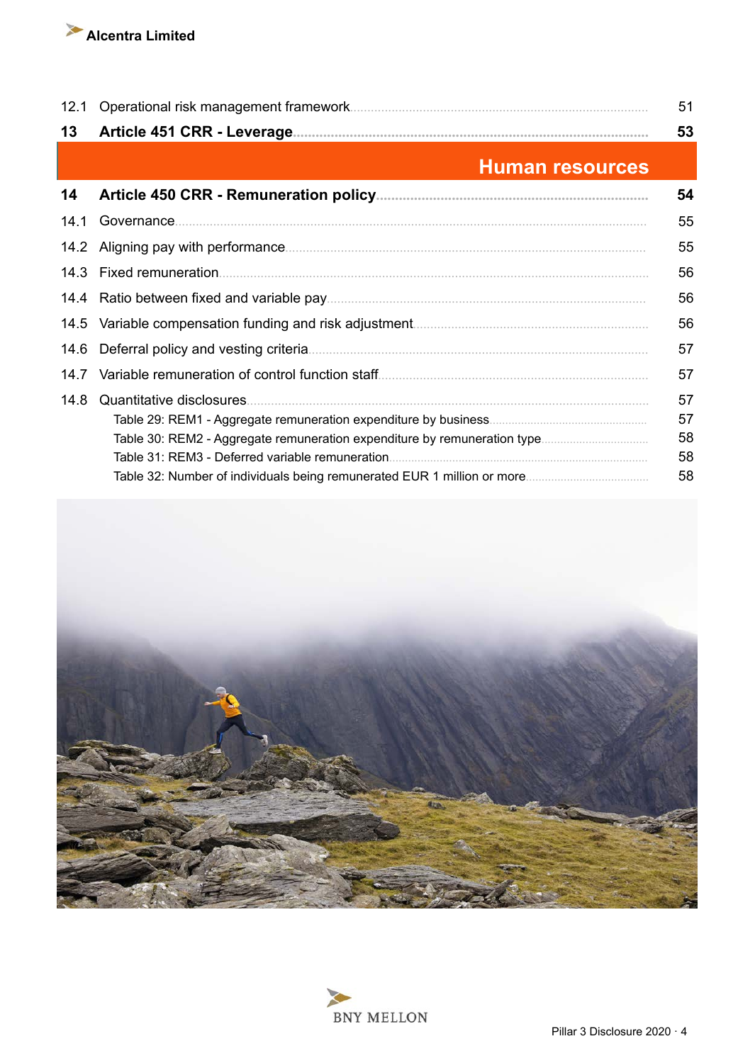| | | |
|---|---|---|
| 12.1 | Operational risk management framework | 51 |
| **13** | **Article 451 CRR - Leverage** | **53** |

## Human resources

| | | |
|---|---|---|
| **14** | **Article 450 CRR - Remuneration policy** | **54** |
| 14.1 | Governance | 55 |
| 14.2 | Aligning pay with performance | 55 |
| 14.3 | Fixed remuneration | 56 |
| 14.4 | Ratio between fixed and variable pay | 56 |
| 14.5 | Variable compensation funding and risk adjustment | 56 |
| 14.6 | Deferral policy and vesting criteria | 57 |
| 14.7 | Variable remuneration of control function staff | 57 |
| 14.8 | Quantitative disclosures | 57 |
| | Table 29: REM1 - Aggregate remuneration expenditure by business | 57 |
| | Table 30: REM2 - Aggregate remuneration expenditure by remuneration type | 58 |
| | Table 31: REM3 - Deferred variable remuneration | 58 |
| | Table 32: Number of individuals being remunerated EUR 1 million or more | 58 |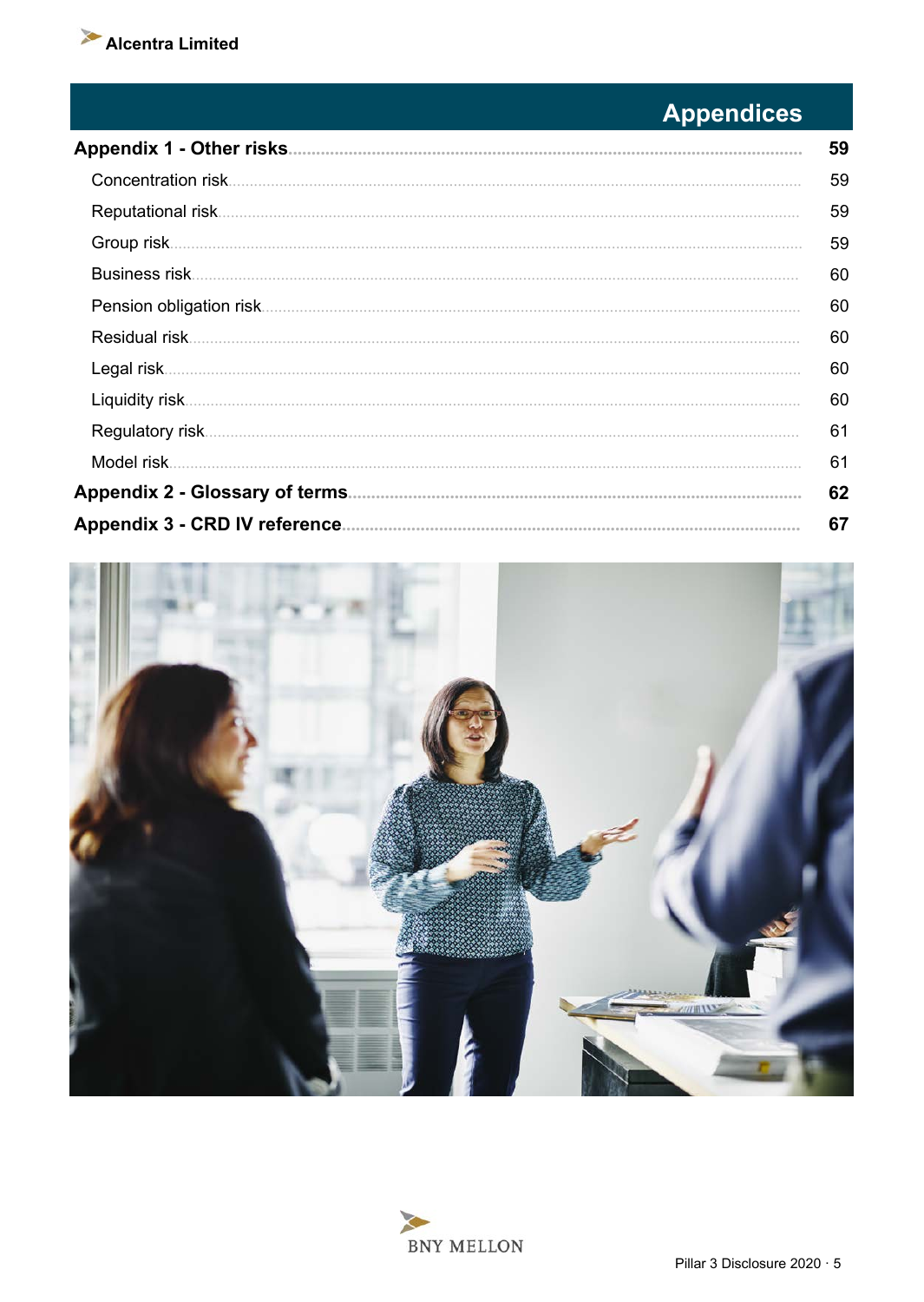# Appendices

| | |
|---|---|
| **Appendix 1 - Other risks** | **59** |
| Concentration risk | 59 |
| Reputational risk | 59 |
| Group risk | 59 |
| Business risk | 60 |
| Pension obligation risk | 60 |
| Residual risk | 60 |
| Legal risk | 60 |
| Liquidity risk | 60 |
| Regulatory risk | 61 |
| Model risk | 61 |
| **Appendix 2 - Glossary of terms** | **62** |
| **Appendix 3 - CRD IV reference** | **67** |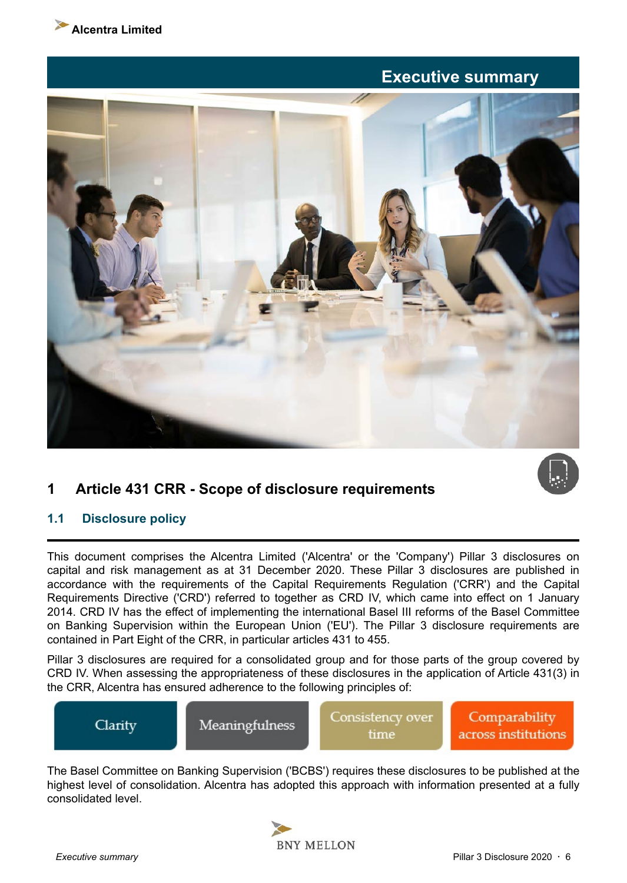# Executive summary

## 1 Article 431 CRR - Scope of disclosure requirements

### 1.1 Disclosure policy

This document comprises the Alcentra Limited ('Alcentra' or the 'Company') Pillar 3 disclosures on capital and risk management as at 31 December 2020. These Pillar 3 disclosures are published in accordance with the requirements of the Capital Requirements Regulation ('CRR') and the Capital Requirements Directive ('CRD') referred to together as CRD IV, which came into effect on 1 January 2014. CRD IV has the effect of implementing the international Basel III reforms of the Basel Committee on Banking Supervision within the European Union ('EU'). The Pillar 3 disclosure requirements are contained in Part Eight of the CRR, in particular articles 431 to 455.

Pillar 3 disclosures are required for a consolidated group and for those parts of the group covered by CRD IV. When assessing the appropriateness of these disclosures in the application of Article 431(3) in the CRR, Alcentra has ensured adherence to the following principles of:

- Clarity
- Meaningfulness
- Consistency over time
- Comparability across institutions

The Basel Committee on Banking Supervision ('BCBS') requires these disclosures to be published at the highest level of consolidation. Alcentra has adopted this approach with information presented at a fully consolidated level.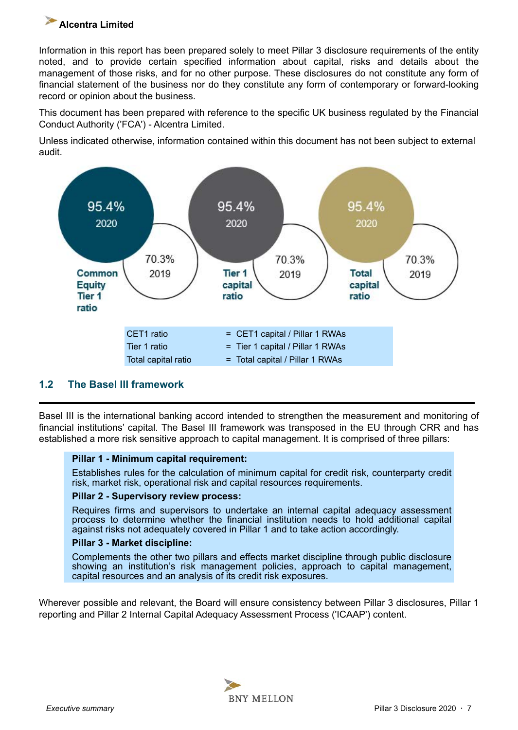**Alcentra Limited**

Information in this report has been prepared solely to meet Pillar 3 disclosure requirements of the entity noted, and to provide certain specified information about capital, risks and details about the management of those risks, and for no other purpose. These disclosures do not constitute any form of financial statement of the business nor do they constitute any form of contemporary or forward-looking record or opinion about the business.

This document has been prepared with reference to the specific UK business regulated by the Financial Conduct Authority ('FCA') - Alcentra Limited.

Unless indicated otherwise, information contained within this document has not been subject to external audit.

| | 2020 | 2019 |
|---|---|---|
| Common Equity Tier 1 ratio | 95.4% | 70.3% |
| Tier 1 capital ratio | 95.4% | 70.3% |
| Total capital ratio | 95.4% | 70.3% |

| | |
|---|---|
| CET1 ratio | = CET1 capital / Pillar 1 RWAs |
| Tier 1 ratio | = Tier 1 capital / Pillar 1 RWAs |
| Total capital ratio | = Total capital / Pillar 1 RWAs |

## 1.2 The Basel III framework

Basel III is the international banking accord intended to strengthen the measurement and monitoring of financial institutions' capital. The Basel III framework was transposed in the EU through CRR and has established a more risk sensitive approach to capital management. It is comprised of three pillars:

**Pillar 1 - Minimum capital requirement:**

Establishes rules for the calculation of minimum capital for credit risk, counterparty credit risk, market risk, operational risk and capital resources requirements.

**Pillar 2 - Supervisory review process:**

Requires firms and supervisors to undertake an internal capital adequacy assessment process to determine whether the financial institution needs to hold additional capital against risks not adequately covered in Pillar 1 and to take action accordingly.

**Pillar 3 - Market discipline:**

Complements the other two pillars and effects market discipline through public disclosure showing an institution's risk management policies, approach to capital management, capital resources and an analysis of its credit risk exposures.

Wherever possible and relevant, the Board will ensure consistency between Pillar 3 disclosures, Pillar 1 reporting and Pillar 2 Internal Capital Adequacy Assessment Process ('ICAAP') content.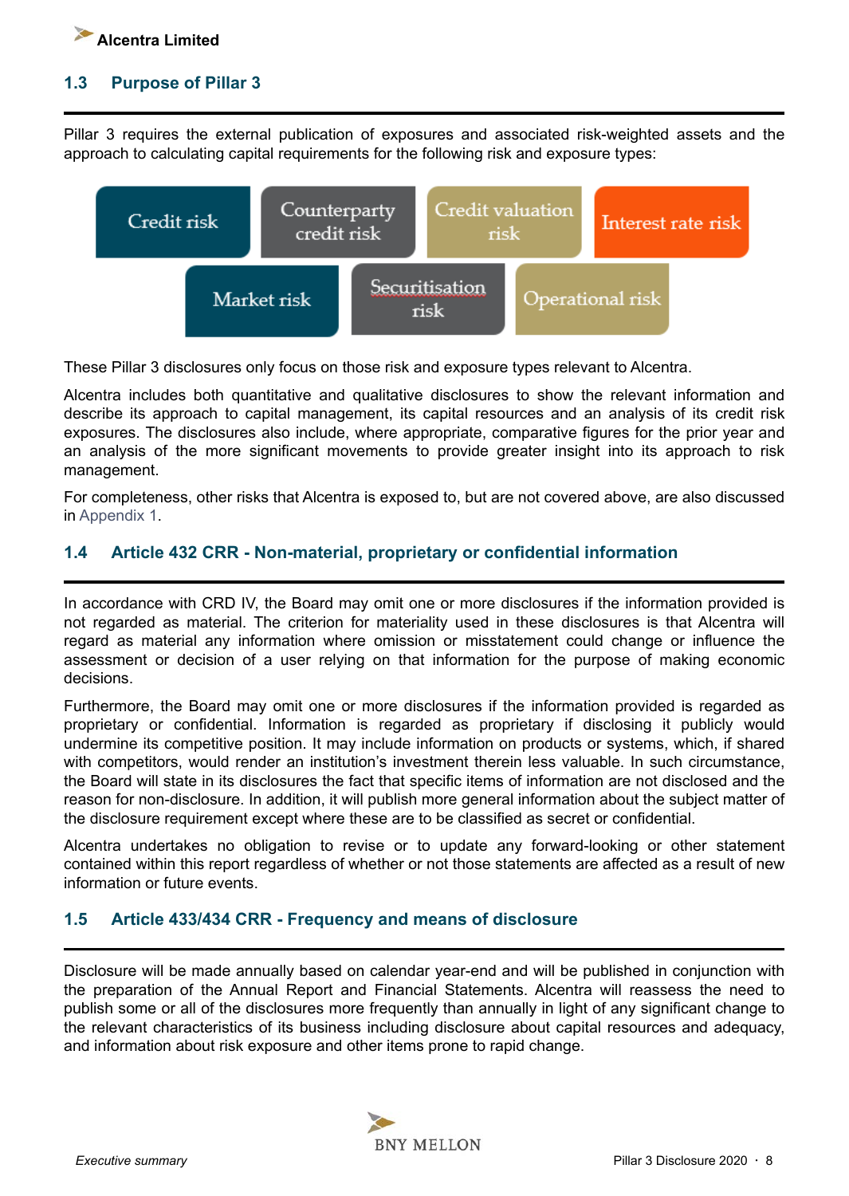## 1.3 Purpose of Pillar 3

Pillar 3 requires the external publication of exposures and associated risk-weighted assets and the approach to calculating capital requirements for the following risk and exposure types:

- Credit risk
- Counterparty credit risk
- Credit valuation risk
- Interest rate risk
- Market risk
- Securitisation risk
- Operational risk

These Pillar 3 disclosures only focus on those risk and exposure types relevant to Alcentra.

Alcentra includes both quantitative and qualitative disclosures to show the relevant information and describe its approach to capital management, its capital resources and an analysis of its credit risk exposures. The disclosures also include, where appropriate, comparative figures for the prior year and an analysis of the more significant movements to provide greater insight into its approach to risk management.

For completeness, other risks that Alcentra is exposed to, but are not covered above, are also discussed in Appendix 1.

## 1.4 Article 432 CRR - Non-material, proprietary or confidential information

In accordance with CRD IV, the Board may omit one or more disclosures if the information provided is not regarded as material. The criterion for materiality used in these disclosures is that Alcentra will regard as material any information where omission or misstatement could change or influence the assessment or decision of a user relying on that information for the purpose of making economic decisions.

Furthermore, the Board may omit one or more disclosures if the information provided is regarded as proprietary or confidential. Information is regarded as proprietary if disclosing it publicly would undermine its competitive position. It may include information on products or systems, which, if shared with competitors, would render an institution's investment therein less valuable. In such circumstance, the Board will state in its disclosures the fact that specific items of information are not disclosed and the reason for non-disclosure. In addition, it will publish more general information about the subject matter of the disclosure requirement except where these are to be classified as secret or confidential.

Alcentra undertakes no obligation to revise or to update any forward-looking or other statement contained within this report regardless of whether or not those statements are affected as a result of new information or future events.

## 1.5 Article 433/434 CRR - Frequency and means of disclosure

Disclosure will be made annually based on calendar year-end and will be published in conjunction with the preparation of the Annual Report and Financial Statements. Alcentra will reassess the need to publish some or all of the disclosures more frequently than annually in light of any significant change to the relevant characteristics of its business including disclosure about capital resources and adequacy, and information about risk exposure and other items prone to rapid change.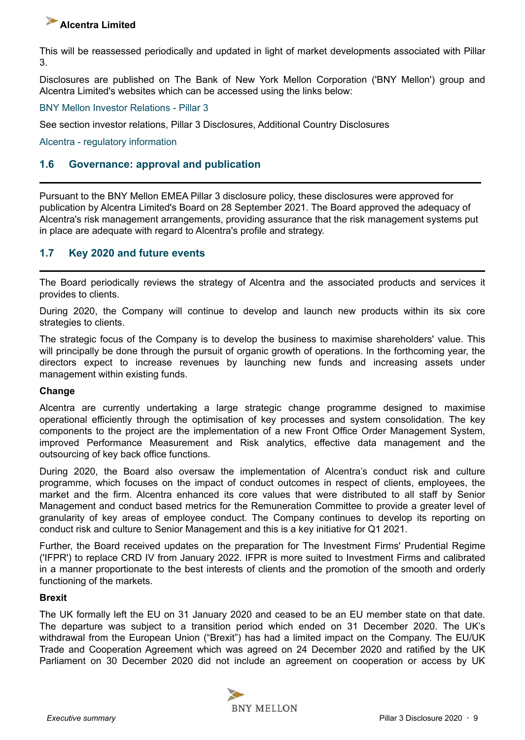This will be reassessed periodically and updated in light of market developments associated with Pillar 3.

Disclosures are published on The Bank of New York Mellon Corporation ('BNY Mellon') group and Alcentra Limited's websites which can be accessed using the links below:

BNY Mellon Investor Relations - Pillar 3

See section investor relations, Pillar 3 Disclosures, Additional Country Disclosures

Alcentra - regulatory information

## 1.6 Governance: approval and publication

Pursuant to the BNY Mellon EMEA Pillar 3 disclosure policy, these disclosures were approved for publication by Alcentra Limited's Board on 28 September 2021. The Board approved the adequacy of Alcentra's risk management arrangements, providing assurance that the risk management systems put in place are adequate with regard to Alcentra's profile and strategy.

## 1.7 Key 2020 and future events

The Board periodically reviews the strategy of Alcentra and the associated products and services it provides to clients.

During 2020, the Company will continue to develop and launch new products within its six core strategies to clients.

The strategic focus of the Company is to develop the business to maximise shareholders' value. This will principally be done through the pursuit of organic growth of operations. In the forthcoming year, the directors expect to increase revenues by launching new funds and increasing assets under management within existing funds.

**Change**

Alcentra are currently undertaking a large strategic change programme designed to maximise operational efficiently through the optimisation of key processes and system consolidation. The key components to the project are the implementation of a new Front Office Order Management System, improved Performance Measurement and Risk analytics, effective data management and the outsourcing of key back office functions.

During 2020, the Board also oversaw the implementation of Alcentra's conduct risk and culture programme, which focuses on the impact of conduct outcomes in respect of clients, employees, the market and the firm. Alcentra enhanced its core values that were distributed to all staff by Senior Management and conduct based metrics for the Remuneration Committee to provide a greater level of granularity of key areas of employee conduct. The Company continues to develop its reporting on conduct risk and culture to Senior Management and this is a key initiative for Q1 2021.

Further, the Board received updates on the preparation for The Investment Firms' Prudential Regime ('IFPR') to replace CRD IV from January 2022. IFPR is more suited to Investment Firms and calibrated in a manner proportionate to the best interests of clients and the promotion of the smooth and orderly functioning of the markets.

**Brexit**

The UK formally left the EU on 31 January 2020 and ceased to be an EU member state on that date. The departure was subject to a transition period which ended on 31 December 2020. The UK's withdrawal from the European Union ("Brexit") has had a limited impact on the Company. The EU/UK Trade and Cooperation Agreement which was agreed on 24 December 2020 and ratified by the UK Parliament on 30 December 2020 did not include an agreement on cooperation or access by UK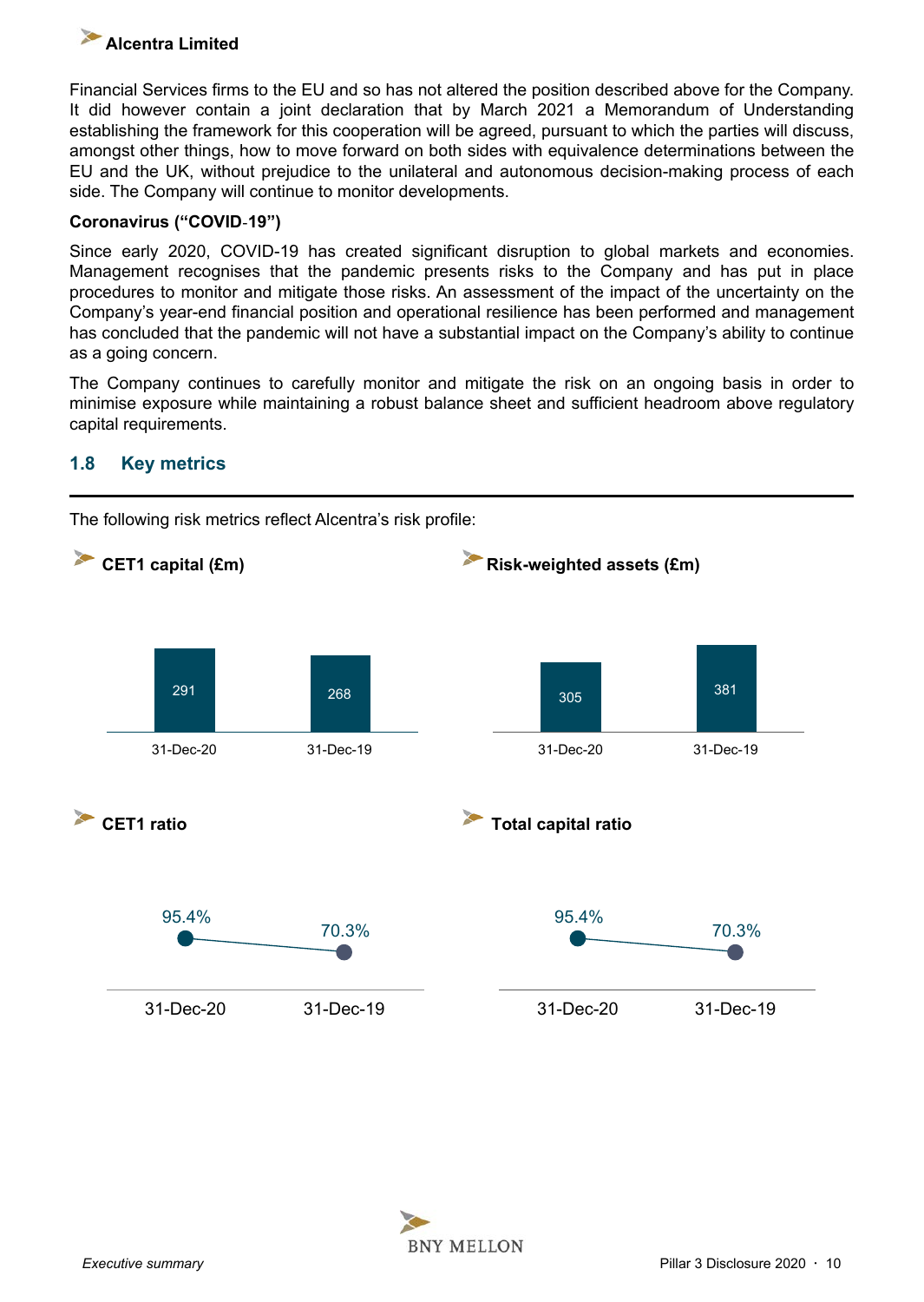Financial Services firms to the EU and so has not altered the position described above for the Company. It did however contain a joint declaration that by March 2021 a Memorandum of Understanding establishing the framework for this cooperation will be agreed, pursuant to which the parties will discuss, amongst other things, how to move forward on both sides with equivalence determinations between the EU and the UK, without prejudice to the unilateral and autonomous decision-making process of each side. The Company will continue to monitor developments.

**Coronavirus ("COVID-19")**

Since early 2020, COVID-19 has created significant disruption to global markets and economies. Management recognises that the pandemic presents risks to the Company and has put in place procedures to monitor and mitigate those risks. An assessment of the impact of the uncertainty on the Company's year-end financial position and operational resilience has been performed and management has concluded that the pandemic will not have a substantial impact on the Company's ability to continue as a going concern.

The Company continues to carefully monitor and mitigate the risk on an ongoing basis in order to minimise exposure while maintaining a robust balance sheet and sufficient headroom above regulatory capital requirements.

## 1.8 Key metrics

The following risk metrics reflect Alcentra's risk profile:

**CET1 capital (£m)**

| 31-Dec-20 | 31-Dec-19 |
|---|---|
| 291 | 268 |

**Risk-weighted assets (£m)**

| 31-Dec-20 | 31-Dec-19 |
|---|---|
| 305 | 381 |

**CET1 ratio**

| 31-Dec-20 | 31-Dec-19 |
|---|---|
| 95.4% | 70.3% |

**Total capital ratio**

| 31-Dec-20 | 31-Dec-19 |
|---|---|
| 95.4% | 70.3% |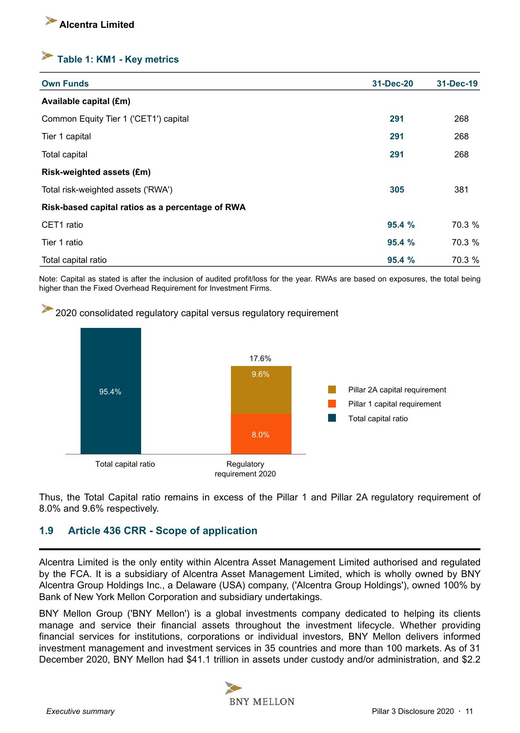### Table 1: KM1 - Key metrics

| Own Funds | 31-Dec-20 | 31-Dec-19 |
|---|---|---|
| **Available capital (£m)** | | |
| Common Equity Tier 1 ('CET1') capital | **291** | 268 |
| Tier 1 capital | **291** | 268 |
| Total capital | **291** | 268 |
| **Risk-weighted assets (£m)** | | |
| Total risk-weighted assets ('RWA') | **305** | 381 |
| **Risk-based capital ratios as a percentage of RWA** | | |
| CET1 ratio | **95.4 %** | 70.3 % |
| Tier 1 ratio | **95.4 %** | 70.3 % |
| Total capital ratio | **95.4 %** | 70.3 % |

Note: Capital as stated is after the inclusion of audited profit/loss for the year. RWAs are based on exposures, the total being higher than the Fixed Overhead Requirement for Investment Firms.

2020 consolidated regulatory capital versus regulatory requirement

| | Total capital ratio | Regulatory requirement 2020 |
|---|---|---|
| Total capital ratio | 95.4% | |
| Pillar 1 capital requirement | | 8.0% |
| Pillar 2A capital requirement | | 9.6% |
| Total | 95.4% | 17.6% |

Thus, the Total Capital ratio remains in excess of the Pillar 1 and Pillar 2A regulatory requirement of 8.0% and 9.6% respectively.

## 1.9 Article 436 CRR - Scope of application

Alcentra Limited is the only entity within Alcentra Asset Management Limited authorised and regulated by the FCA. It is a subsidiary of Alcentra Asset Management Limited, which is wholly owned by BNY Alcentra Group Holdings Inc., a Delaware (USA) company, ('Alcentra Group Holdings'), owned 100% by Bank of New York Mellon Corporation and subsidiary undertakings.

BNY Mellon Group ('BNY Mellon') is a global investments company dedicated to helping its clients manage and service their financial assets throughout the investment lifecycle. Whether providing financial services for institutions, corporations or individual investors, BNY Mellon delivers informed investment management and investment services in 35 countries and more than 100 markets. As of 31 December 2020, BNY Mellon had $41.1 trillion in assets under custody and/or administration, and $2.2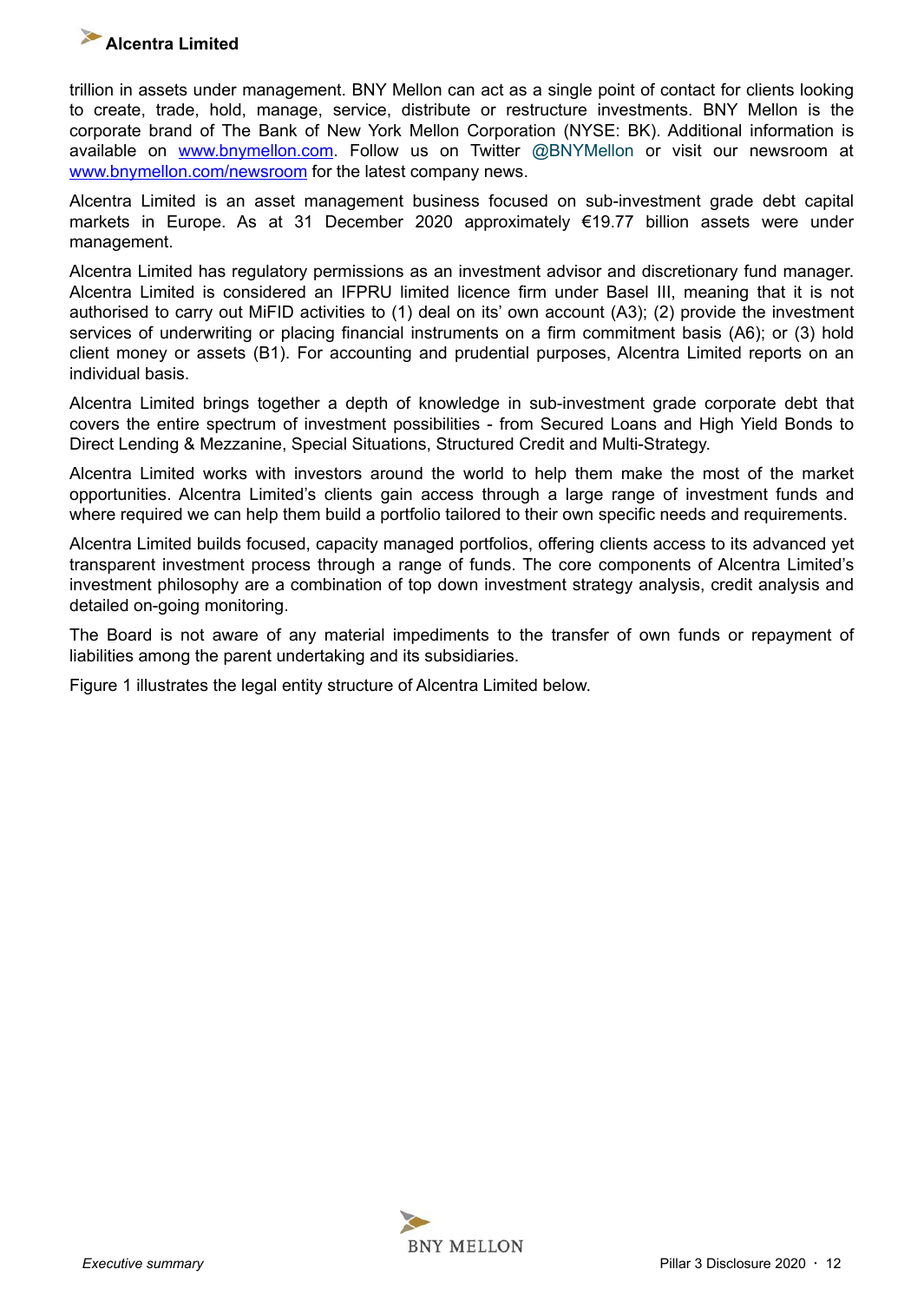trillion in assets under management. BNY Mellon can act as a single point of contact for clients looking to create, trade, hold, manage, service, distribute or restructure investments. BNY Mellon is the corporate brand of The Bank of New York Mellon Corporation (NYSE: BK). Additional information is available on [www.bnymellon.com](http://www.bnymellon.com). Follow us on Twitter @BNYMellon or visit our newsroom at [www.bnymellon.com/newsroom](http://www.bnymellon.com/newsroom) for the latest company news.

Alcentra Limited is an asset management business focused on sub-investment grade debt capital markets in Europe. As at 31 December 2020 approximately €19.77 billion assets were under management.

Alcentra Limited has regulatory permissions as an investment advisor and discretionary fund manager. Alcentra Limited is considered an IFPRU limited licence firm under Basel III, meaning that it is not authorised to carry out MiFID activities to (1) deal on its' own account (A3); (2) provide the investment services of underwriting or placing financial instruments on a firm commitment basis (A6); or (3) hold client money or assets (B1). For accounting and prudential purposes, Alcentra Limited reports on an individual basis.

Alcentra Limited brings together a depth of knowledge in sub-investment grade corporate debt that covers the entire spectrum of investment possibilities - from Secured Loans and High Yield Bonds to Direct Lending & Mezzanine, Special Situations, Structured Credit and Multi-Strategy.

Alcentra Limited works with investors around the world to help them make the most of the market opportunities. Alcentra Limited's clients gain access through a large range of investment funds and where required we can help them build a portfolio tailored to their own specific needs and requirements.

Alcentra Limited builds focused, capacity managed portfolios, offering clients access to its advanced yet transparent investment process through a range of funds. The core components of Alcentra Limited's investment philosophy are a combination of top down investment strategy analysis, credit analysis and detailed on-going monitoring.

The Board is not aware of any material impediments to the transfer of own funds or repayment of liabilities among the parent undertaking and its subsidiaries.

Figure 1 illustrates the legal entity structure of Alcentra Limited below.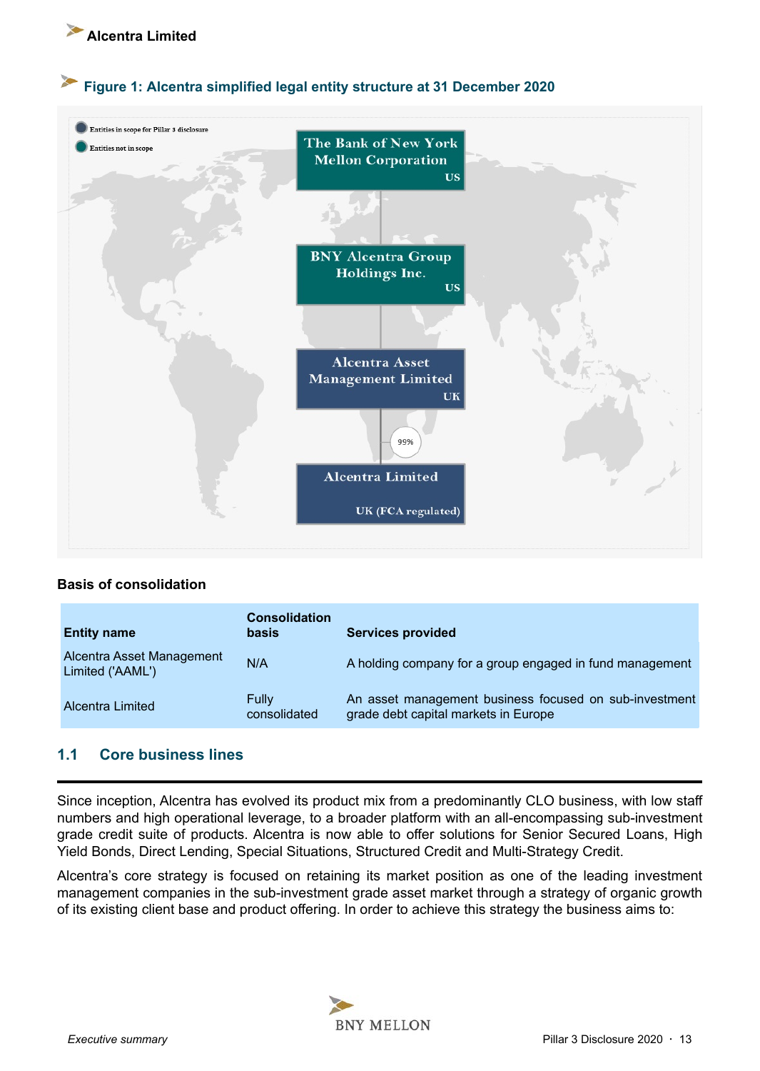### Figure 1: Alcentra simplified legal entity structure at 31 December 2020

Entities in scope for Pillar 3 disclosure

Entities not in scope

The Bank of New York Mellon Corporation
US

BNY Alcentra Group Holdings Inc.
US

Alcentra Asset Management Limited
UK

99%

Alcentra Limited
UK (FCA regulated)

**Basis of consolidation**

| Entity name | Consolidation basis | Services provided |
|---|---|---|
| Alcentra Asset Management Limited ('AAML') | N/A | A holding company for a group engaged in fund management |
| Alcentra Limited | Fully consolidated | An asset management business focused on sub-investment grade debt capital markets in Europe |

## 1.1 Core business lines

Since inception, Alcentra has evolved its product mix from a predominantly CLO business, with low staff numbers and high operational leverage, to a broader platform with an all-encompassing sub-investment grade credit suite of products. Alcentra is now able to offer solutions for Senior Secured Loans, High Yield Bonds, Direct Lending, Special Situations, Structured Credit and Multi-Strategy Credit.

Alcentra's core strategy is focused on retaining its market position as one of the leading investment management companies in the sub-investment grade asset market through a strategy of organic growth of its existing client base and product offering. In order to achieve this strategy the business aims to: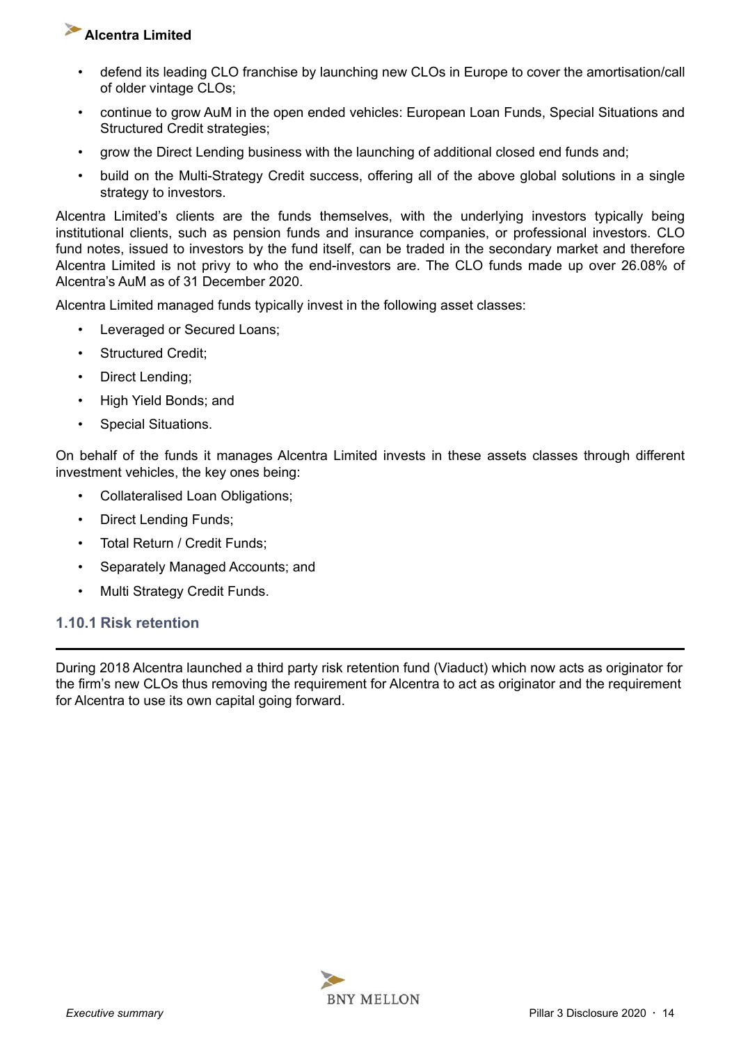- defend its leading CLO franchise by launching new CLOs in Europe to cover the amortisation/call of older vintage CLOs;
- continue to grow AuM in the open ended vehicles: European Loan Funds, Special Situations and Structured Credit strategies;
- grow the Direct Lending business with the launching of additional closed end funds and;
- build on the Multi-Strategy Credit success, offering all of the above global solutions in a single strategy to investors.

Alcentra Limited's clients are the funds themselves, with the underlying investors typically being institutional clients, such as pension funds and insurance companies, or professional investors. CLO fund notes, issued to investors by the fund itself, can be traded in the secondary market and therefore Alcentra Limited is not privy to who the end-investors are. The CLO funds made up over 26.08% of Alcentra's AuM as of 31 December 2020.

Alcentra Limited managed funds typically invest in the following asset classes:

- Leveraged or Secured Loans;
- Structured Credit;
- Direct Lending;
- High Yield Bonds; and
- Special Situations.

On behalf of the funds it manages Alcentra Limited invests in these assets classes through different investment vehicles, the key ones being:

- Collateralised Loan Obligations;
- Direct Lending Funds;
- Total Return / Credit Funds;
- Separately Managed Accounts; and
- Multi Strategy Credit Funds.

### 1.10.1 Risk retention

During 2018 Alcentra launched a third party risk retention fund (Viaduct) which now acts as originator for the firm's new CLOs thus removing the requirement for Alcentra to act as originator and the requirement for Alcentra to use its own capital going forward.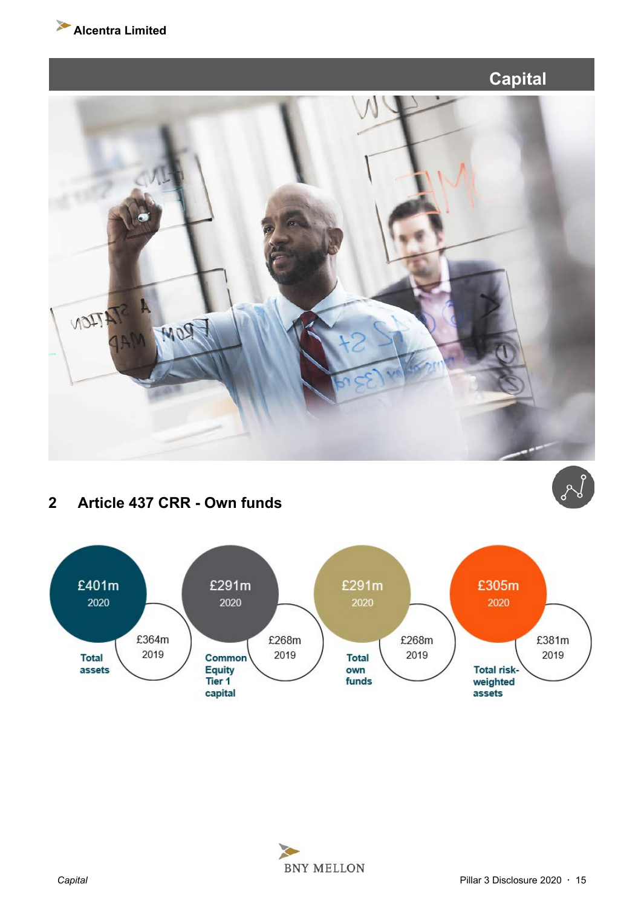# Capital

## 2 Article 437 CRR - Own funds

| | 2020 | 2019 |
|---|---|---|
| Total assets | £401m | £364m |
| Common Equity Tier 1 capital | £291m | £268m |
| Total own funds | £291m | £268m |
| Total risk-weighted assets | £305m | £381m |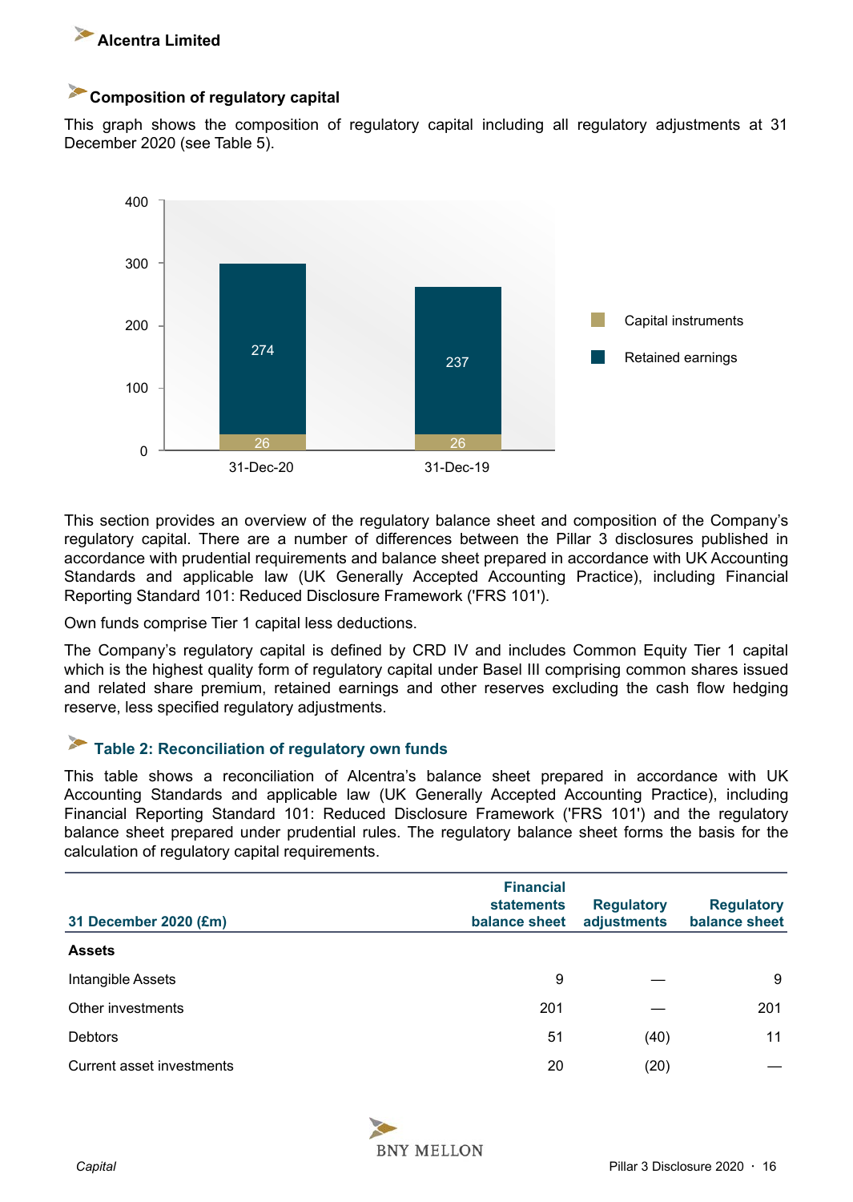## Composition of regulatory capital

This graph shows the composition of regulatory capital including all regulatory adjustments at 31 December 2020 (see Table 5).

| | 31-Dec-20 | 31-Dec-19 |
|---|---|---|
| Capital instruments | 26 | 26 |
| Retained earnings | 274 | 237 |

This section provides an overview of the regulatory balance sheet and composition of the Company's regulatory capital. There are a number of differences between the Pillar 3 disclosures published in accordance with prudential requirements and balance sheet prepared in accordance with UK Accounting Standards and applicable law (UK Generally Accepted Accounting Practice), including Financial Reporting Standard 101: Reduced Disclosure Framework ('FRS 101').

Own funds comprise Tier 1 capital less deductions.

The Company's regulatory capital is defined by CRD IV and includes Common Equity Tier 1 capital which is the highest quality form of regulatory capital under Basel III comprising common shares issued and related share premium, retained earnings and other reserves excluding the cash flow hedging reserve, less specified regulatory adjustments.

## Table 2: Reconciliation of regulatory own funds

This table shows a reconciliation of Alcentra's balance sheet prepared in accordance with UK Accounting Standards and applicable law (UK Generally Accepted Accounting Practice), including Financial Reporting Standard 101: Reduced Disclosure Framework ('FRS 101') and the regulatory balance sheet prepared under prudential rules. The regulatory balance sheet forms the basis for the calculation of regulatory capital requirements.

| 31 December 2020 (£m) | Financial statements balance sheet | Regulatory adjustments | Regulatory balance sheet |
|---|---|---|---|
| **Assets** | | | |
| Intangible Assets | 9 | — | 9 |
| Other investments | 201 | — | 201 |
| Debtors | 51 | (40) | 11 |
| Current asset investments | 20 | (20) | — |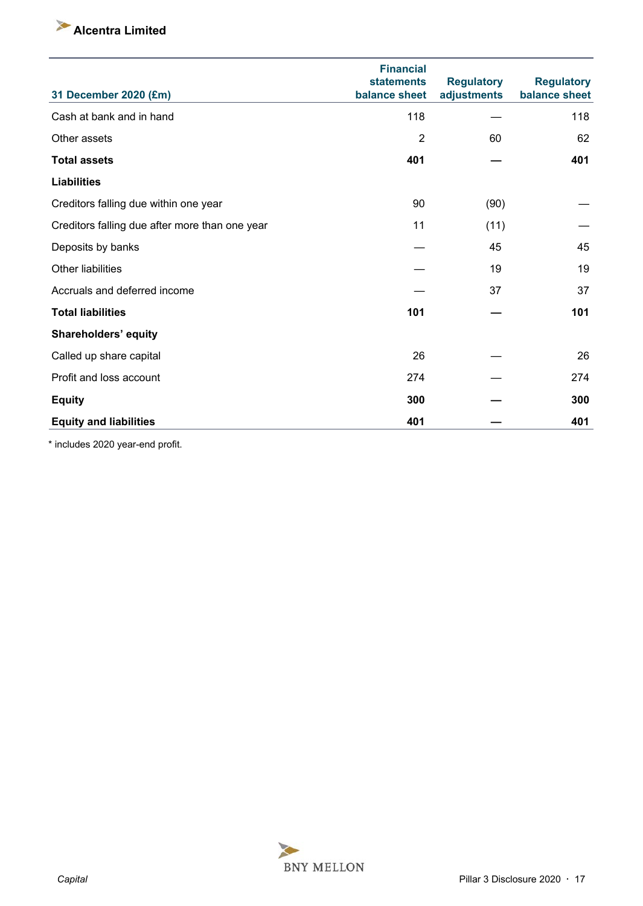| 31 December 2020 (£m) | Financial statements balance sheet | Regulatory adjustments | Regulatory balance sheet |
|---|---|---|---|
| Cash at bank and in hand | 118 | — | 118 |
| Other assets | 2 | 60 | 62 |
| **Total assets** | **401** | **—** | **401** |
| **Liabilities** | | | |
| Creditors falling due within one year | 90 | (90) | — |
| Creditors falling due after more than one year | 11 | (11) | — |
| Deposits by banks | — | 45 | 45 |
| Other liabilities | — | 19 | 19 |
| Accruals and deferred income | — | 37 | 37 |
| **Total liabilities** | **101** | **—** | **101** |
| **Shareholders' equity** | | | |
| Called up share capital | 26 | — | 26 |
| Profit and loss account | 274 | — | 274 |
| **Equity** | **300** | **—** | **300** |
| **Equity and liabilities** | **401** | **—** | **401** |

* includes 2020 year-end profit.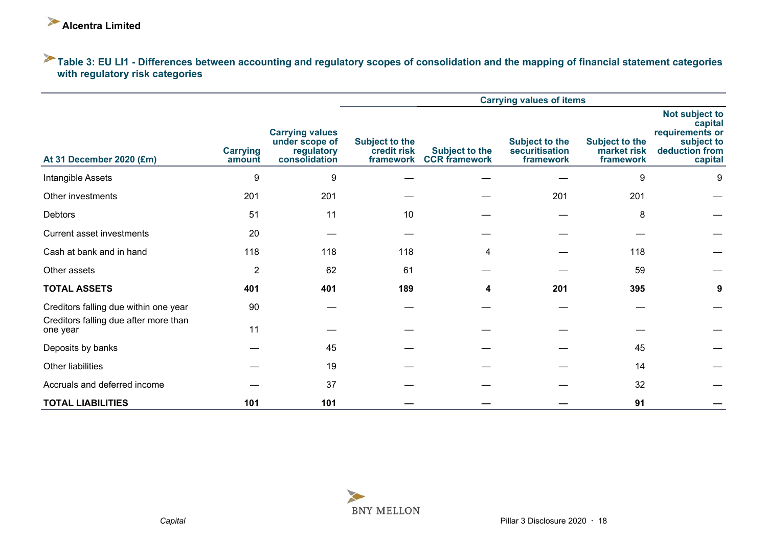## Table 3: EU LI1 - Differences between accounting and regulatory scopes of consolidation and the mapping of financial statement categories with regulatory risk categories

| | | | Carrying values of items | | | | |
|---|---|---|---|---|---|---|---|
| **At 31 December 2020 (£m)** | **Carrying amount** | **Carrying values under scope of regulatory consolidation** | **Subject to the credit risk framework** | **Subject to the CCR framework** | **Subject to the securitisation framework** | **Subject to the market risk framework** | **Not subject to capital requirements or subject to deduction from capital** |
| Intangible Assets | 9 | 9 | — | — | — | 9 | 9 |
| Other investments | 201 | 201 | — | — | 201 | 201 | — |
| Debtors | 51 | 11 | 10 | — | — | 8 | — |
| Current asset investments | 20 | — | — | — | — | — | — |
| Cash at bank and in hand | 118 | 118 | 118 | 4 | — | 118 | — |
| Other assets | 2 | 62 | 61 | — | — | 59 | — |
| **TOTAL ASSETS** | **401** | **401** | **189** | **4** | **201** | **395** | **9** |
| Creditors falling due within one year | 90 | — | — | — | — | — | — |
| Creditors falling due after more than one year | 11 | — | — | — | — | — | — |
| Deposits by banks | — | 45 | — | — | — | 45 | — |
| Other liabilities | — | 19 | — | — | — | 14 | — |
| Accruals and deferred income | — | 37 | — | — | — | 32 | — |
| **TOTAL LIABILITIES** | **101** | **101** | **—** | **—** | **—** | **91** | **—** |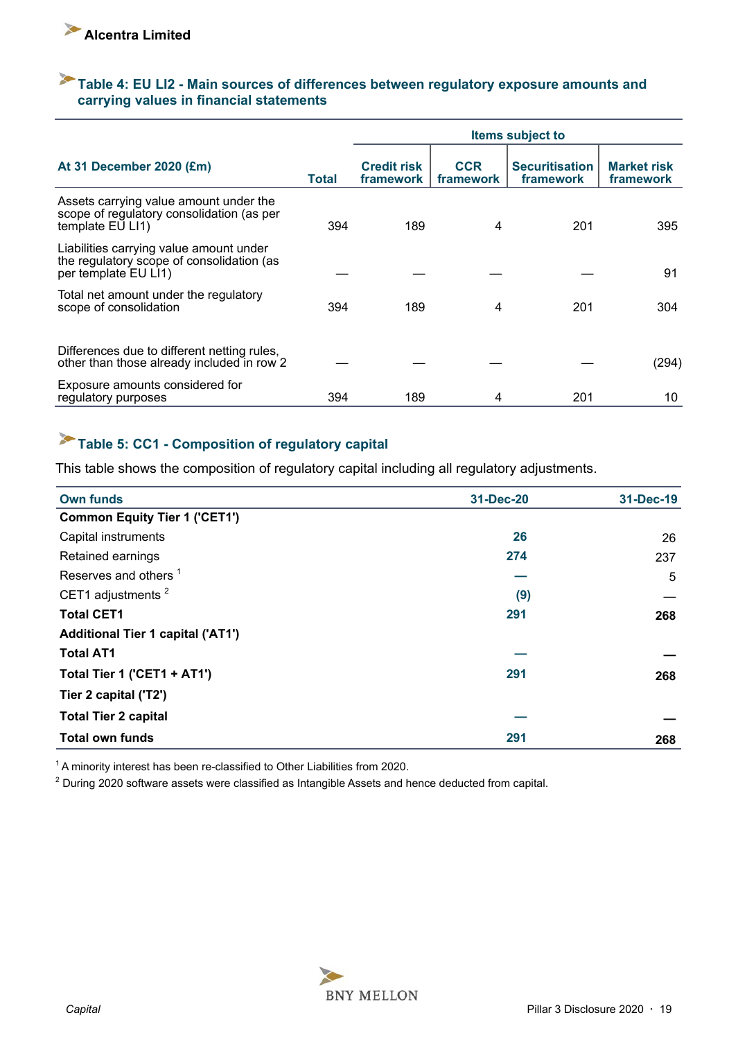## Table 4: EU LI2 - Main sources of differences between regulatory exposure amounts and carrying values in financial statements

| At 31 December 2020 (£m) | Total | Items subject to | | | |
|---|---|---|---|---|---|
| | | Credit risk framework | CCR framework | Securitisation framework | Market risk framework |
| Assets carrying value amount under the scope of regulatory consolidation (as per template EU LI1) | 394 | 189 | 4 | 201 | 395 |
| Liabilities carrying value amount under the regulatory scope of consolidation (as per template EU LI1) | — | — | — | — | 91 |
| Total net amount under the regulatory scope of consolidation | 394 | 189 | 4 | 201 | 304 |
| Differences due to different netting rules, other than those already included in row 2 | — | — | — | — | (294) |
| Exposure amounts considered for regulatory purposes | 394 | 189 | 4 | 201 | 10 |

## Table 5: CC1 - Composition of regulatory capital

This table shows the composition of regulatory capital including all regulatory adjustments.

| Own funds | 31-Dec-20 | 31-Dec-19 |
|---|---|---|
| **Common Equity Tier 1 ('CET1')** | | |
| Capital instruments | **26** | 26 |
| Retained earnings | **274** | 237 |
| Reserves and others [1] | **—** | 5 |
| CET1 adjustments [2] | **(9)** | — |
| **Total CET1** | **291** | **268** |
| **Additional Tier 1 capital ('AT1')** | | |
| **Total AT1** | **—** | **—** |
| **Total Tier 1 ('CET1 + AT1')** | **291** | **268** |
| **Tier 2 capital ('T2')** | | |
| **Total Tier 2 capital** | **—** | **—** |
| **Total own funds** | **291** | **268** |

[1] A minority interest has been re-classified to Other Liabilities from 2020.

[2] During 2020 software assets were classified as Intangible Assets and hence deducted from capital.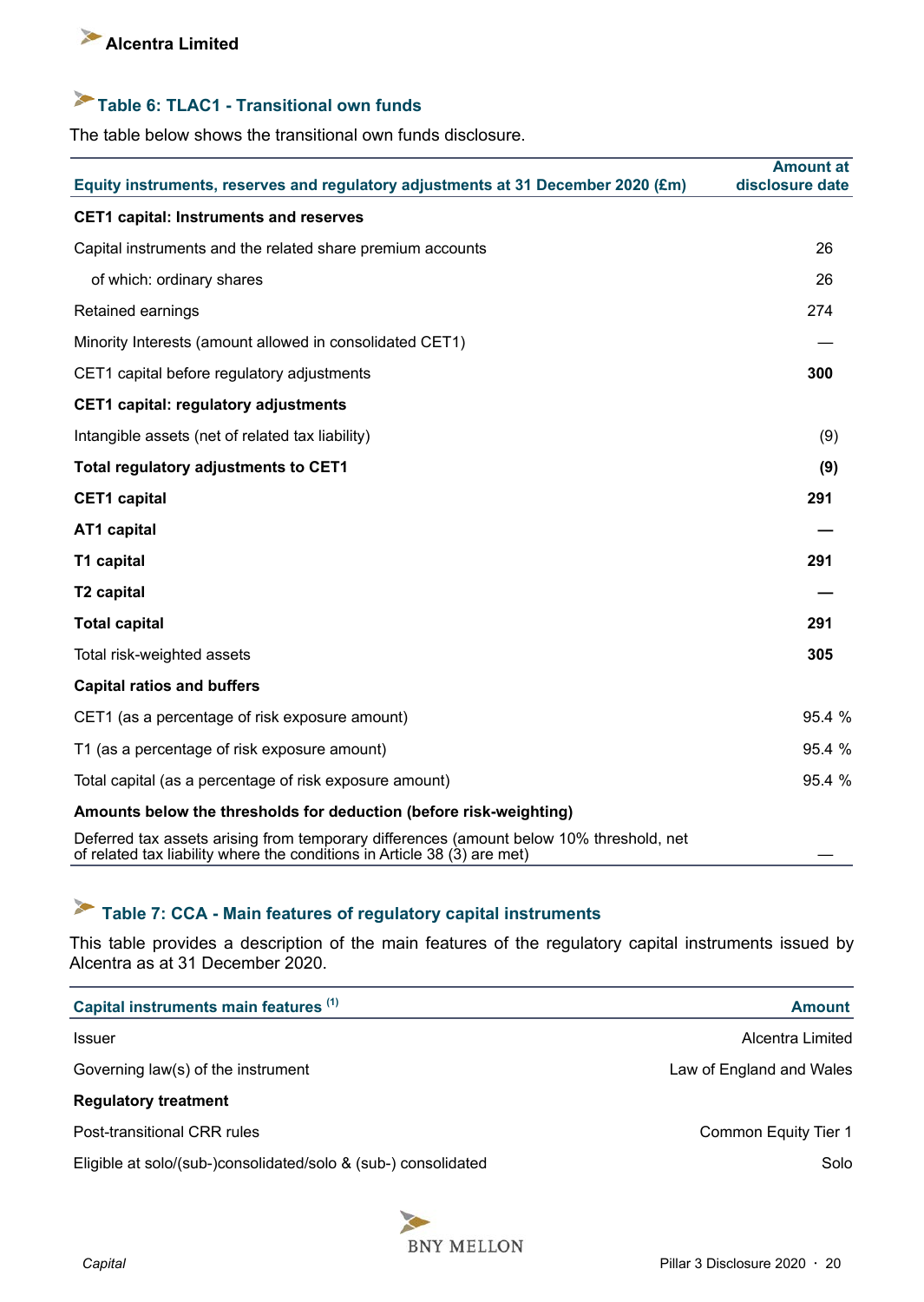## Table 6: TLAC1 - Transitional own funds

The table below shows the transitional own funds disclosure.

| Equity instruments, reserves and regulatory adjustments at 31 December 2020 (£m) | Amount at disclosure date |
|---|---|
| **CET1 capital: Instruments and reserves** | |
| Capital instruments and the related share premium accounts | 26 |
| of which: ordinary shares | 26 |
| Retained earnings | 274 |
| Minority Interests (amount allowed in consolidated CET1) | — |
| CET1 capital before regulatory adjustments | **300** |
| **CET1 capital: regulatory adjustments** | |
| Intangible assets (net of related tax liability) | (9) |
| **Total regulatory adjustments to CET1** | **(9)** |
| **CET1 capital** | **291** |
| **AT1 capital** | **—** |
| **T1 capital** | **291** |
| **T2 capital** | **—** |
| **Total capital** | **291** |
| Total risk-weighted assets | **305** |
| **Capital ratios and buffers** | |
| CET1 (as a percentage of risk exposure amount) | 95.4 % |
| T1 (as a percentage of risk exposure amount) | 95.4 % |
| Total capital (as a percentage of risk exposure amount) | 95.4 % |
| **Amounts below the thresholds for deduction (before risk-weighting)** | |
| Deferred tax assets arising from temporary differences (amount below 10% threshold, net of related tax liability where the conditions in Article 38 (3) are met) | — |

## Table 7: CCA - Main features of regulatory capital instruments

This table provides a description of the main features of the regulatory capital instruments issued by Alcentra as at 31 December 2020.

| Capital instruments main features [1] | Amount |
|---|---|
| Issuer | Alcentra Limited |
| Governing law(s) of the instrument | Law of England and Wales |
| **Regulatory treatment** | |
| Post-transitional CRR rules | Common Equity Tier 1 |
| Eligible at solo/(sub-)consolidated/solo & (sub-) consolidated | Solo |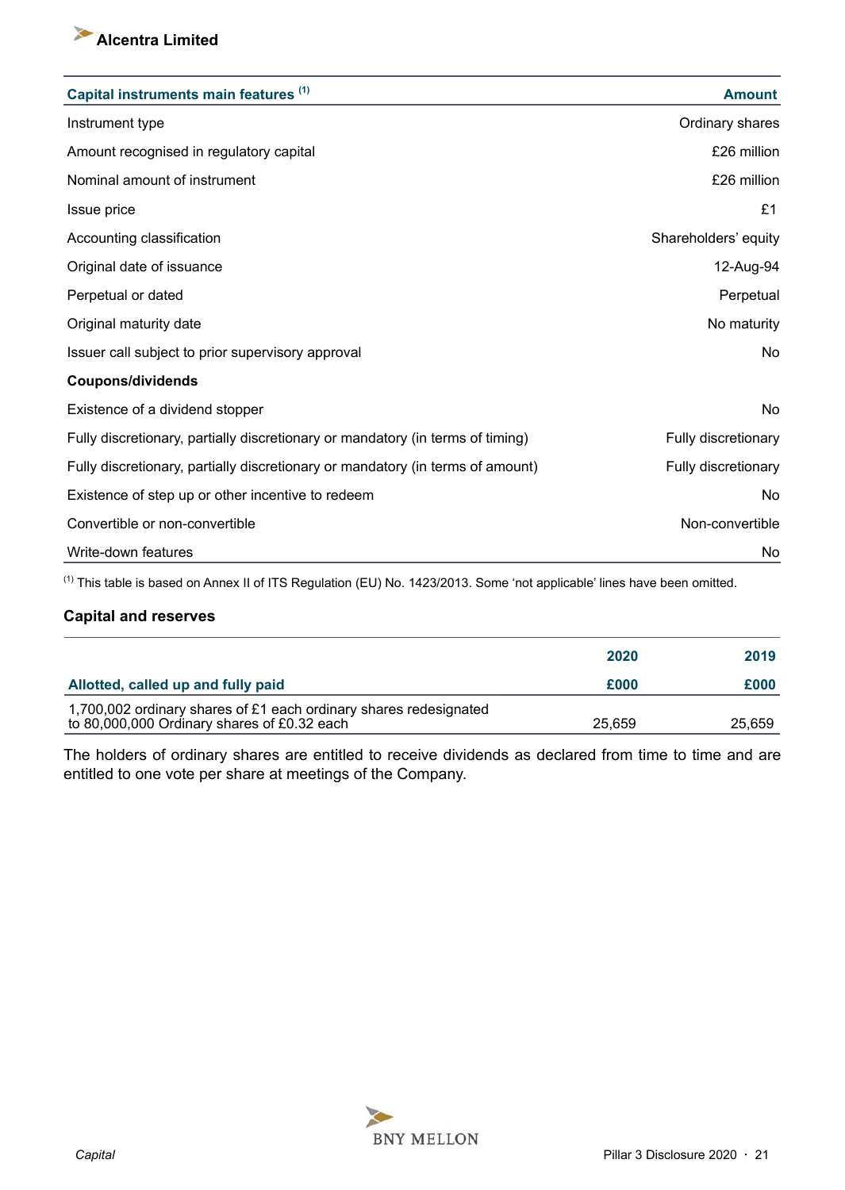| Capital instruments main features [1] | Amount |
|---|---|
| Instrument type | Ordinary shares |
| Amount recognised in regulatory capital | £26 million |
| Nominal amount of instrument | £26 million |
| Issue price | £1 |
| Accounting classification | Shareholders' equity |
| Original date of issuance | 12-Aug-94 |
| Perpetual or dated | Perpetual |
| Original maturity date | No maturity |
| Issuer call subject to prior supervisory approval | No |
| **Coupons/dividends** | |
| Existence of a dividend stopper | No |
| Fully discretionary, partially discretionary or mandatory (in terms of timing) | Fully discretionary |
| Fully discretionary, partially discretionary or mandatory (in terms of amount) | Fully discretionary |
| Existence of step up or other incentive to redeem | No |
| Convertible or non-convertible | Non-convertible |
| Write-down features | No |

[1] This table is based on Annex II of ITS Regulation (EU) No. 1423/2013. Some 'not applicable' lines have been omitted.

### Capital and reserves

| | 2020 | 2019 |
|---|---|---|
| **Allotted, called up and fully paid** | **£000** | **£000** |
| 1,700,002 ordinary shares of £1 each ordinary shares redesignated to 80,000,000 Ordinary shares of £0.32 each | 25,659 | 25,659 |

The holders of ordinary shares are entitled to receive dividends as declared from time to time and are entitled to one vote per share at meetings of the Company.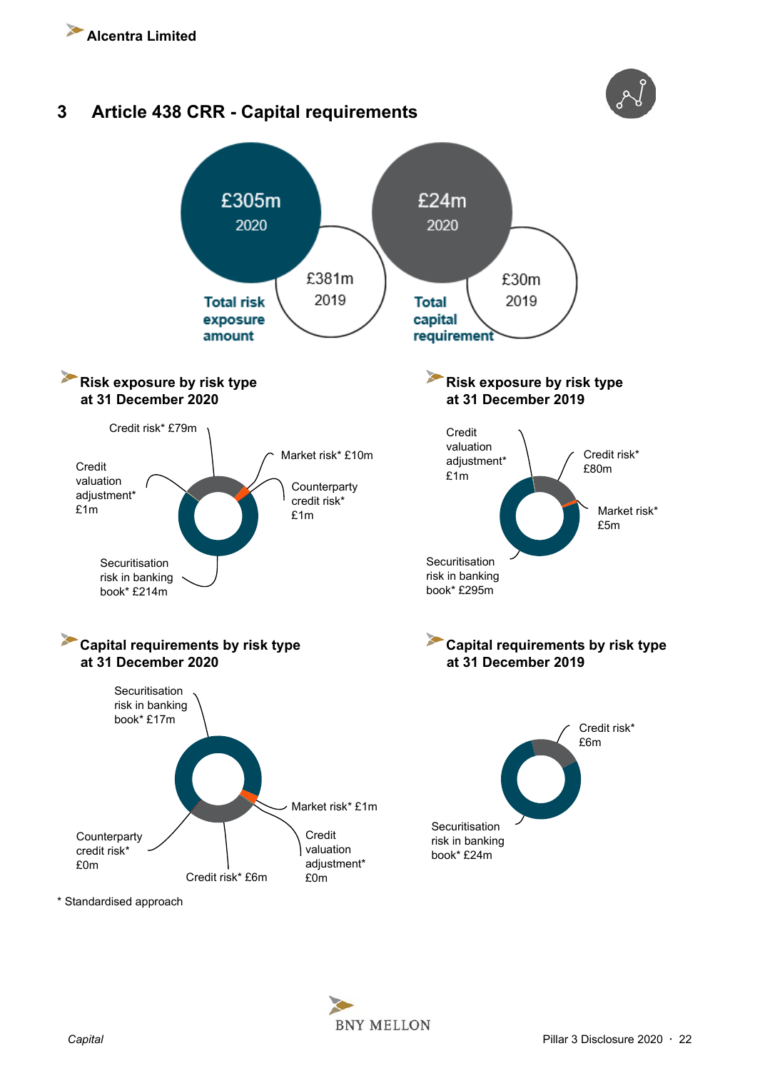# 3 Article 438 CRR - Capital requirements

£305m
2020

£381m
2019

Total risk exposure amount

£24m
2020

£30m
2019

Total capital requirement

## Risk exposure by risk type at 31 December 2020

Credit risk* £79m

Market risk* £10m

Credit valuation adjustment* £1m

Counterparty credit risk* £1m

Securitisation risk in banking book* £214m

## Risk exposure by risk type at 31 December 2019

Credit valuation adjustment* £1m

Credit risk* £80m

Market risk* £5m

Securitisation risk in banking book* £295m

## Capital requirements by risk type at 31 December 2020

Securitisation risk in banking book* £17m

Market risk* £1m

Counterparty credit risk* £0m

Credit valuation adjustment* £0m

Credit risk* £6m

## Capital requirements by risk type at 31 December 2019

Credit risk* £6m

Securitisation risk in banking book* £24m

\* Standardised approach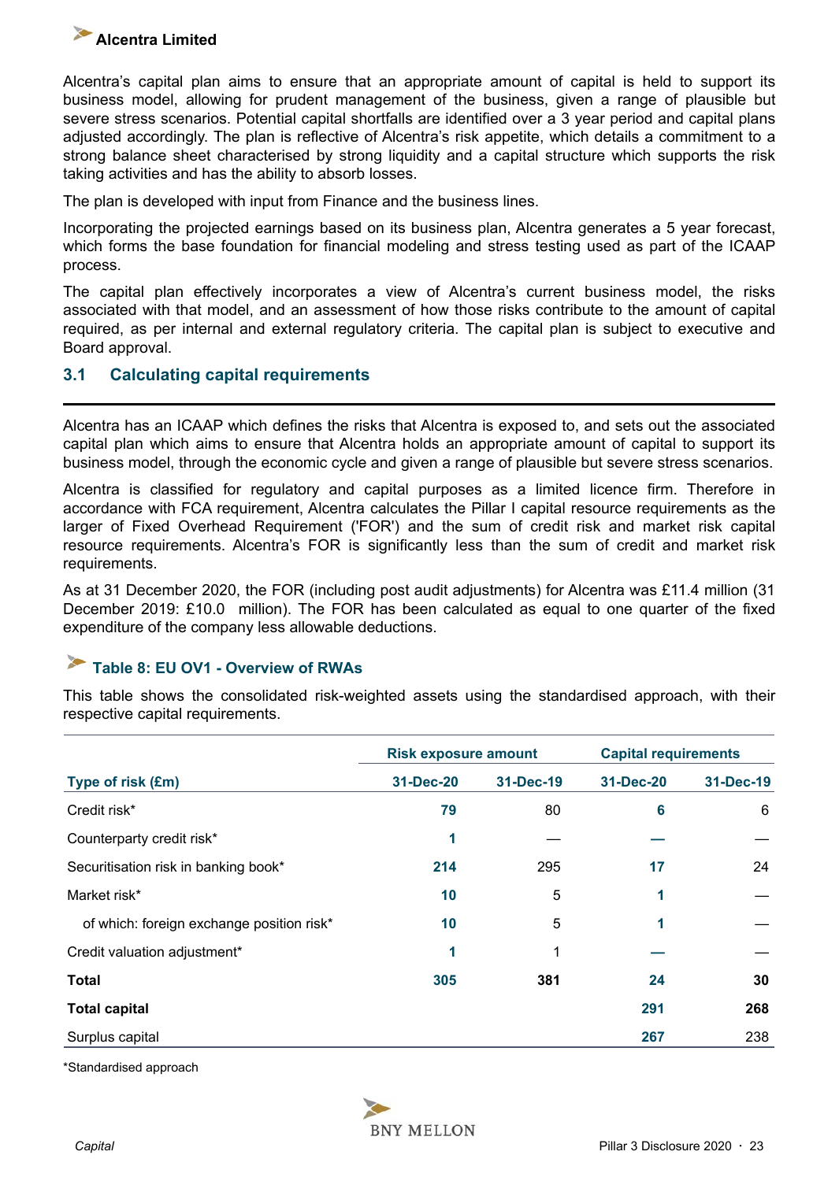Alcentra's capital plan aims to ensure that an appropriate amount of capital is held to support its business model, allowing for prudent management of the business, given a range of plausible but severe stress scenarios. Potential capital shortfalls are identified over a 3 year period and capital plans adjusted accordingly. The plan is reflective of Alcentra's risk appetite, which details a commitment to a strong balance sheet characterised by strong liquidity and a capital structure which supports the risk taking activities and has the ability to absorb losses.

The plan is developed with input from Finance and the business lines.

Incorporating the projected earnings based on its business plan, Alcentra generates a 5 year forecast, which forms the base foundation for financial modeling and stress testing used as part of the ICAAP process.

The capital plan effectively incorporates a view of Alcentra's current business model, the risks associated with that model, and an assessment of how those risks contribute to the amount of capital required, as per internal and external regulatory criteria. The capital plan is subject to executive and Board approval.

## 3.1 Calculating capital requirements

Alcentra has an ICAAP which defines the risks that Alcentra is exposed to, and sets out the associated capital plan which aims to ensure that Alcentra holds an appropriate amount of capital to support its business model, through the economic cycle and given a range of plausible but severe stress scenarios.

Alcentra is classified for regulatory and capital purposes as a limited licence firm. Therefore in accordance with FCA requirement, Alcentra calculates the Pillar I capital resource requirements as the larger of Fixed Overhead Requirement ('FOR') and the sum of credit risk and market risk capital resource requirements. Alcentra's FOR is significantly less than the sum of credit and market risk requirements.

As at 31 December 2020, the FOR (including post audit adjustments) for Alcentra was £11.4 million (31 December 2019: £10.0 million). The FOR has been calculated as equal to one quarter of the fixed expenditure of the company less allowable deductions.

### Table 8: EU OV1 - Overview of RWAs

This table shows the consolidated risk-weighted assets using the standardised approach, with their respective capital requirements.

| | Risk exposure amount | | Capital requirements | |
|---|---|---|---|---|
| **Type of risk (£m)** | **31-Dec-20** | **31-Dec-19** | **31-Dec-20** | **31-Dec-19** |
| Credit risk* | **79** | 80 | **6** | 6 |
| Counterparty credit risk* | **1** | — | **—** | — |
| Securitisation risk in banking book* | **214** | 295 | **17** | 24 |
| Market risk* | **10** | 5 | **1** | — |
| of which: foreign exchange position risk* | **10** | 5 | **1** | — |
| Credit valuation adjustment* | **1** | 1 | **—** | — |
| **Total** | **305** | **381** | **24** | **30** |
| **Total capital** | | | **291** | **268** |
| Surplus capital | | | **267** | 238 |

*Standardised approach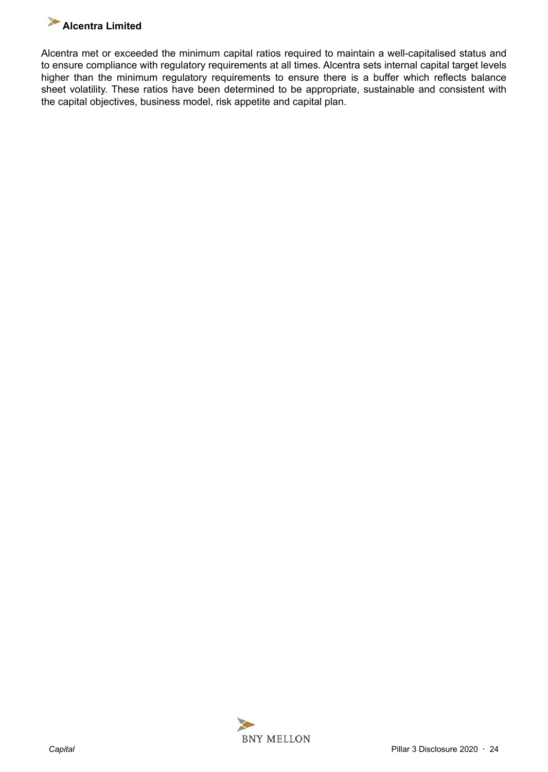Alcentra met or exceeded the minimum capital ratios required to maintain a well-capitalised status and to ensure compliance with regulatory requirements at all times. Alcentra sets internal capital target levels higher than the minimum regulatory requirements to ensure there is a buffer which reflects balance sheet volatility. These ratios have been determined to be appropriate, sustainable and consistent with the capital objectives, business model, risk appetite and capital plan.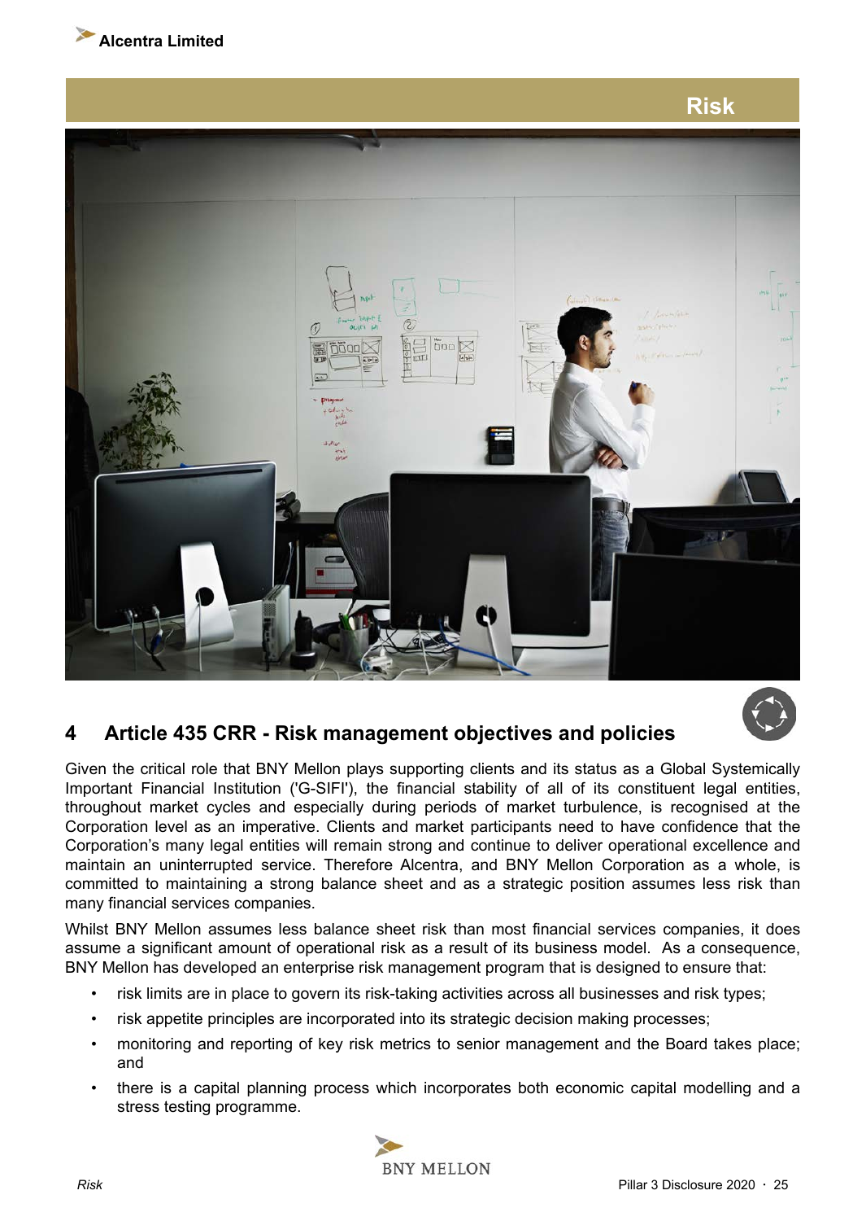# Risk

## 4 Article 435 CRR - Risk management objectives and policies

Given the critical role that BNY Mellon plays supporting clients and its status as a Global Systemically Important Financial Institution ('G-SIFI'), the financial stability of all of its constituent legal entities, throughout market cycles and especially during periods of market turbulence, is recognised at the Corporation level as an imperative. Clients and market participants need to have confidence that the Corporation's many legal entities will remain strong and continue to deliver operational excellence and maintain an uninterrupted service. Therefore Alcentra, and BNY Mellon Corporation as a whole, is committed to maintaining a strong balance sheet and as a strategic position assumes less risk than many financial services companies.

Whilst BNY Mellon assumes less balance sheet risk than most financial services companies, it does assume a significant amount of operational risk as a result of its business model. As a consequence, BNY Mellon has developed an enterprise risk management program that is designed to ensure that:

- risk limits are in place to govern its risk-taking activities across all businesses and risk types;
- risk appetite principles are incorporated into its strategic decision making processes;
- monitoring and reporting of key risk metrics to senior management and the Board takes place; and
- there is a capital planning process which incorporates both economic capital modelling and a stress testing programme.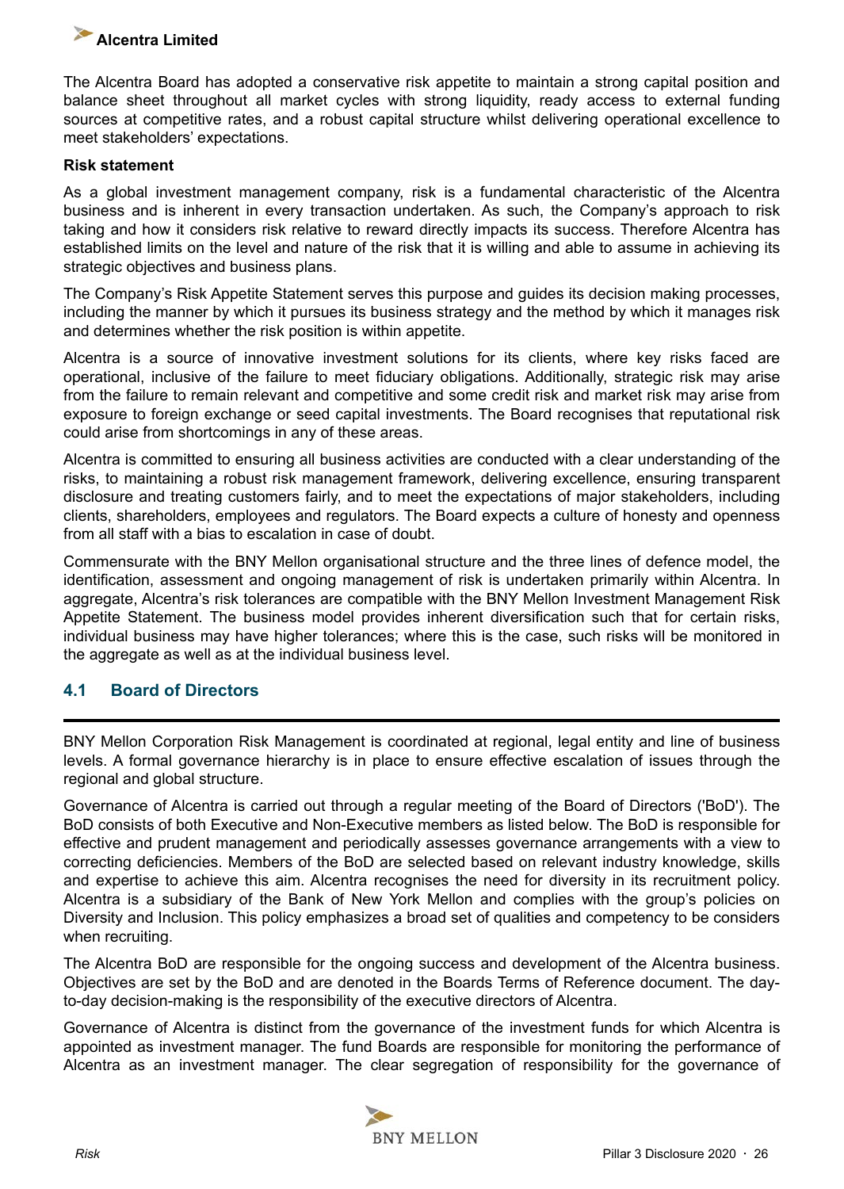The Alcentra Board has adopted a conservative risk appetite to maintain a strong capital position and balance sheet throughout all market cycles with strong liquidity, ready access to external funding sources at competitive rates, and a robust capital structure whilst delivering operational excellence to meet stakeholders' expectations.

**Risk statement**

As a global investment management company, risk is a fundamental characteristic of the Alcentra business and is inherent in every transaction undertaken. As such, the Company's approach to risk taking and how it considers risk relative to reward directly impacts its success. Therefore Alcentra has established limits on the level and nature of the risk that it is willing and able to assume in achieving its strategic objectives and business plans.

The Company's Risk Appetite Statement serves this purpose and guides its decision making processes, including the manner by which it pursues its business strategy and the method by which it manages risk and determines whether the risk position is within appetite.

Alcentra is a source of innovative investment solutions for its clients, where key risks faced are operational, inclusive of the failure to meet fiduciary obligations. Additionally, strategic risk may arise from the failure to remain relevant and competitive and some credit risk and market risk may arise from exposure to foreign exchange or seed capital investments. The Board recognises that reputational risk could arise from shortcomings in any of these areas.

Alcentra is committed to ensuring all business activities are conducted with a clear understanding of the risks, to maintaining a robust risk management framework, delivering excellence, ensuring transparent disclosure and treating customers fairly, and to meet the expectations of major stakeholders, including clients, shareholders, employees and regulators. The Board expects a culture of honesty and openness from all staff with a bias to escalation in case of doubt.

Commensurate with the BNY Mellon organisational structure and the three lines of defence model, the identification, assessment and ongoing management of risk is undertaken primarily within Alcentra. In aggregate, Alcentra's risk tolerances are compatible with the BNY Mellon Investment Management Risk Appetite Statement. The business model provides inherent diversification such that for certain risks, individual business may have higher tolerances; where this is the case, such risks will be monitored in the aggregate as well as at the individual business level.

## 4.1 Board of Directors

BNY Mellon Corporation Risk Management is coordinated at regional, legal entity and line of business levels. A formal governance hierarchy is in place to ensure effective escalation of issues through the regional and global structure.

Governance of Alcentra is carried out through a regular meeting of the Board of Directors ('BoD'). The BoD consists of both Executive and Non-Executive members as listed below. The BoD is responsible for effective and prudent management and periodically assesses governance arrangements with a view to correcting deficiencies. Members of the BoD are selected based on relevant industry knowledge, skills and expertise to achieve this aim. Alcentra recognises the need for diversity in its recruitment policy. Alcentra is a subsidiary of the Bank of New York Mellon and complies with the group's policies on Diversity and Inclusion. This policy emphasizes a broad set of qualities and competency to be considers when recruiting.

The Alcentra BoD are responsible for the ongoing success and development of the Alcentra business. Objectives are set by the BoD and are denoted in the Boards Terms of Reference document. The day-to-day decision-making is the responsibility of the executive directors of Alcentra.

Governance of Alcentra is distinct from the governance of the investment funds for which Alcentra is appointed as investment manager. The fund Boards are responsible for monitoring the performance of Alcentra as an investment manager. The clear segregation of responsibility for the governance of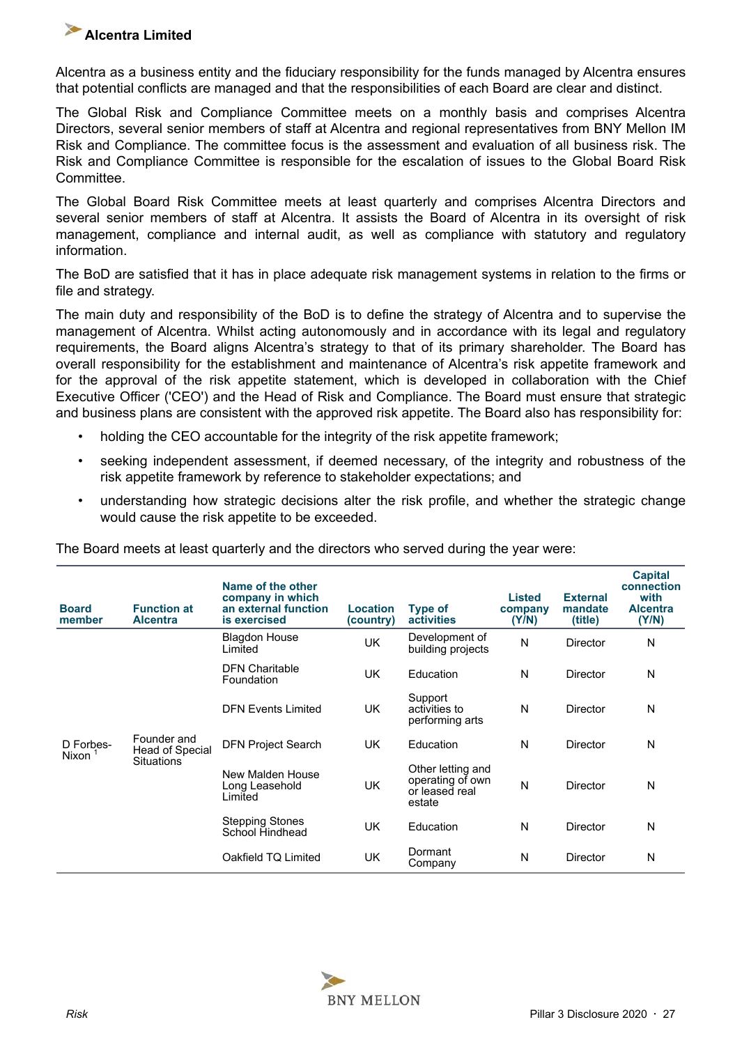Alcentra as a business entity and the fiduciary responsibility for the funds managed by Alcentra ensures that potential conflicts are managed and that the responsibilities of each Board are clear and distinct.

The Global Risk and Compliance Committee meets on a monthly basis and comprises Alcentra Directors, several senior members of staff at Alcentra and regional representatives from BNY Mellon IM Risk and Compliance. The committee focus is the assessment and evaluation of all business risk. The Risk and Compliance Committee is responsible for the escalation of issues to the Global Board Risk Committee.

The Global Board Risk Committee meets at least quarterly and comprises Alcentra Directors and several senior members of staff at Alcentra. It assists the Board of Alcentra in its oversight of risk management, compliance and internal audit, as well as compliance with statutory and regulatory information.

The BoD are satisfied that it has in place adequate risk management systems in relation to the firms or file and strategy.

The main duty and responsibility of the BoD is to define the strategy of Alcentra and to supervise the management of Alcentra. Whilst acting autonomously and in accordance with its legal and regulatory requirements, the Board aligns Alcentra's strategy to that of its primary shareholder. The Board has overall responsibility for the establishment and maintenance of Alcentra's risk appetite framework and for the approval of the risk appetite statement, which is developed in collaboration with the Chief Executive Officer ('CEO') and the Head of Risk and Compliance. The Board must ensure that strategic and business plans are consistent with the approved risk appetite. The Board also has responsibility for:

- holding the CEO accountable for the integrity of the risk appetite framework;
- seeking independent assessment, if deemed necessary, of the integrity and robustness of the risk appetite framework by reference to stakeholder expectations; and
- understanding how strategic decisions alter the risk profile, and whether the strategic change would cause the risk appetite to be exceeded.

The Board meets at least quarterly and the directors who served during the year were:

| Board member | Function at Alcentra | Name of the other company in which an external function is exercised | Location (country) | Type of activities | Listed company (Y/N) | External mandate (title) | Capital connection with Alcentra (Y/N) |
|---|---|---|---|---|---|---|---|
| D Forbes-Nixon [1] | Founder and Head of Special Situations | Blagdon House Limited | UK | Development of building projects | N | Director | N |
| | | DFN Charitable Foundation | UK | Education | N | Director | N |
| | | DFN Events Limited | UK | Support activities to performing arts | N | Director | N |
| | | DFN Project Search | UK | Education | N | Director | N |
| | | New Malden House Long Leasehold Limited | UK | Other letting and operating of own or leased real estate | N | Director | N |
| | | Stepping Stones School Hindhead | UK | Education | N | Director | N |
| | | Oakfield TQ Limited | UK | Dormant Company | N | Director | N |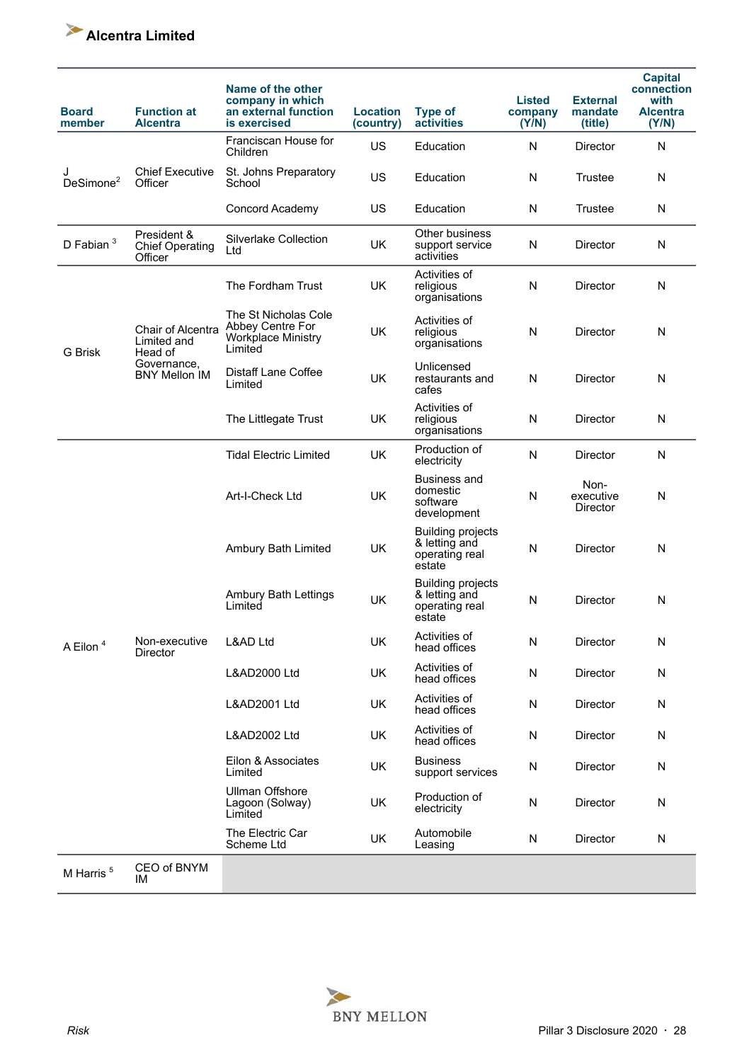**Alcentra Limited**

| Board member | Function at Alcentra | Name of the other company in which an external function is exercised | Location (country) | Type of activities | Listed company (Y/N) | External mandate (title) | Capital connection with Alcentra (Y/N) |
|---|---|---|---|---|---|---|---|
| J DeSimone[2] | Chief Executive Officer | Franciscan House for Children | US | Education | N | Director | N |
| | | St. Johns Preparatory School | US | Education | N | Trustee | N |
| | | Concord Academy | US | Education | N | Trustee | N |
| D Fabian [3] | President & Chief Operating Officer | Silverlake Collection Ltd | UK | Other business support service activities | N | Director | N |
| G Brisk | Chair of Alcentra Limited and Head of Governance, BNY Mellon IM | The Fordham Trust | UK | Activities of religious organisations | N | Director | N |
| | | The St Nicholas Cole Abbey Centre For Workplace Ministry Limited | UK | Activities of religious organisations | N | Director | N |
| | | Distaff Lane Coffee Limited | UK | Unlicensed restaurants and cafes | N | Director | N |
| | | The Littlegate Trust | UK | Activities of religious organisations | N | Director | N |
| A Eilon [4] | Non-executive Director | Tidal Electric Limited | UK | Production of electricity | N | Director | N |
| | | Art-I-Check Ltd | UK | Business and domestic software development | N | Non-executive Director | N |
| | | Ambury Bath Limited | UK | Building projects & letting and operating real estate | N | Director | N |
| | | Ambury Bath Lettings Limited | UK | Building projects & letting and operating real estate | N | Director | N |
| | | L&AD Ltd | UK | Activities of head offices | N | Director | N |
| | | L&AD2000 Ltd | UK | Activities of head offices | N | Director | N |
| | | L&AD2001 Ltd | UK | Activities of head offices | N | Director | N |
| | | L&AD2002 Ltd | UK | Activities of head offices | N | Director | N |
| | | Eilon & Associates Limited | UK | Business support services | N | Director | N |
| | | Ullman Offshore Lagoon (Solway) Limited | UK | Production of electricity | N | Director | N |
| | | The Electric Car Scheme Ltd | UK | Automobile Leasing | N | Director | N |
| M Harris [5] | CEO of BNYM IM | | | | | | |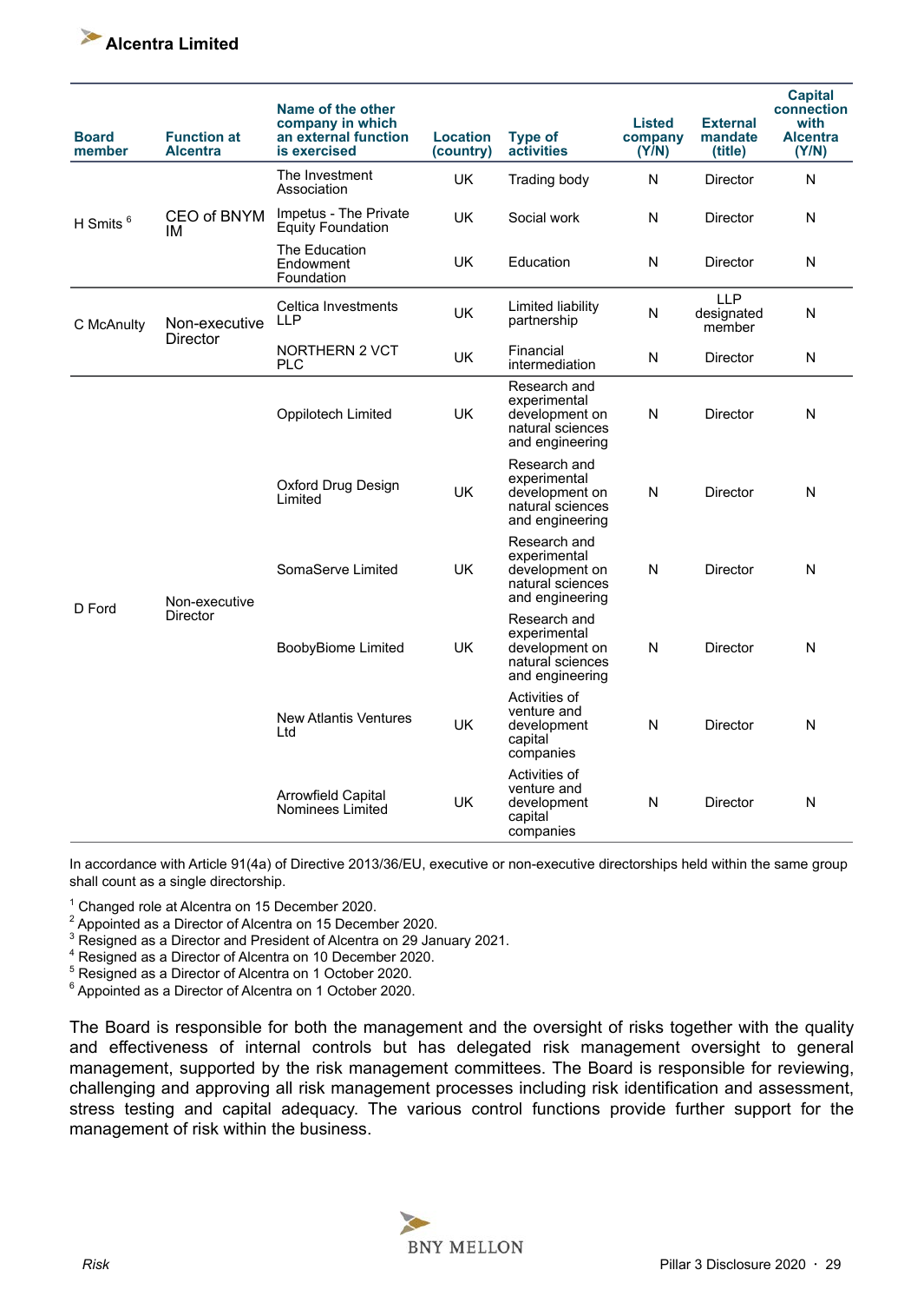| Board member | Function at Alcentra | Name of the other company in which an external function is exercised | Location (country) | Type of activities | Listed company (Y/N) | External mandate (title) | Capital connection with Alcentra (Y/N) |
|---|---|---|---|---|---|---|---|
| H Smits [6] | CEO of BNYM IM | The Investment Association | UK | Trading body | N | Director | N |
| | | Impetus - The Private Equity Foundation | UK | Social work | N | Director | N |
| | | The Education Endowment Foundation | UK | Education | N | Director | N |
| C McAnulty | Non-executive Director | Celtica Investments LLP | UK | Limited liability partnership | N | LLP designated member | N |
| | | NORTHERN 2 VCT PLC | UK | Financial intermediation | N | Director | N |
| D Ford | Non-executive Director | Oppilotech Limited | UK | Research and experimental development on natural sciences and engineering | N | Director | N |
| | | Oxford Drug Design Limited | UK | Research and experimental development on natural sciences and engineering | N | Director | N |
| | | SomaServe Limited | UK | Research and experimental development on natural sciences and engineering | N | Director | N |
| | | BoobyBiome Limited | UK | Research and experimental development on natural sciences and engineering | N | Director | N |
| | | New Atlantis Ventures Ltd | UK | Activities of venture and development capital companies | N | Director | N |
| | | Arrowfield Capital Nominees Limited | UK | Activities of venture and development capital companies | N | Director | N |

In accordance with Article 91(4a) of Directive 2013/36/EU, executive or non-executive directorships held within the same group shall count as a single directorship.

[1] Changed role at Alcentra on 15 December 2020.
[2] Appointed as a Director of Alcentra on 15 December 2020.
[3] Resigned as a Director and President of Alcentra on 29 January 2021.
[4] Resigned as a Director of Alcentra on 10 December 2020.
[5] Resigned as a Director of Alcentra on 1 October 2020.
[6] Appointed as a Director of Alcentra on 1 October 2020.

The Board is responsible for both the management and the oversight of risks together with the quality and effectiveness of internal controls but has delegated risk management oversight to general management, supported by the risk management committees. The Board is responsible for reviewing, challenging and approving all risk management processes including risk identification and assessment, stress testing and capital adequacy. The various control functions provide further support for the management of risk within the business.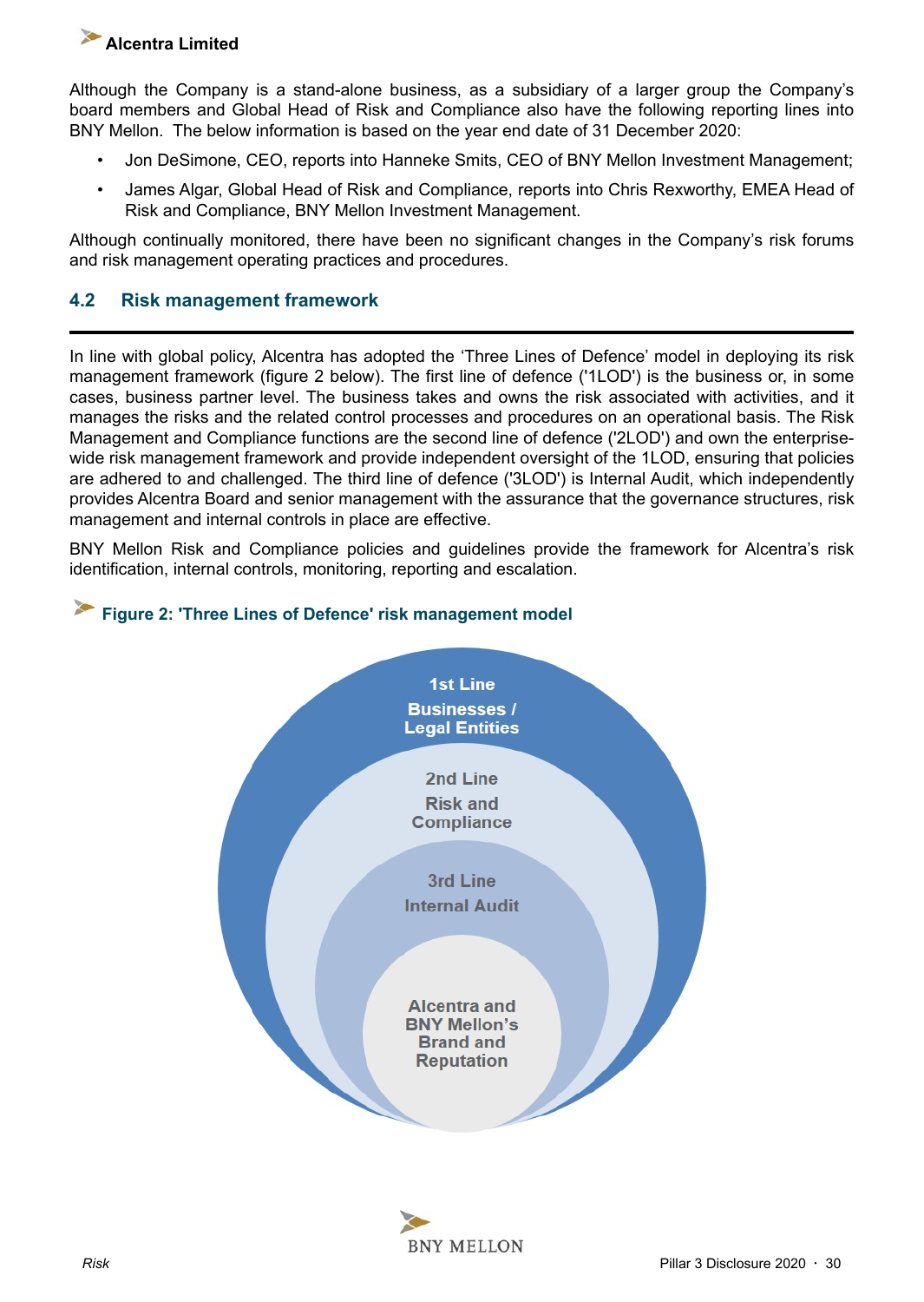Although the Company is a stand-alone business, as a subsidiary of a larger group the Company's board members and Global Head of Risk and Compliance also have the following reporting lines into BNY Mellon. The below information is based on the year end date of 31 December 2020:

- Jon DeSimone, CEO, reports into Hanneke Smits, CEO of BNY Mellon Investment Management;
- James Algar, Global Head of Risk and Compliance, reports into Chris Rexworthy, EMEA Head of Risk and Compliance, BNY Mellon Investment Management.

Although continually monitored, there have been no significant changes in the Company's risk forums and risk management operating practices and procedures.

## 4.2 Risk management framework

In line with global policy, Alcentra has adopted the 'Three Lines of Defence' model in deploying its risk management framework (figure 2 below). The first line of defence ('1LOD') is the business or, in some cases, business partner level. The business takes and owns the risk associated with activities, and it manages the risks and the related control processes and procedures on an operational basis. The Risk Management and Compliance functions are the second line of defence ('2LOD') and own the enterprise-wide risk management framework and provide independent oversight of the 1LOD, ensuring that policies are adhered to and challenged. The third line of defence ('3LOD') is Internal Audit, which independently provides Alcentra Board and senior management with the assurance that the governance structures, risk management and internal controls in place are effective.

BNY Mellon Risk and Compliance policies and guidelines provide the framework for Alcentra's risk identification, internal controls, monitoring, reporting and escalation.

**Figure 2: 'Three Lines of Defence' risk management model**

1st Line
Businesses / Legal Entities

2nd Line
Risk and Compliance

3rd Line
Internal Audit

Alcentra and BNY Mellon's Brand and Reputation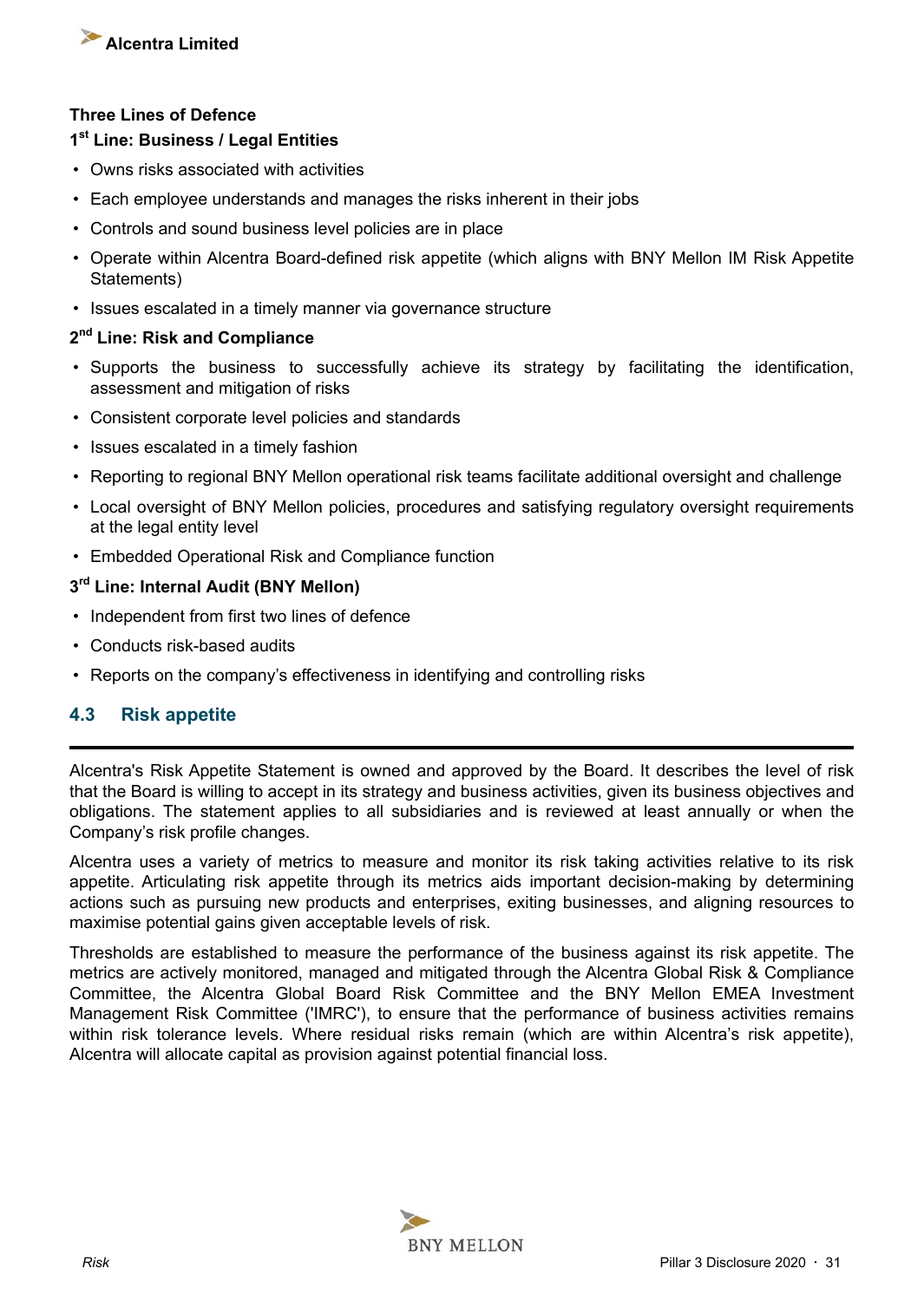**Three Lines of Defence**

**1st Line: Business / Legal Entities**

- Owns risks associated with activities
- Each employee understands and manages the risks inherent in their jobs
- Controls and sound business level policies are in place
- Operate within Alcentra Board-defined risk appetite (which aligns with BNY Mellon IM Risk Appetite Statements)
- Issues escalated in a timely manner via governance structure

**2nd Line: Risk and Compliance**

- Supports the business to successfully achieve its strategy by facilitating the identification, assessment and mitigation of risks
- Consistent corporate level policies and standards
- Issues escalated in a timely fashion
- Reporting to regional BNY Mellon operational risk teams facilitate additional oversight and challenge
- Local oversight of BNY Mellon policies, procedures and satisfying regulatory oversight requirements at the legal entity level
- Embedded Operational Risk and Compliance function

**3rd Line: Internal Audit (BNY Mellon)**

- Independent from first two lines of defence
- Conducts risk-based audits
- Reports on the company's effectiveness in identifying and controlling risks

## 4.3 Risk appetite

Alcentra's Risk Appetite Statement is owned and approved by the Board. It describes the level of risk that the Board is willing to accept in its strategy and business activities, given its business objectives and obligations. The statement applies to all subsidiaries and is reviewed at least annually or when the Company's risk profile changes.

Alcentra uses a variety of metrics to measure and monitor its risk taking activities relative to its risk appetite. Articulating risk appetite through its metrics aids important decision-making by determining actions such as pursuing new products and enterprises, exiting businesses, and aligning resources to maximise potential gains given acceptable levels of risk.

Thresholds are established to measure the performance of the business against its risk appetite. The metrics are actively monitored, managed and mitigated through the Alcentra Global Risk & Compliance Committee, the Alcentra Global Board Risk Committee and the BNY Mellon EMEA Investment Management Risk Committee ('IMRC'), to ensure that the performance of business activities remains within risk tolerance levels. Where residual risks remain (which are within Alcentra's risk appetite), Alcentra will allocate capital as provision against potential financial loss.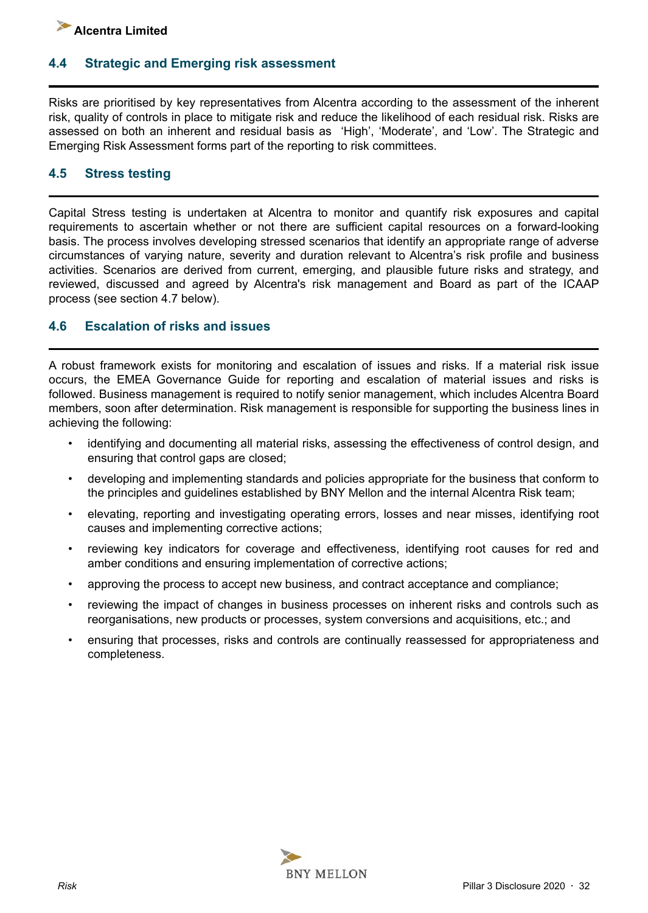## 4.4 Strategic and Emerging risk assessment

Risks are prioritised by key representatives from Alcentra according to the assessment of the inherent risk, quality of controls in place to mitigate risk and reduce the likelihood of each residual risk. Risks are assessed on both an inherent and residual basis as 'High', 'Moderate', and 'Low'. The Strategic and Emerging Risk Assessment forms part of the reporting to risk committees.

## 4.5 Stress testing

Capital Stress testing is undertaken at Alcentra to monitor and quantify risk exposures and capital requirements to ascertain whether or not there are sufficient capital resources on a forward-looking basis. The process involves developing stressed scenarios that identify an appropriate range of adverse circumstances of varying nature, severity and duration relevant to Alcentra's risk profile and business activities. Scenarios are derived from current, emerging, and plausible future risks and strategy, and reviewed, discussed and agreed by Alcentra's risk management and Board as part of the ICAAP process (see section 4.7 below).

## 4.6 Escalation of risks and issues

A robust framework exists for monitoring and escalation of issues and risks. If a material risk issue occurs, the EMEA Governance Guide for reporting and escalation of material issues and risks is followed. Business management is required to notify senior management, which includes Alcentra Board members, soon after determination. Risk management is responsible for supporting the business lines in achieving the following:

- identifying and documenting all material risks, assessing the effectiveness of control design, and ensuring that control gaps are closed;
- developing and implementing standards and policies appropriate for the business that conform to the principles and guidelines established by BNY Mellon and the internal Alcentra Risk team;
- elevating, reporting and investigating operating errors, losses and near misses, identifying root causes and implementing corrective actions;
- reviewing key indicators for coverage and effectiveness, identifying root causes for red and amber conditions and ensuring implementation of corrective actions;
- approving the process to accept new business, and contract acceptance and compliance;
- reviewing the impact of changes in business processes on inherent risks and controls such as reorganisations, new products or processes, system conversions and acquisitions, etc.; and
- ensuring that processes, risks and controls are continually reassessed for appropriateness and completeness.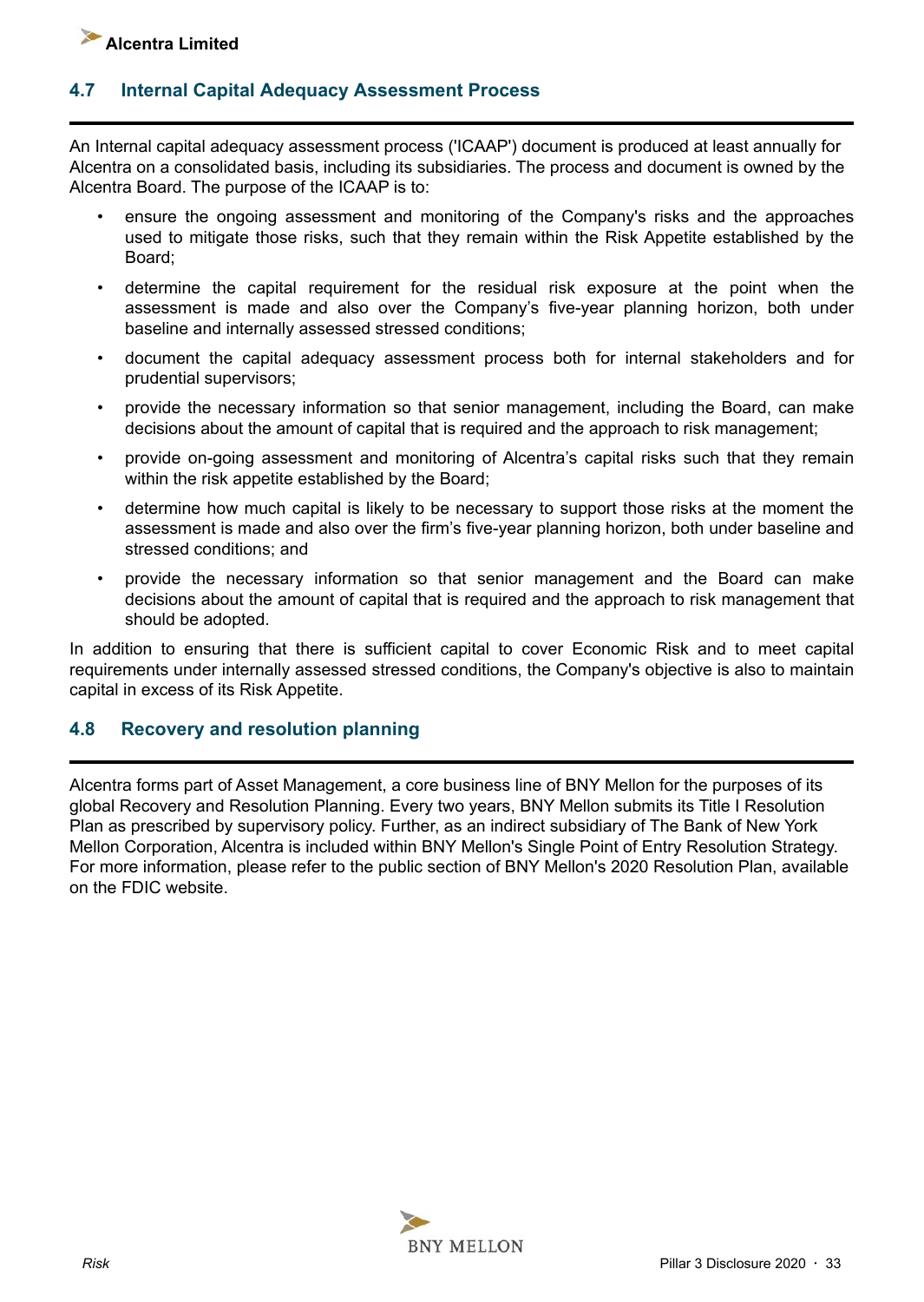## 4.7 Internal Capital Adequacy Assessment Process

An Internal capital adequacy assessment process ('ICAAP') document is produced at least annually for Alcentra on a consolidated basis, including its subsidiaries. The process and document is owned by the Alcentra Board. The purpose of the ICAAP is to:

- ensure the ongoing assessment and monitoring of the Company's risks and the approaches used to mitigate those risks, such that they remain within the Risk Appetite established by the Board;
- determine the capital requirement for the residual risk exposure at the point when the assessment is made and also over the Company's five-year planning horizon, both under baseline and internally assessed stressed conditions;
- document the capital adequacy assessment process both for internal stakeholders and for prudential supervisors;
- provide the necessary information so that senior management, including the Board, can make decisions about the amount of capital that is required and the approach to risk management;
- provide on-going assessment and monitoring of Alcentra's capital risks such that they remain within the risk appetite established by the Board;
- determine how much capital is likely to be necessary to support those risks at the moment the assessment is made and also over the firm's five-year planning horizon, both under baseline and stressed conditions; and
- provide the necessary information so that senior management and the Board can make decisions about the amount of capital that is required and the approach to risk management that should be adopted.

In addition to ensuring that there is sufficient capital to cover Economic Risk and to meet capital requirements under internally assessed stressed conditions, the Company's objective is also to maintain capital in excess of its Risk Appetite.

## 4.8 Recovery and resolution planning

Alcentra forms part of Asset Management, a core business line of BNY Mellon for the purposes of its global Recovery and Resolution Planning. Every two years, BNY Mellon submits its Title I Resolution Plan as prescribed by supervisory policy. Further, as an indirect subsidiary of The Bank of New York Mellon Corporation, Alcentra is included within BNY Mellon's Single Point of Entry Resolution Strategy. For more information, please refer to the public section of BNY Mellon's 2020 Resolution Plan, available on the FDIC website.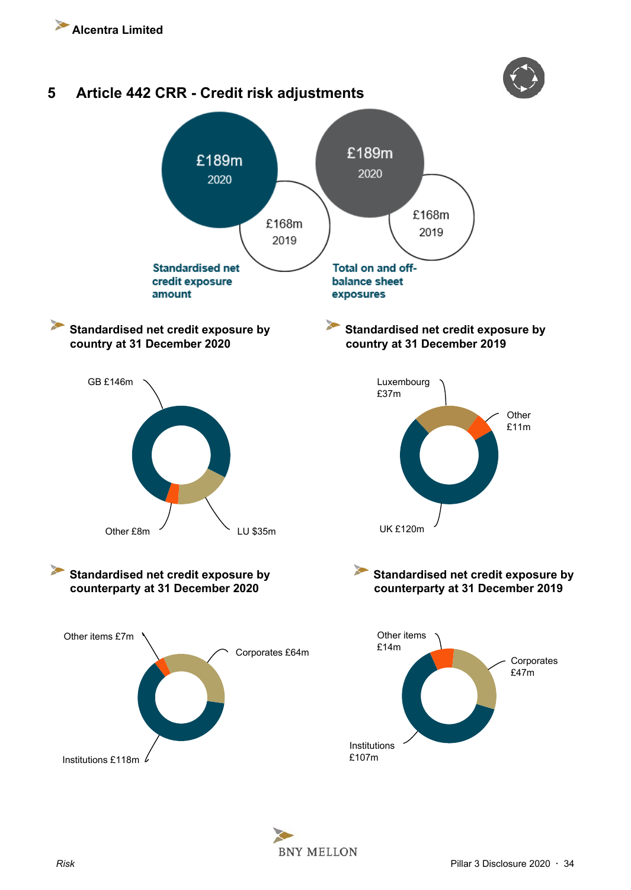# 5 Article 442 CRR - Credit risk adjustments

£189m
2020

£168m
2019

Standardised net credit exposure amount

£189m
2020

£168m
2019

Total on and off-balance sheet exposures

### Standardised net credit exposure by country at 31 December 2020

GB £146m

Other £8m

LU $35m

### Standardised net credit exposure by country at 31 December 2019

Luxembourg £37m

Other £11m

UK £120m

### Standardised net credit exposure by counterparty at 31 December 2020

Other items £7m

Corporates £64m

Institutions £118m

### Standardised net credit exposure by counterparty at 31 December 2019

Other items £14m

Corporates £47m

Institutions £107m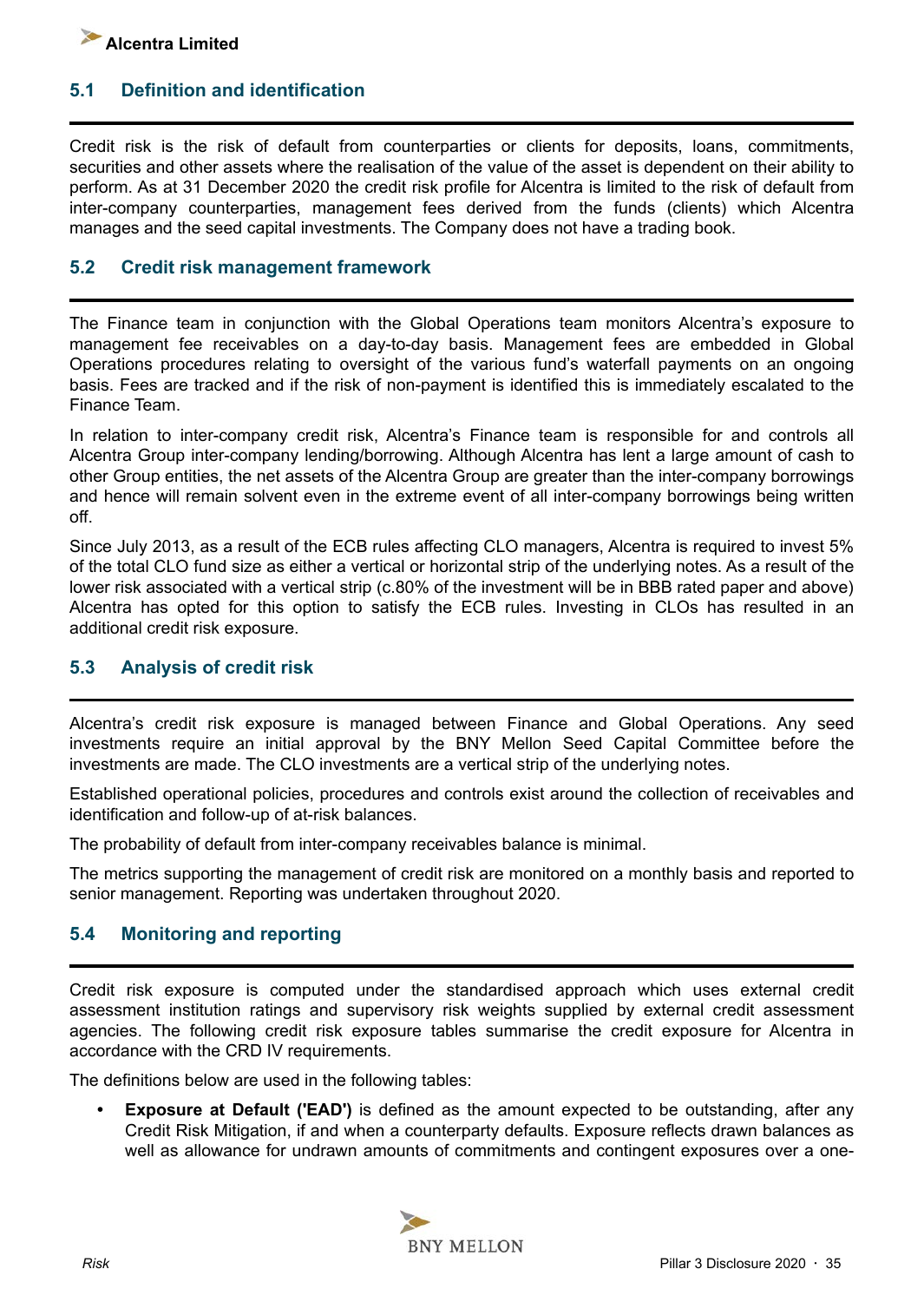## 5.1 Definition and identification

Credit risk is the risk of default from counterparties or clients for deposits, loans, commitments, securities and other assets where the realisation of the value of the asset is dependent on their ability to perform. As at 31 December 2020 the credit risk profile for Alentra is limited to the risk of default from inter-company counterparties, management fees derived from the funds (clients) which Alcentra manages and the seed capital investments. The Company does not have a trading book.

## 5.2 Credit risk management framework

The Finance team in conjunction with the Global Operations team monitors Alcentra's exposure to management fee receivables on a day-to-day basis. Management fees are embedded in Global Operations procedures relating to oversight of the various fund's waterfall payments on an ongoing basis. Fees are tracked and if the risk of non-payment is identified this is immediately escalated to the Finance Team.

In relation to inter-company credit risk, Alcentra's Finance team is responsible for and controls all Alcentra Group inter-company lending/borrowing. Although Alcentra has lent a large amount of cash to other Group entities, the net assets of the Alcentra Group are greater than the inter-company borrowings and hence will remain solvent even in the extreme event of all inter-company borrowings being written off.

Since July 2013, as a result of the ECB rules affecting CLO managers, Alcentra is required to invest 5% of the total CLO fund size as either a vertical or horizontal strip of the underlying notes. As a result of the lower risk associated with a vertical strip (c.80% of the investment will be in BBB rated paper and above) Alcentra has opted for this option to satisfy the ECB rules. Investing in CLOs has resulted in an additional credit risk exposure.

## 5.3 Analysis of credit risk

Alcentra's credit risk exposure is managed between Finance and Global Operations. Any seed investments require an initial approval by the BNY Mellon Seed Capital Committee before the investments are made. The CLO investments are a vertical strip of the underlying notes.

Established operational policies, procedures and controls exist around the collection of receivables and identification and follow-up of at-risk balances.

The probability of default from inter-company receivables balance is minimal.

The metrics supporting the management of credit risk are monitored on a monthly basis and reported to senior management. Reporting was undertaken throughout 2020.

## 5.4 Monitoring and reporting

Credit risk exposure is computed under the standardised approach which uses external credit assessment institution ratings and supervisory risk weights supplied by external credit assessment agencies. The following credit risk exposure tables summarise the credit exposure for Alcentra in accordance with the CRD IV requirements.

The definitions below are used in the following tables:

- **Exposure at Default ('EAD')** is defined as the amount expected to be outstanding, after any Credit Risk Mitigation, if and when a counterparty defaults. Exposure reflects drawn balances as well as allowance for undrawn amounts of commitments and contingent exposures over a one-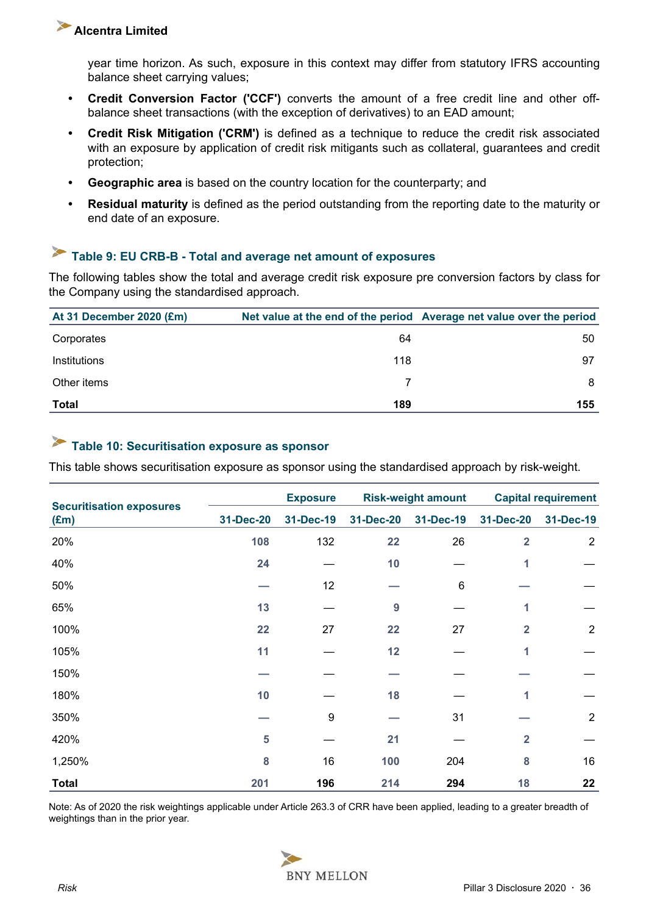year time horizon. As such, exposure in this context may differ from statutory IFRS accounting balance sheet carrying values;

- **Credit Conversion Factor ('CCF')** converts the amount of a free credit line and other off-balance sheet transactions (with the exception of derivatives) to an EAD amount;
- **Credit Risk Mitigation ('CRM')** is defined as a technique to reduce the credit risk associated with an exposure by application of credit risk mitigants such as collateral, guarantees and credit protection;
- **Geographic area** is based on the country location for the counterparty; and
- **Residual maturity** is defined as the period outstanding from the reporting date to the maturity or end date of an exposure.

## Table 9: EU CRB-B - Total and average net amount of exposures

The following tables show the total and average credit risk exposure pre conversion factors by class for the Company using the standardised approach.

| At 31 December 2020 (£m) | Net value at the end of the period | Average net value over the period |
|---|---|---|
| Corporates | 64 | 50 |
| Institutions | 118 | 97 |
| Other items | 7 | 8 |
| **Total** | **189** | **155** |

## Table 10: Securitisation exposure as sponsor

This table shows securitisation exposure as sponsor using the standardised approach by risk-weight.

| Securitisation exposures (£m) | Exposure | | Risk-weight amount | | Capital requirement | |
|---|---|---|---|---|---|---|
| | 31-Dec-20 | 31-Dec-19 | 31-Dec-20 | 31-Dec-19 | 31-Dec-20 | 31-Dec-19 |
| 20% | 108 | 132 | 22 | 26 | 2 | 2 |
| 40% | 24 | — | 10 | — | 1 | — |
| 50% | — | 12 | — | 6 | — | — |
| 65% | 13 | — | 9 | — | 1 | — |
| 100% | 22 | 27 | 22 | 27 | 2 | 2 |
| 105% | 11 | — | 12 | — | 1 | — |
| 150% | — | — | — | — | — | — |
| 180% | 10 | — | 18 | — | 1 | — |
| 350% | — | 9 | — | 31 | — | 2 |
| 420% | 5 | — | 21 | — | 2 | — |
| 1,250% | 8 | 16 | 100 | 204 | 8 | 16 |
| **Total** | **201** | **196** | **214** | **294** | **18** | **22** |

Note: As of 2020 the risk weightings applicable under Article 263.3 of CRR have been applied, leading to a greater breadth of weightings than in the prior year.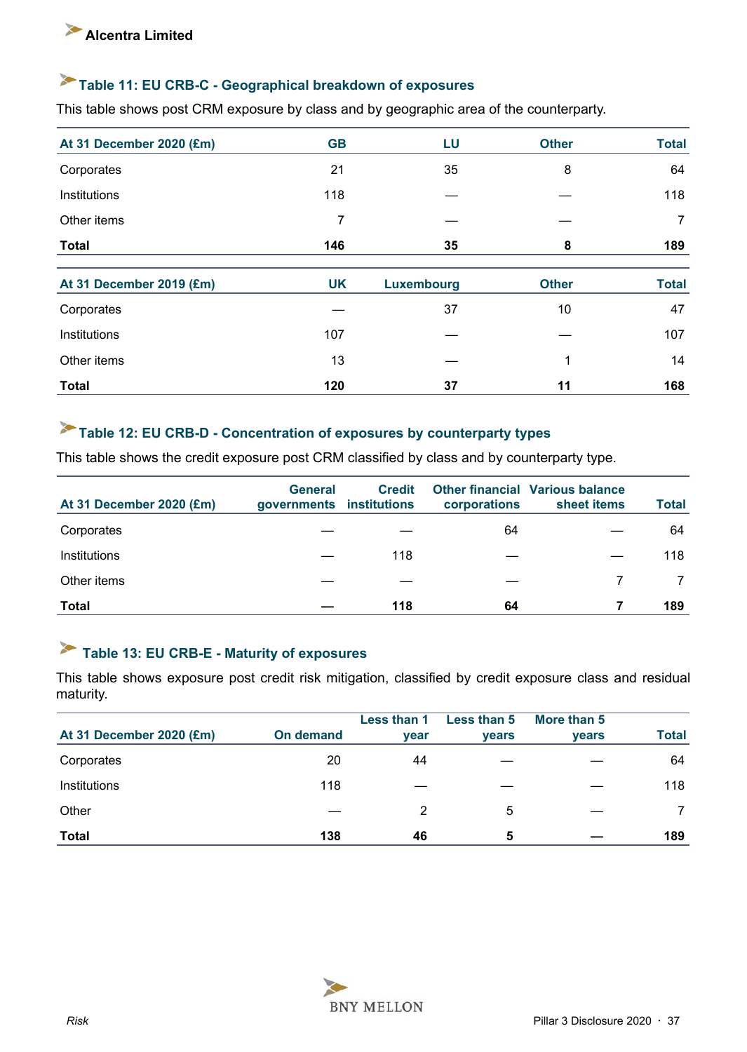### Table 11: EU CRB-C - Geographical breakdown of exposures

This table shows post CRM exposure by class and by geographic area of the counterparty.

| At 31 December 2020 (£m) | GB | LU | Other | Total |
|---|---|---|---|---|
| Corporates | 21 | 35 | 8 | 64 |
| Institutions | 118 | — | — | 118 |
| Other items | 7 | — | — | 7 |
| **Total** | **146** | **35** | **8** | **189** |

| At 31 December 2019 (£m) | UK | Luxembourg | Other | Total |
|---|---|---|---|---|
| Corporates | — | 37 | 10 | 47 |
| Institutions | 107 | — | — | 107 |
| Other items | 13 | — | 1 | 14 |
| **Total** | **120** | **37** | **11** | **168** |

### Table 12: EU CRB-D - Concentration of exposures by counterparty types

This table shows the credit exposure post CRM classified by class and by counterparty type.

| At 31 December 2020 (£m) | General governments | Credit institutions | Other financial corporations | Various balance sheet items | Total |
|---|---|---|---|---|---|
| Corporates | — | — | 64 | — | 64 |
| Institutions | — | 118 | — | — | 118 |
| Other items | — | — | — | 7 | 7 |
| **Total** | **—** | **118** | **64** | **7** | **189** |

### Table 13: EU CRB-E - Maturity of exposures

This table shows exposure post credit risk mitigation, classified by credit exposure class and residual maturity.

| At 31 December 2020 (£m) | On demand | Less than 1 year | Less than 5 years | More than 5 years | Total |
|---|---|---|---|---|---|
| Corporates | 20 | 44 | — | — | 64 |
| Institutions | 118 | — | — | — | 118 |
| Other | — | 2 | 5 | — | 7 |
| **Total** | **138** | **46** | **5** | **—** | **189** |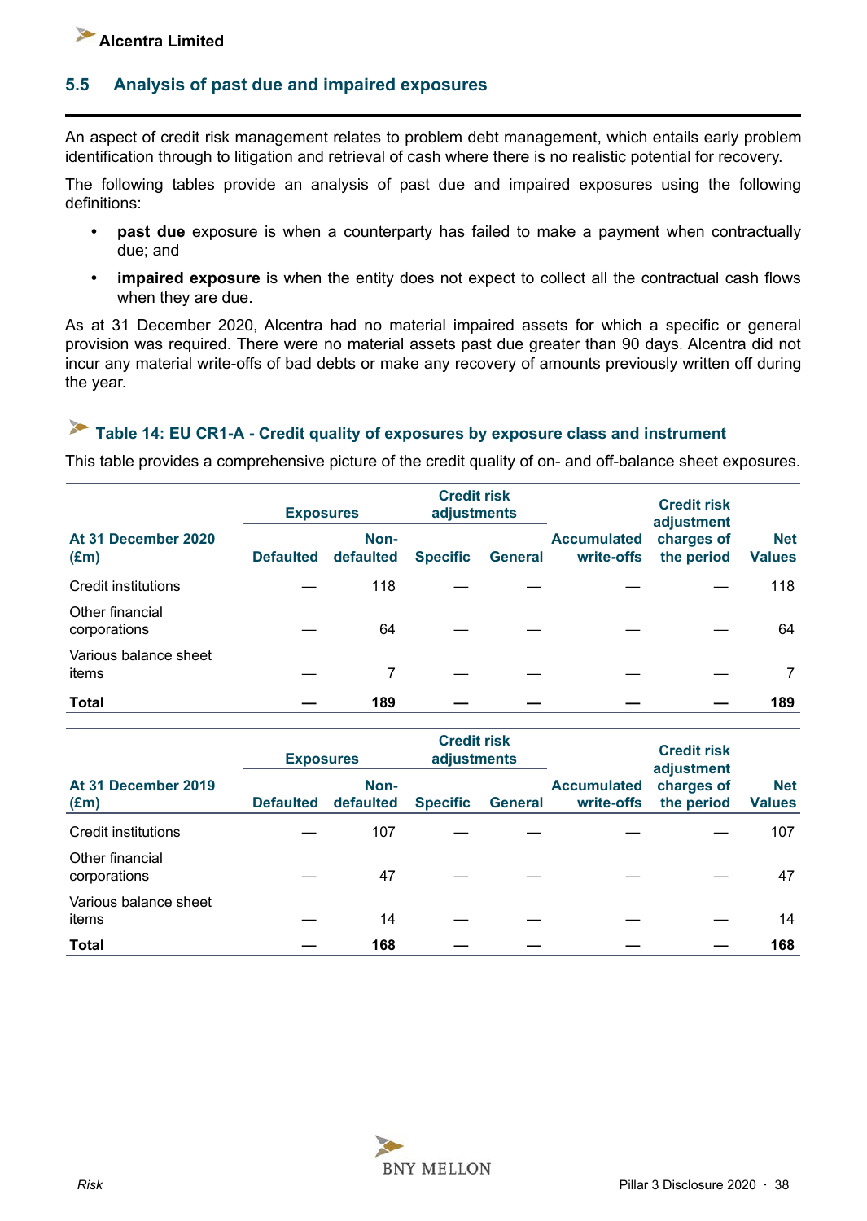## 5.5 Analysis of past due and impaired exposures

An aspect of credit risk management relates to problem debt management, which entails early problem identification through to litigation and retrieval of cash where there is no realistic potential for recovery.

The following tables provide an analysis of past due and impaired exposures using the following definitions:

- **past due** exposure is when a counterparty has failed to make a payment when contractually due; and
- **impaired exposure** is when the entity does not expect to collect all the contractual cash flows when they are due.

As at 31 December 2020, Alcentra had no material impaired assets for which a specific or general provision was required. There were no material assets past due greater than 90 days. Alcentra did not incur any material write-offs of bad debts or make any recovery of amounts previously written off during the year.

### Table 14: EU CR1-A - Credit quality of exposures by exposure class and instrument

This table provides a comprehensive picture of the credit quality of on- and off-balance sheet exposures.

| At 31 December 2020 (£m) | Exposures | | Credit risk adjustments | | Accumulated write-offs | Credit risk adjustment charges of the period | Net Values |
|---|---|---|---|---|---|---|---|
| | Defaulted | Non-defaulted | Specific | General | | | |
| Credit institutions | — | 118 | — | — | — | — | 118 |
| Other financial corporations | — | 64 | — | — | — | — | 64 |
| Various balance sheet items | — | 7 | — | — | — | — | 7 |
| **Total** | **—** | **189** | **—** | **—** | **—** | **—** | **189** |

| At 31 December 2019 (£m) | Exposures | | Credit risk adjustments | | Accumulated write-offs | Credit risk adjustment charges of the period | Net Values |
|---|---|---|---|---|---|---|---|
| | Defaulted | Non-defaulted | Specific | General | | | |
| Credit institutions | — | 107 | — | — | — | — | 107 |
| Other financial corporations | — | 47 | — | — | — | — | 47 |
| Various balance sheet items | — | 14 | — | — | — | — | 14 |
| **Total** | **—** | **168** | **—** | **—** | **—** | **—** | **168** |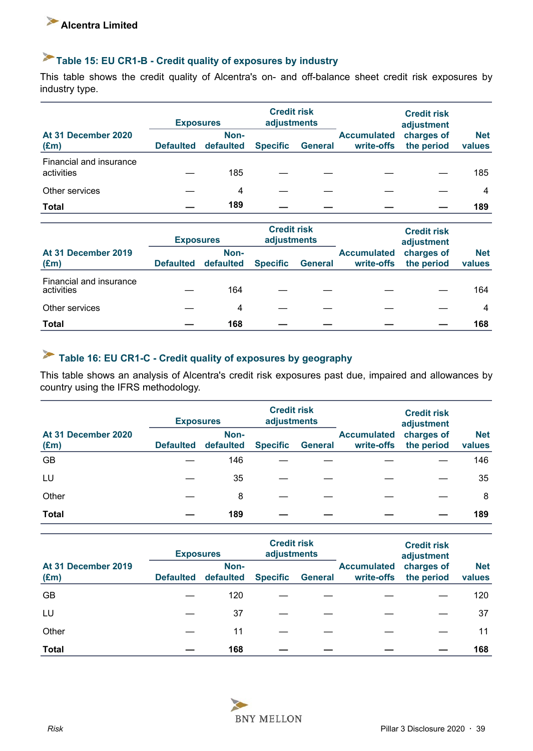## Table 15: EU CR1-B - Credit quality of exposures by industry

This table shows the credit quality of Alcentra's on- and off-balance sheet credit risk exposures by industry type.

| At 31 December 2020 (£m) | Exposures | | Credit risk adjustments | | Accumulated write-offs | Credit risk adjustment charges of the period | Net values |
|---|---|---|---|---|---|---|---|
| | Defaulted | Non-defaulted | Specific | General | | | |
| Financial and insurance activities | — | 185 | — | — | — | — | 185 |
| Other services | — | 4 | — | — | — | — | 4 |
| **Total** | **—** | **189** | **—** | **—** | **—** | **—** | **189** |

| At 31 December 2019 (£m) | Exposures | | Credit risk adjustments | | Accumulated write-offs | Credit risk adjustment charges of the period | Net values |
|---|---|---|---|---|---|---|---|
| | Defaulted | Non-defaulted | Specific | General | | | |
| Financial and insurance activities | — | 164 | — | — | — | — | 164 |
| Other services | — | 4 | — | — | — | — | 4 |
| **Total** | **—** | **168** | **—** | **—** | **—** | **—** | **168** |

## Table 16: EU CR1-C - Credit quality of exposures by geography

This table shows an analysis of Alcentra's credit risk exposures past due, impaired and allowances by country using the IFRS methodology.

| At 31 December 2020 (£m) | Exposures | | Credit risk adjustments | | Accumulated write-offs | Credit risk adjustment charges of the period | Net values |
|---|---|---|---|---|---|---|---|
| | Defaulted | Non-defaulted | Specific | General | | | |
| GB | — | 146 | — | — | — | — | 146 |
| LU | — | 35 | — | — | — | — | 35 |
| Other | — | 8 | — | — | — | — | 8 |
| **Total** | **—** | **189** | **—** | **—** | **—** | **—** | **189** |

| At 31 December 2019 (£m) | Exposures | | Credit risk adjustments | | Accumulated write-offs | Credit risk adjustment charges of the period | Net values |
|---|---|---|---|---|---|---|---|
| | Defaulted | Non-defaulted | Specific | General | | | |
| GB | — | 120 | — | — | — | — | 120 |
| LU | — | 37 | — | — | — | — | 37 |
| Other | — | 11 | — | — | — | — | 11 |
| **Total** | **—** | **168** | **—** | **—** | **—** | **—** | **168** |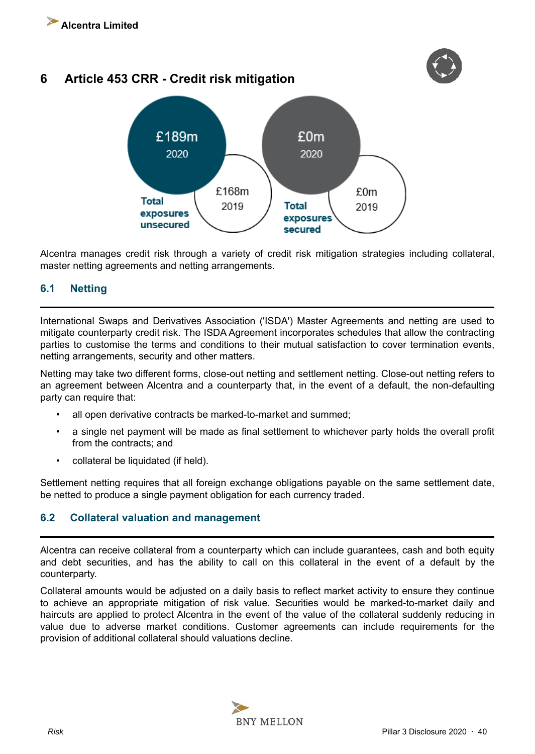# 6 Article 453 CRR - Credit risk mitigation

| | 2020 | 2019 |
|---|---|---|
| Total exposures unsecured | £189m | £168m |
| Total exposures secured | £0m | £0m |

Alcentra manages credit risk through a variety of credit risk mitigation strategies including collateral, master netting agreements and netting arrangements.

## 6.1 Netting

International Swaps and Derivatives Association ('ISDA') Master Agreements and netting are used to mitigate counterparty credit risk. The ISDA Agreement incorporates schedules that allow the contracting parties to customise the terms and conditions to their mutual satisfaction to cover termination events, netting arrangements, security and other matters.

Netting may take two different forms, close-out netting and settlement netting. Close-out netting refers to an agreement between Alcentra and a counterparty that, in the event of a default, the non-defaulting party can require that:

- all open derivative contracts be marked-to-market and summed;
- a single net payment will be made as final settlement to whichever party holds the overall profit from the contracts; and
- collateral be liquidated (if held).

Settlement netting requires that all foreign exchange obligations payable on the same settlement date, be netted to produce a single payment obligation for each currency traded.

## 6.2 Collateral valuation and management

Alcentra can receive collateral from a counterparty which can include guarantees, cash and both equity and debt securities, and has the ability to call on this collateral in the event of a default by the counterparty.

Collateral amounts would be adjusted on a daily basis to reflect market activity to ensure they continue to achieve an appropriate mitigation of risk value. Securities would be marked-to-market daily and haircuts are applied to protect Alcentra in the event of the value of the collateral suddenly reducing in value due to adverse market conditions. Customer agreements can include requirements for the provision of additional collateral should valuations decline.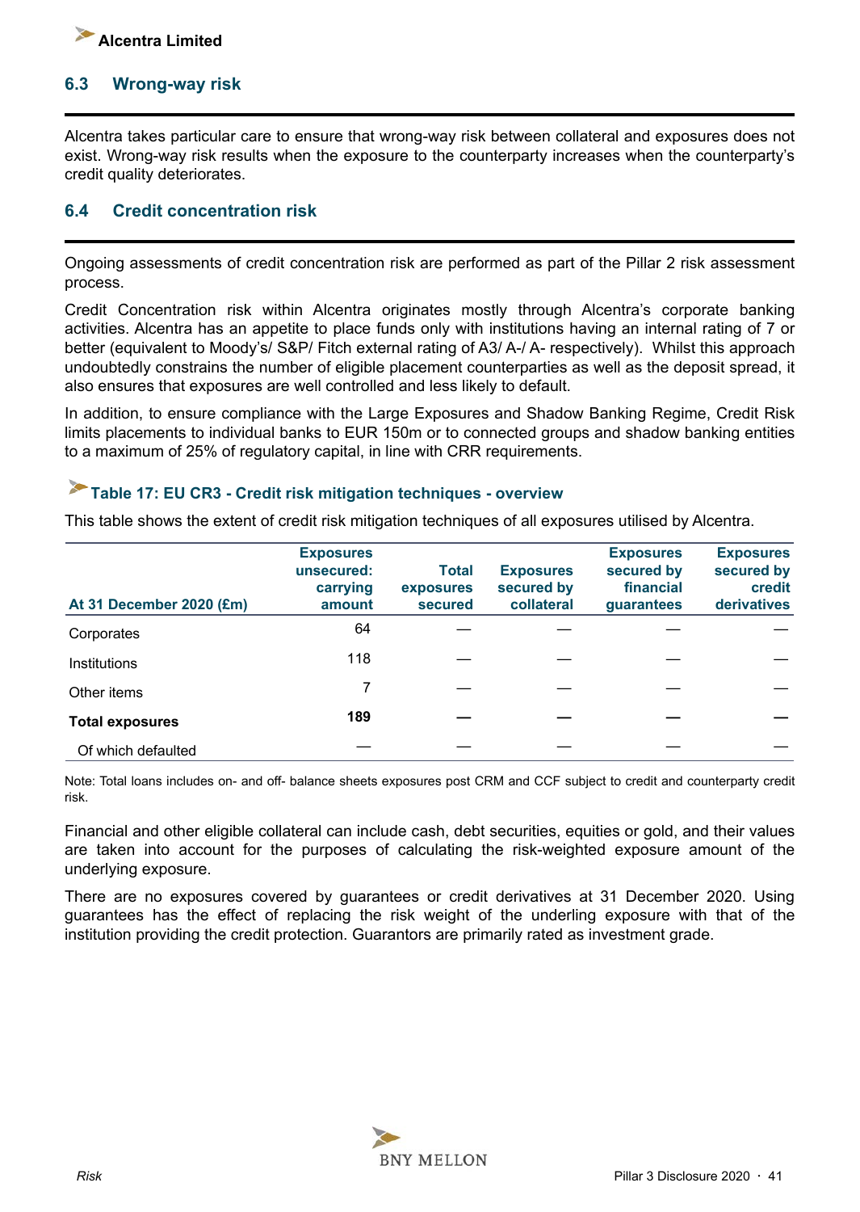## 6.3 Wrong-way risk

Alcentra takes particular care to ensure that wrong-way risk between collateral and exposures does not exist. Wrong-way risk results when the exposure to the counterparty increases when the counterparty's credit quality deteriorates.

## 6.4 Credit concentration risk

Ongoing assessments of credit concentration risk are performed as part of the Pillar 2 risk assessment process.

Credit Concentration risk within Alcentra originates mostly through Alcentra's corporate banking activities. Alcentra has an appetite to place funds only with institutions having an internal rating of 7 or better (equivalent to Moody's/ S&P/ Fitch external rating of A3/ A-/ A- respectively). Whilst this approach undoubtedly constrains the number of eligible placement counterparties as well as the deposit spread, it also ensures that exposures are well controlled and less likely to default.

In addition, to ensure compliance with the Large Exposures and Shadow Banking Regime, Credit Risk limits placements to individual banks to EUR 150m or to connected groups and shadow banking entities to a maximum of 25% of regulatory capital, in line with CRR requirements.

### Table 17: EU CR3 - Credit risk mitigation techniques - overview

This table shows the extent of credit risk mitigation techniques of all exposures utilised by Alcentra.

| At 31 December 2020 (£m) | Exposures unsecured: carrying amount | Total exposures secured | Exposures secured by collateral | Exposures secured by financial guarantees | Exposures secured by credit derivatives |
|---|---|---|---|---|---|
| Corporates | 64 | — | — | — | — |
| Institutions | 118 | — | — | — | — |
| Other items | 7 | — | — | — | — |
| **Total exposures** | **189** | **—** | **—** | **—** | **—** |
| Of which defaulted | — | — | — | — | — |

Note: Total loans includes on- and off- balance sheets exposures post CRM and CCF subject to credit and counterparty credit risk.

Financial and other eligible collateral can include cash, debt securities, equities or gold, and their values are taken into account for the purposes of calculating the risk-weighted exposure amount of the underlying exposure.

There are no exposures covered by guarantees or credit derivatives at 31 December 2020. Using guarantees has the effect of replacing the risk weight of the underling exposure with that of the institution providing the credit protection. Guarantors are primarily rated as investment grade.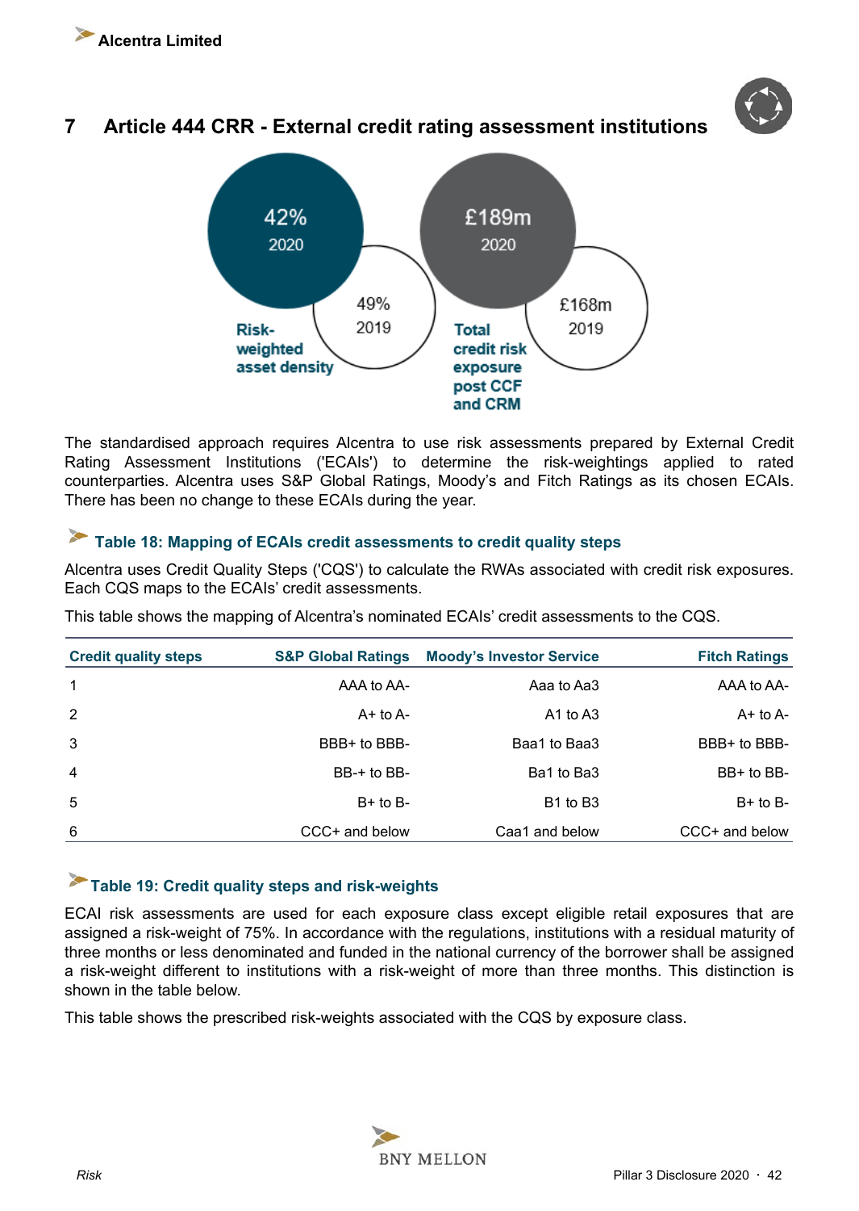# 7 Article 444 CRR - External credit rating assessment institutions

42%
2020

49%
2019

Risk-weighted asset density

£189m
2020

£168m
2019

Total credit risk exposure post CCF and CRM

The standardised approach requires Alentra to use risk assessments prepared by External Credit Rating Assessment Institutions ('ECAIs') to determine the risk-weightings applied to rated counterparties. Alcentra uses S&P Global Ratings, Moody's and Fitch Ratings as its chosen ECAIs. There has been no change to these ECAIs during the year.

### Table 18: Mapping of ECAIs credit assessments to credit quality steps

Alcentra uses Credit Quality Steps ('CQS') to calculate the RWAs associated with credit risk exposures. Each CQS maps to the ECAIs' credit assessments.

This table shows the mapping of Alcentra's nominated ECAIs' credit assessments to the CQS.

| Credit quality steps | S&P Global Ratings | Moody's Investor Service | Fitch Ratings |
|---|---|---|---|
| 1 | AAA to AA- | Aaa to Aa3 | AAA to AA- |
| 2 | A+ to A- | A1 to A3 | A+ to A- |
| 3 | BBB+ to BBB- | Baa1 to Baa3 | BBB+ to BBB- |
| 4 | BB-+ to BB- | Ba1 to Ba3 | BB+ to BB- |
| 5 | B+ to B- | B1 to B3 | B+ to B- |
| 6 | CCC+ and below | Caa1 and below | CCC+ and below |

### Table 19: Credit quality steps and risk-weights

ECAI risk assessments are used for each exposure class except eligible retail exposures that are assigned a risk-weight of 75%. In accordance with the regulations, institutions with a residual maturity of three months or less denominated and funded in the national currency of the borrower shall be assigned a risk-weight different to institutions with a risk-weight of more than three months. This distinction is shown in the table below.

This table shows the prescribed risk-weights associated with the CQS by exposure class.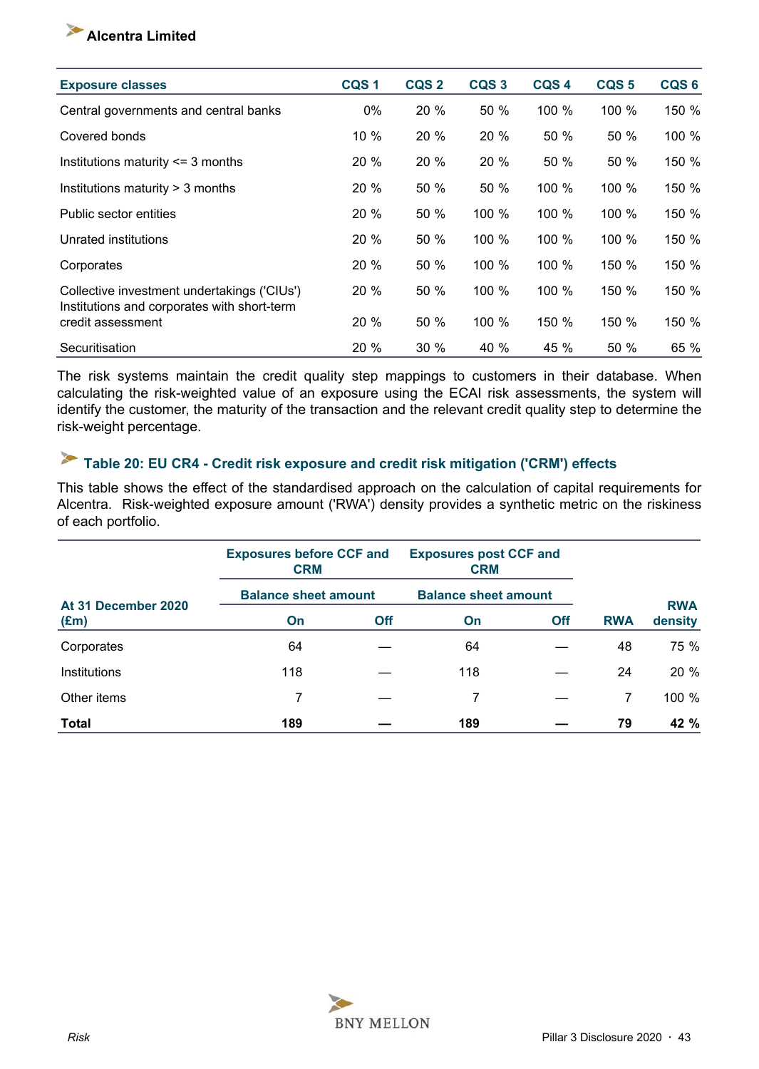| Exposure classes | CQS 1 | CQS 2 | CQS 3 | CQS 4 | CQS 5 | CQS 6 |
|---|---|---|---|---|---|---|
| Central governments and central banks | 0% | 20 % | 50 % | 100 % | 100 % | 150 % |
| Covered bonds | 10 % | 20 % | 20 % | 50 % | 50 % | 100 % |
| Institutions maturity <= 3 months | 20 % | 20 % | 20 % | 50 % | 50 % | 150 % |
| Institutions maturity > 3 months | 20 % | 50 % | 50 % | 100 % | 100 % | 150 % |
| Public sector entities | 20 % | 50 % | 100 % | 100 % | 100 % | 150 % |
| Unrated institutions | 20 % | 50 % | 100 % | 100 % | 100 % | 150 % |
| Corporates | 20 % | 50 % | 100 % | 100 % | 150 % | 150 % |
| Collective investment undertakings ('CIUs') | 20 % | 50 % | 100 % | 100 % | 150 % | 150 % |
| Institutions and corporates with short-term credit assessment | 20 % | 50 % | 100 % | 150 % | 150 % | 150 % |
| Securitisation | 20 % | 30 % | 40 % | 45 % | 50 % | 65 % |

The risk systems maintain the credit quality step mappings to customers in their database. When calculating the risk-weighted value of an exposure using the ECAI risk assessments, the system will identify the customer, the maturity of the transaction and the relevant credit quality step to determine the risk-weight percentage.

## Table 20: EU CR4 - Credit risk exposure and credit risk mitigation ('CRM') effects

This table shows the effect of the standardised approach on the calculation of capital requirements for Alcentra. Risk-weighted exposure amount ('RWA') density provides a synthetic metric on the riskiness of each portfolio.

| At 31 December 2020 (£m) | Exposures before CCF and CRM | | Exposures post CCF and CRM | | RWA | RWA density |
|---|---|---|---|---|---|---|
| | Balance sheet amount | | Balance sheet amount | | | |
| | On | Off | On | Off | | |
| Corporates | 64 | — | 64 | — | 48 | 75 % |
| Institutions | 118 | — | 118 | — | 24 | 20 % |
| Other items | 7 | — | 7 | — | 7 | 100 % |
| **Total** | **189** | **—** | **189** | **—** | **79** | **42 %** |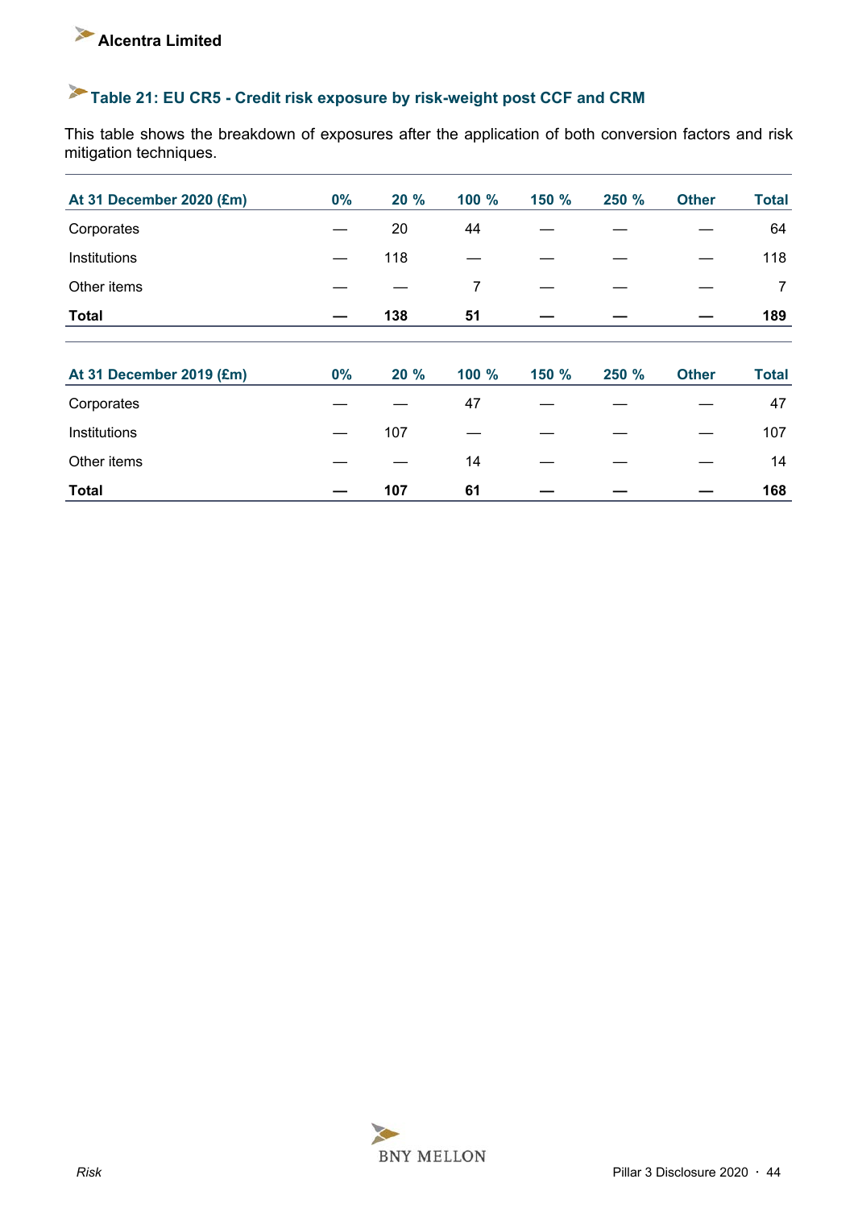## Table 21: EU CR5 - Credit risk exposure by risk-weight post CCF and CRM

This table shows the breakdown of exposures after the application of both conversion factors and risk mitigation techniques.

| At 31 December 2020 (£m) | 0% | 20 % | 100 % | 150 % | 250 % | Other | Total |
|---|---|---|---|---|---|---|---|
| Corporates | — | 20 | 44 | — | — | — | 64 |
| Institutions | — | 118 | — | — | — | — | 118 |
| Other items | — | — | 7 | — | — | — | 7 |
| **Total** | **—** | **138** | **51** | **—** | **—** | **—** | **189** |

| At 31 December 2019 (£m) | 0% | 20 % | 100 % | 150 % | 250 % | Other | Total |
|---|---|---|---|---|---|---|---|
| Corporates | — | — | 47 | — | — | — | 47 |
| Institutions | — | 107 | — | — | — | — | 107 |
| Other items | — | — | 14 | — | — | — | 14 |
| **Total** | **—** | **107** | **61** | **—** | **—** | **—** | **168** |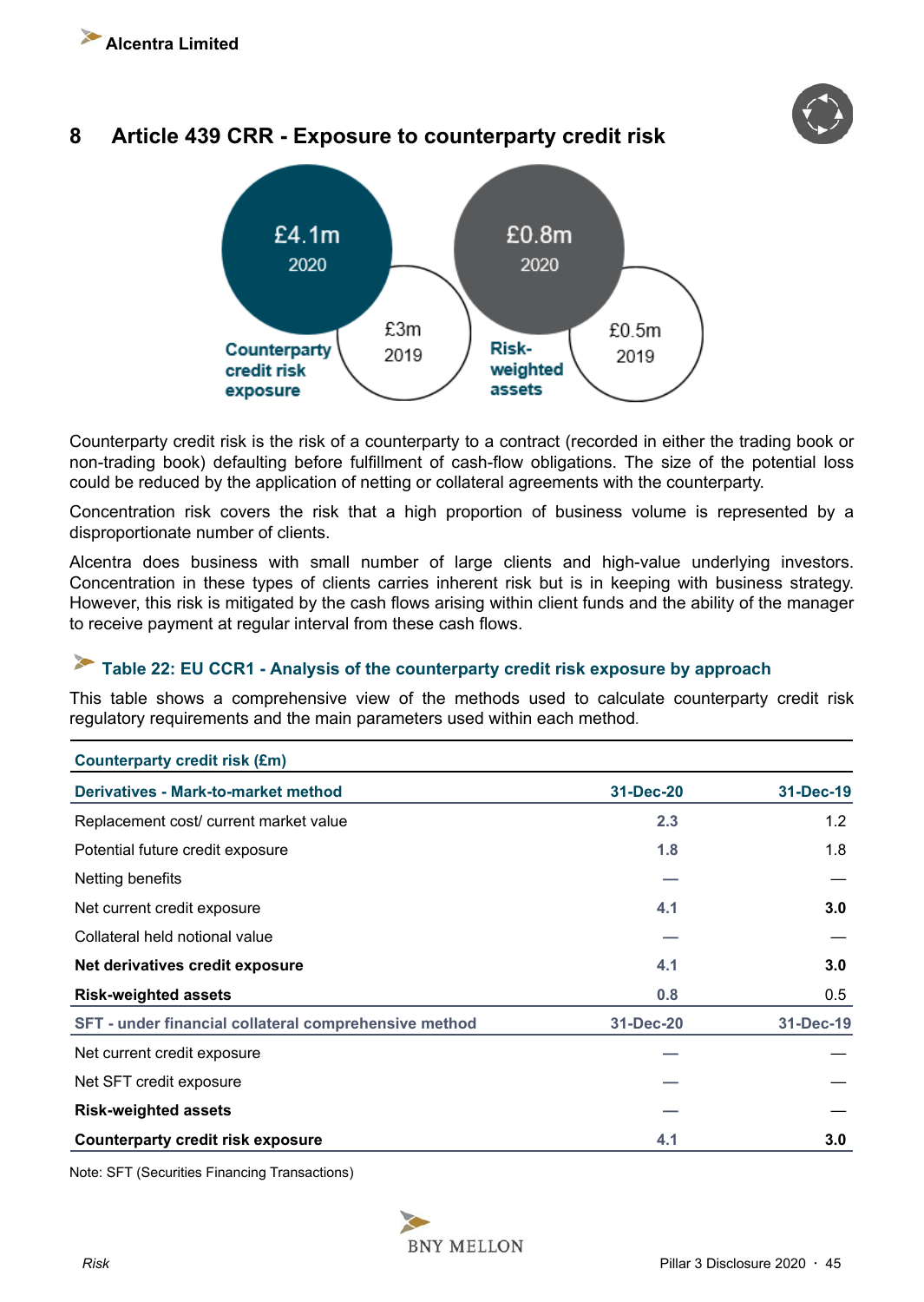## 8 Article 439 CRR - Exposure to counterparty credit risk

£4.1m 2020 / £3m 2019 — Counterparty credit risk exposure

£0.8m 2020 / £0.5m 2019 — Risk-weighted assets

Counterparty credit risk is the risk of a counterparty to a contract (recorded in either the trading book or non-trading book) defaulting before fulfillment of cash-flow obligations. The size of the potential loss could be reduced by the application of netting or collateral agreements with the counterparty.

Concentration risk covers the risk that a high proportion of business volume is represented by a disproportionate number of clients.

Alcentra does business with small number of large clients and high-value underlying investors. Concentration in these types of clients carries inherent risk but is in keeping with business strategy. However, this risk is mitigated by the cash flows arising within client funds and the ability of the manager to receive payment at regular interval from these cash flows.

### Table 22: EU CCR1 - Analysis of the counterparty credit risk exposure by approach

This table shows a comprehensive view of the methods used to calculate counterparty credit risk regulatory requirements and the main parameters used within each method.

| Counterparty credit risk (£m) | | |
|---|---|---|
| **Derivatives - Mark-to-market method** | **31-Dec-20** | **31-Dec-19** |
| Replacement cost/ current market value | 2.3 | 1.2 |
| Potential future credit exposure | 1.8 | 1.8 |
| Netting benefits | — | — |
| Net current credit exposure | 4.1 | **3.0** |
| Collateral held notional value | — | — |
| **Net derivatives credit exposure** | 4.1 | **3.0** |
| **Risk-weighted assets** | 0.8 | 0.5 |
| **SFT - under financial collateral comprehensive method** | **31-Dec-20** | **31-Dec-19** |
| Net current credit exposure | — | — |
| Net SFT credit exposure | — | — |
| **Risk-weighted assets** | — | — |
| **Counterparty credit risk exposure** | 4.1 | **3.0** |

Note: SFT (Securities Financing Transactions)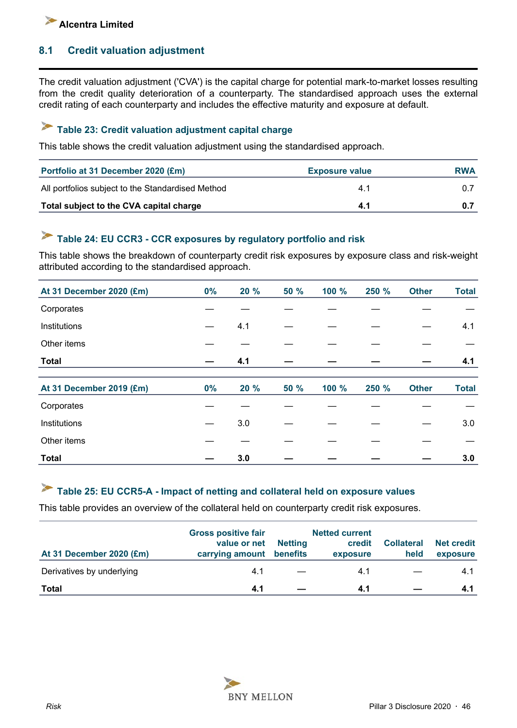## 8.1 Credit valuation adjustment

The credit valuation adjustment ('CVA') is the capital charge for potential mark-to-market losses resulting from the credit quality deterioration of a counterparty. The standardised approach uses the external credit rating of each counterparty and includes the effective maturity and exposure at default.

### Table 23: Credit valuation adjustment capital charge

This table shows the credit valuation adjustment using the standardised approach.

| Portfolio at 31 December 2020 (£m) | Exposure value | RWA |
|---|---|---|
| All portfolios subject to the Standardised Method | 4.1 | 0.7 |
| **Total subject to the CVA capital charge** | **4.1** | **0.7** |

### Table 24: EU CCR3 - CCR exposures by regulatory portfolio and risk

This table shows the breakdown of counterparty credit risk exposures by exposure class and risk-weight attributed according to the standardised approach.

| At 31 December 2020 (£m) | 0% | 20 % | 50 % | 100 % | 250 % | Other | Total |
|---|---|---|---|---|---|---|---|
| Corporates | — | — | — | — | — | — | — |
| Institutions | — | 4.1 | — | — | — | — | 4.1 |
| Other items | — | — | — | — | — | — | — |
| **Total** | **—** | **4.1** | **—** | **—** | **—** | **—** | **4.1** |

| At 31 December 2019 (£m) | 0% | 20 % | 50 % | 100 % | 250 % | Other | Total |
|---|---|---|---|---|---|---|---|
| Corporates | — | — | — | — | — | — | — |
| Institutions | — | 3.0 | — | — | — | — | 3.0 |
| Other items | — | — | — | — | — | — | — |
| **Total** | **—** | **3.0** | **—** | **—** | **—** | **—** | **3.0** |

### Table 25: EU CCR5-A - Impact of netting and collateral held on exposure values

This table provides an overview of the collateral held on counterparty credit risk exposures.

| At 31 December 2020 (£m) | Gross positive fair value or net carrying amount | Netting benefits | Netted current credit exposure | Collateral held | Net credit exposure |
|---|---|---|---|---|---|
| Derivatives by underlying | 4.1 | — | 4.1 | — | 4.1 |
| **Total** | **4.1** | **—** | **4.1** | **—** | **4.1** |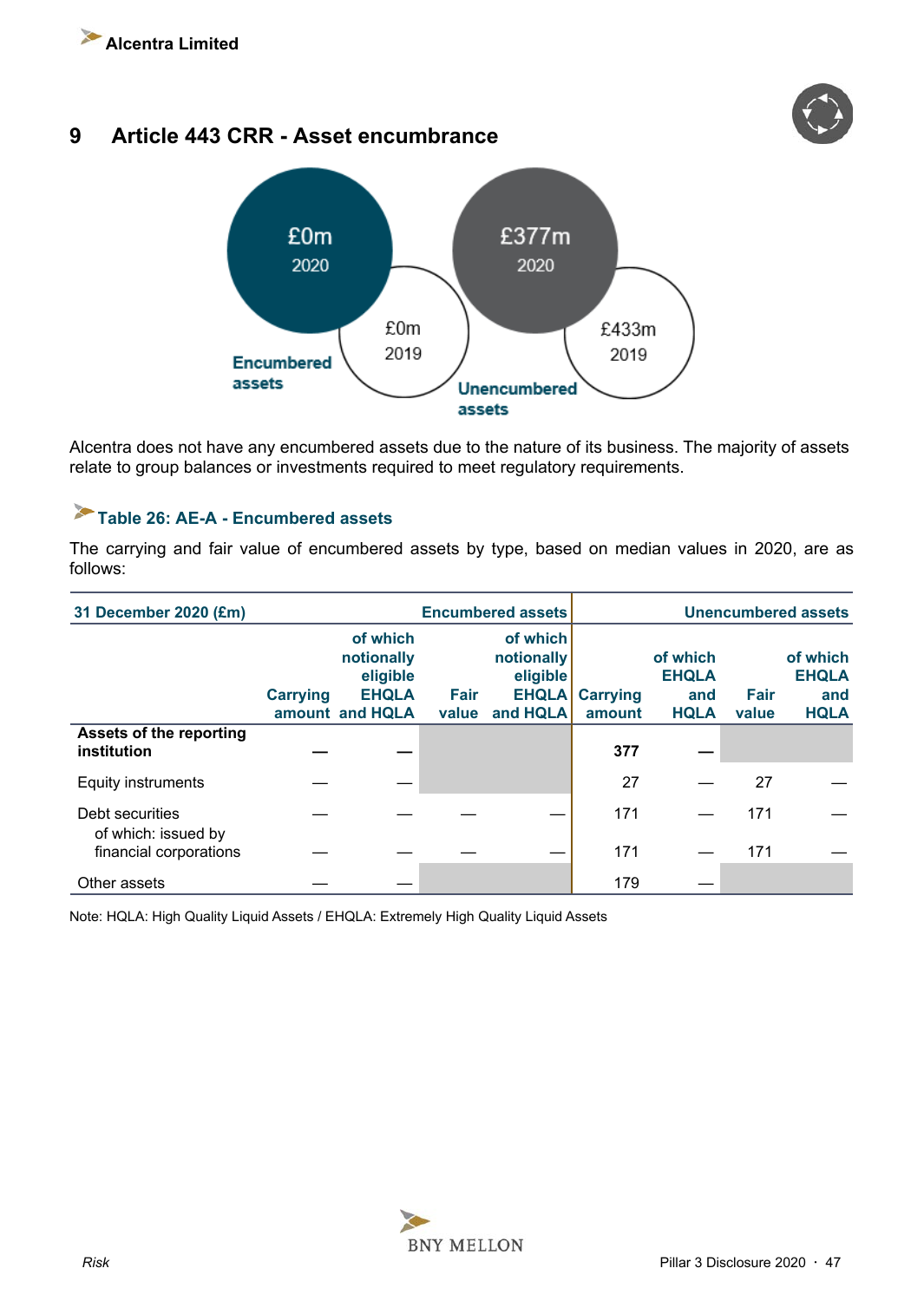Alcentra Limited

# 9 Article 443 CRR - Asset encumbrance

Encumbered assets: £0m 2020, £0m 2019

Unencumbered assets: £377m 2020, £433m 2019

Alcentra does not have any encumbered assets due to the nature of its business. The majority of assets relate to group balances or investments required to meet regulatory requirements.

### Table 26: AE-A - Encumbered assets

The carrying and fair value of encumbered assets by type, based on median values in 2020, are as follows:

| 31 December 2020 (£m) | Encumbered assets | | | | Unencumbered assets | | | |
|---|---|---|---|---|---|---|---|---|
| | Carrying amount | of which notionally eligible EHQLA and HQLA | Fair value | of which notionally eligible EHQLA and HQLA | Carrying amount | of which EHQLA and HQLA | Fair value | of which EHQLA and HQLA |
| **Assets of the reporting institution** | **—** | **—** | | | **377** | **—** | | |
| Equity instruments | — | — | | | 27 | — | 27 | — |
| Debt securities | — | — | — | — | 171 | — | 171 | — |
| of which: issued by financial corporations | — | — | — | — | 171 | — | 171 | — |
| Other assets | — | — | | | 179 | — | | |

Note: HQLA: High Quality Liquid Assets / EHQLA: Extremely High Quality Liquid Assets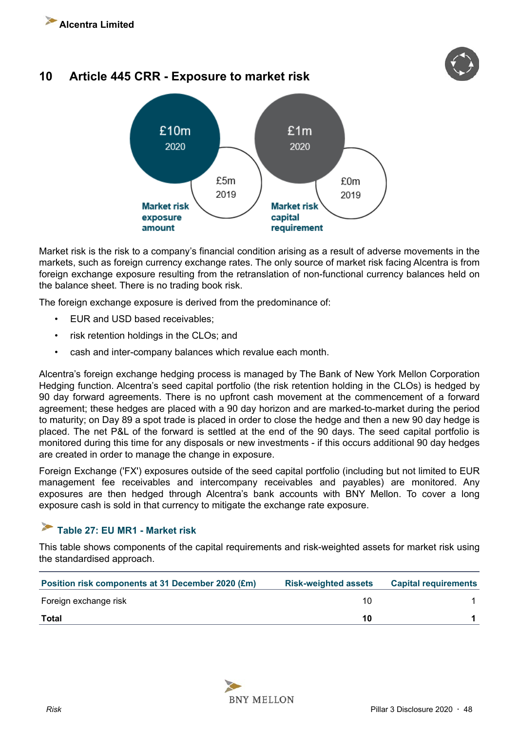## 10 Article 445 CRR - Exposure to market risk

£10m 2020 | £5m 2019 — Market risk exposure amount

£1m 2020 | £0m 2019 — Market risk capital requirement

Market risk is the risk to a company's financial condition arising as a result of adverse movements in the markets, such as foreign currency exchange rates. The only source of market risk facing Alcentra is from foreign exchange exposure resulting from the retranslation of non-functional currency balances held on the balance sheet. There is no trading book risk.

The foreign exchange exposure is derived from the predominance of:

- EUR and USD based receivables;
- risk retention holdings in the CLOs; and
- cash and inter-company balances which revalue each month.

Alcentra's foreign exchange hedging process is managed by The Bank of New York Mellon Corporation Hedging function. Alcentra's seed capital portfolio (the risk retention holding in the CLOs) is hedged by 90 day forward agreements. There is no upfront cash movement at the commencement of a forward agreement; these hedges are placed with a 90 day horizon and are marked-to-market during the period to maturity; on Day 89 a spot trade is placed in order to close the hedge and then a new 90 day hedge is placed. The net P&L of the forward is settled at the end of the 90 days. The seed capital portfolio is monitored during this time for any disposals or new investments - if this occurs additional 90 day hedges are created in order to manage the change in exposure.

Foreign Exchange ('FX') exposures outside of the seed capital portfolio (including but not limited to EUR management fee receivables and intercompany receivables and payables) are monitored. Any exposures are then hedged through Alcentra's bank accounts with BNY Mellon. To cover a long exposure cash is sold in that currency to mitigate the exchange rate exposure.

### Table 27: EU MR1 - Market risk

This table shows components of the capital requirements and risk-weighted assets for market risk using the standardised approach.

| Position risk components at 31 December 2020 (£m) | Risk-weighted assets | Capital requirements |
|---|---|---|
| Foreign exchange risk | 10 | 1 |
| **Total** | **10** | **1** |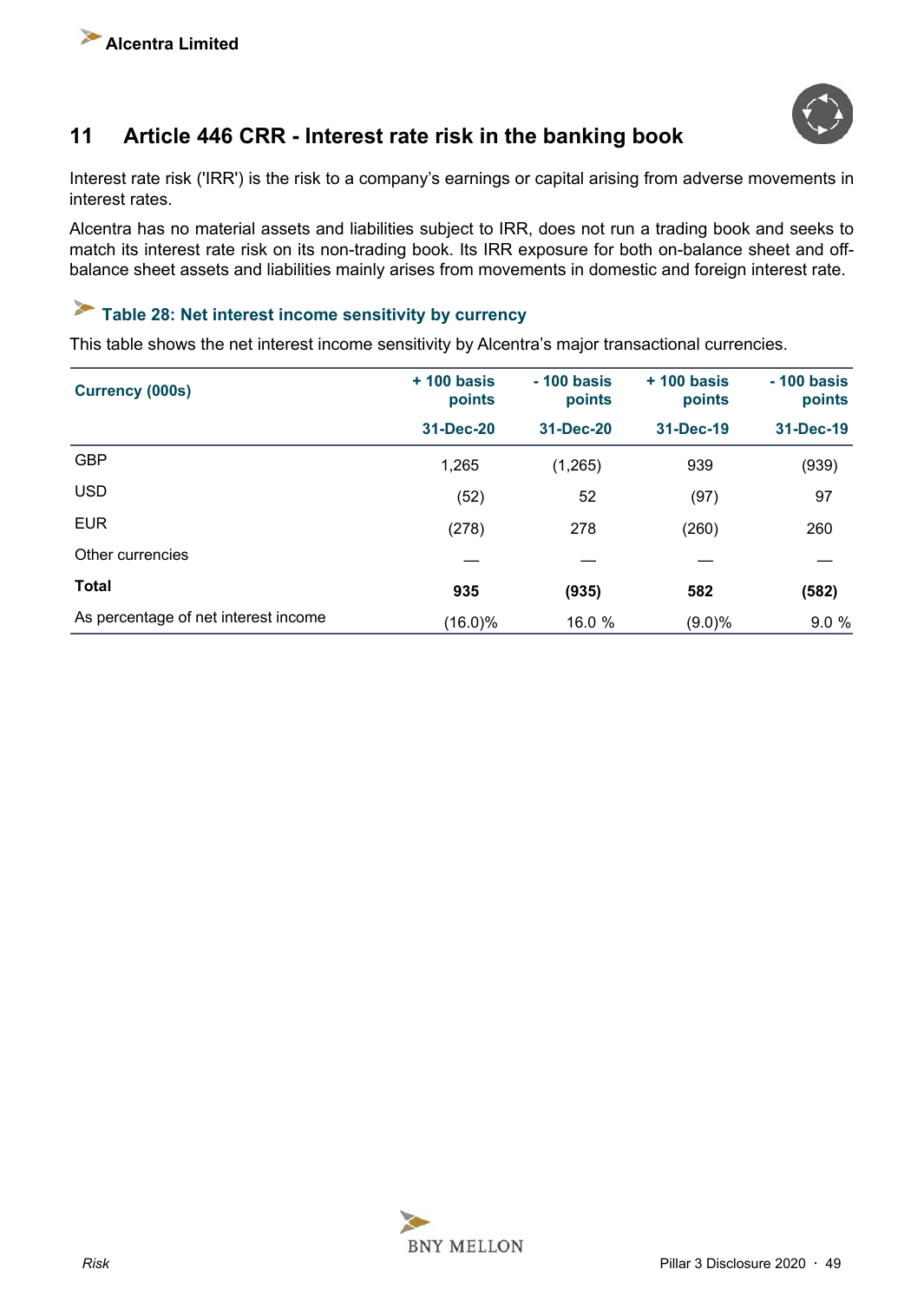## 11 Article 446 CRR - Interest rate risk in the banking book

Interest rate risk ('IRR') is the risk to a company's earnings or capital arising from adverse movements in interest rates.

Alcentra has no material assets and liabilities subject to IRR, does not run a trading book and seeks to match its interest rate risk on its non-trading book. Its IRR exposure for both on-balance sheet and off-balance sheet assets and liabilities mainly arises from movements in domestic and foreign interest rate.

### Table 28: Net interest income sensitivity by currency

This table shows the net interest income sensitivity by Alcentra's major transactional currencies.

| Currency (000s) | + 100 basis points | - 100 basis points | + 100 basis points | - 100 basis points |
|---|---|---|---|---|
| | 31-Dec-20 | 31-Dec-20 | 31-Dec-19 | 31-Dec-19 |
| GBP | 1,265 | (1,265) | 939 | (939) |
| USD | (52) | 52 | (97) | 97 |
| EUR | (278) | 278 | (260) | 260 |
| Other currencies | — | — | — | — |
| **Total** | **935** | **(935)** | **582** | **(582)** |
| As percentage of net interest income | (16.0)% | 16.0 % | (9.0)% | 9.0 % |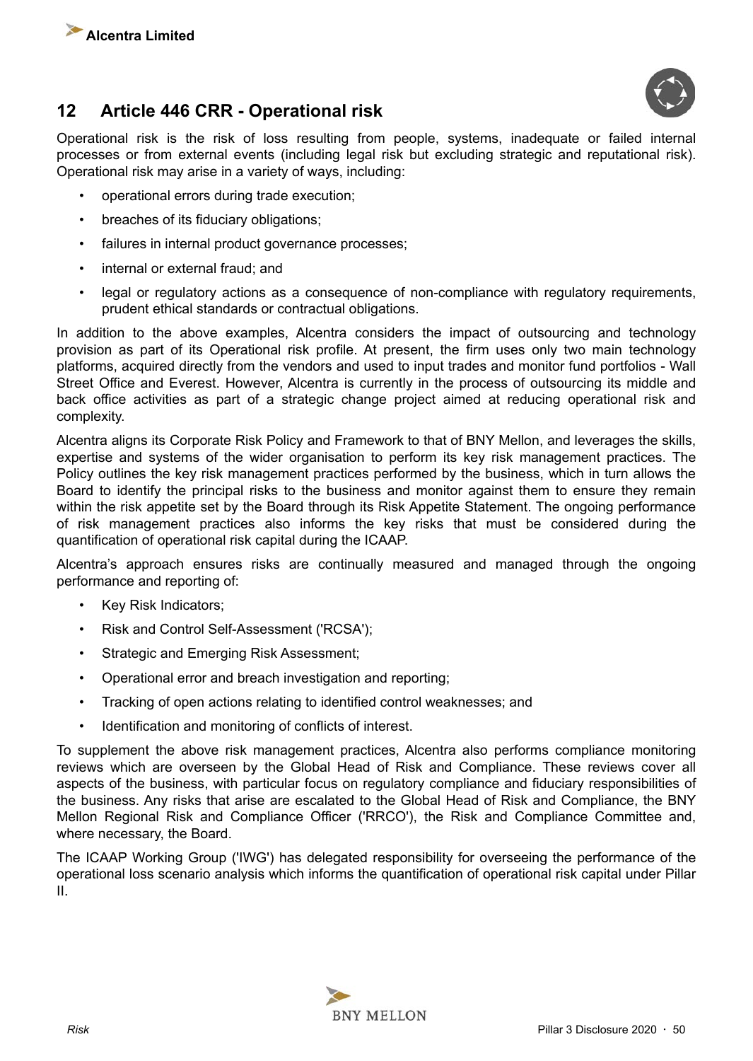## 12 Article 446 CRR - Operational risk

Operational risk is the risk of loss resulting from people, systems, inadequate or failed internal processes or from external events (including legal risk but excluding strategic and reputational risk). Operational risk may arise in a variety of ways, including:

- operational errors during trade execution;
- breaches of its fiduciary obligations;
- failures in internal product governance processes;
- internal or external fraud; and
- legal or regulatory actions as a consequence of non-compliance with regulatory requirements, prudent ethical standards or contractual obligations.

In addition to the above examples, Alcentra considers the impact of outsourcing and technology provision as part of its Operational risk profile. At present, the firm uses only two main technology platforms, acquired directly from the vendors and used to input trades and monitor fund portfolios - Wall Street Office and Everest. However, Alcentra is currently in the process of outsourcing its middle and back office activities as part of a strategic change project aimed at reducing operational risk and complexity.

Alcentra aligns its Corporate Risk Policy and Framework to that of BNY Mellon, and leverages the skills, expertise and systems of the wider organisation to perform its key risk management practices. The Policy outlines the key risk management practices performed by the business, which in turn allows the Board to identify the principal risks to the business and monitor against them to ensure they remain within the risk appetite set by the Board through its Risk Appetite Statement. The ongoing performance of risk management practices also informs the key risks that must be considered during the quantification of operational risk capital during the ICAAP.

Alcentra's approach ensures risks are continually measured and managed through the ongoing performance and reporting of:

- Key Risk Indicators;
- Risk and Control Self-Assessment ('RCSA');
- Strategic and Emerging Risk Assessment;
- Operational error and breach investigation and reporting;
- Tracking of open actions relating to identified control weaknesses; and
- Identification and monitoring of conflicts of interest.

To supplement the above risk management practices, Alcentra also performs compliance monitoring reviews which are overseen by the Global Head of Risk and Compliance. These reviews cover all aspects of the business, with particular focus on regulatory compliance and fiduciary responsibilities of the business. Any risks that arise are escalated to the Global Head of Risk and Compliance, the BNY Mellon Regional Risk and Compliance Officer ('RRCO'), the Risk and Compliance Committee and, where necessary, the Board.

The ICAAP Working Group ('IWG') has delegated responsibility for overseeing the performance of the operational loss scenario analysis which informs the quantification of operational risk capital under Pillar II.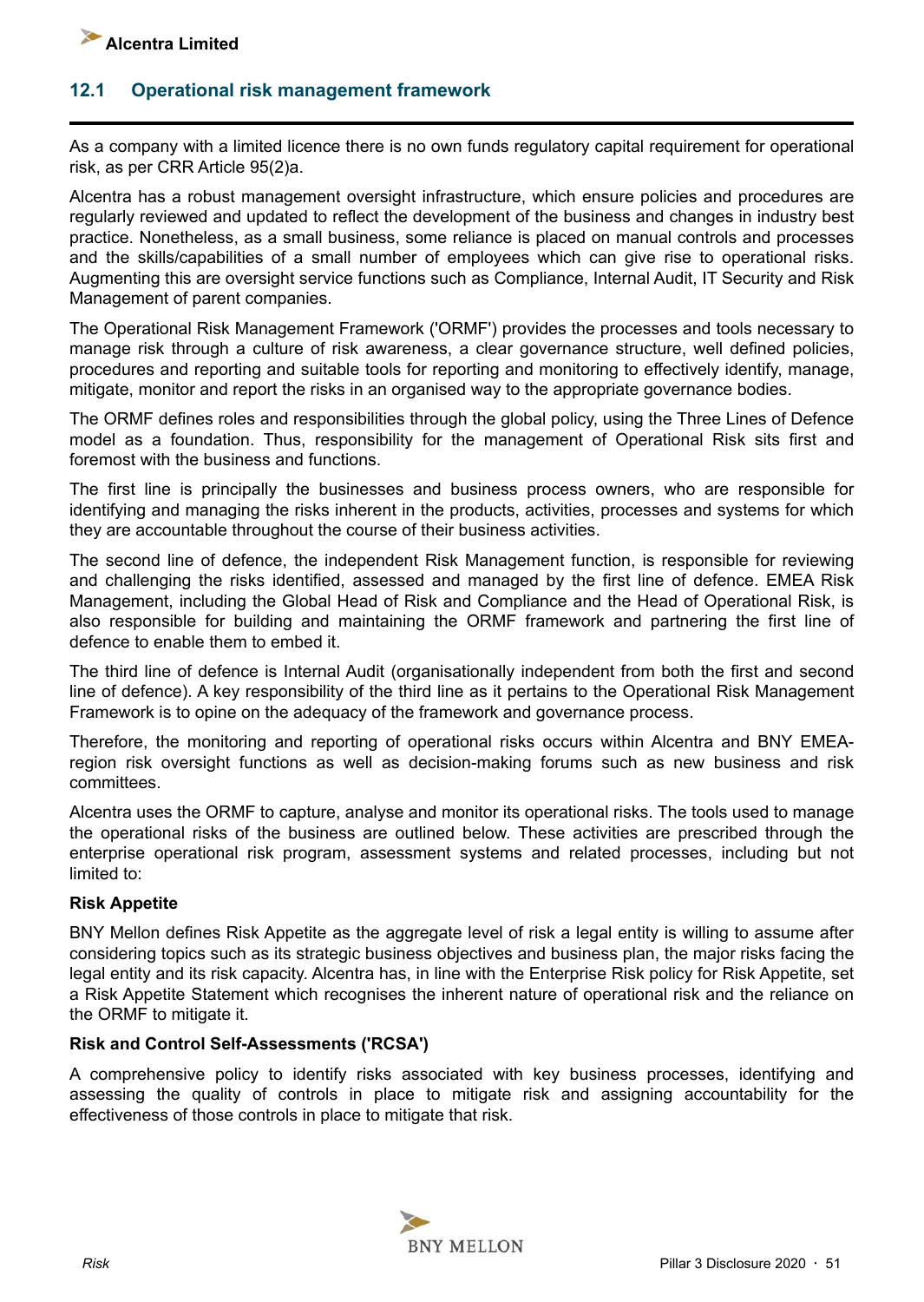## 12.1 Operational risk management framework

As a company with a limited licence there is no own funds regulatory capital requirement for operational risk, as per CRR Article 95(2)a.

Alcentra has a robust management oversight infrastructure, which ensure policies and procedures are regularly reviewed and updated to reflect the development of the business and changes in industry best practice. Nonetheless, as a small business, some reliance is placed on manual controls and processes and the skills/capabilities of a small number of employees which can give rise to operational risks. Augmenting this are oversight service functions such as Compliance, Internal Audit, IT Security and Risk Management of parent companies.

The Operational Risk Management Framework ('ORMF') provides the processes and tools necessary to manage risk through a culture of risk awareness, a clear governance structure, well defined policies, procedures and reporting and suitable tools for reporting and monitoring to effectively identify, manage, mitigate, monitor and report the risks in an organised way to the appropriate governance bodies.

The ORMF defines roles and responsibilities through the global policy, using the Three Lines of Defence model as a foundation. Thus, responsibility for the management of Operational Risk sits first and foremost with the business and functions.

The first line is principally the businesses and business process owners, who are responsible for identifying and managing the risks inherent in the products, activities, processes and systems for which they are accountable throughout the course of their business activities.

The second line of defence, the independent Risk Management function, is responsible for reviewing and challenging the risks identified, assessed and managed by the first line of defence. EMEA Risk Management, including the Global Head of Risk and Compliance and the Head of Operational Risk, is also responsible for building and maintaining the ORMF framework and partnering the first line of defence to enable them to embed it.

The third line of defence is Internal Audit (organisationally independent from both the first and second line of defence). A key responsibility of the third line as it pertains to the Operational Risk Management Framework is to opine on the adequacy of the framework and governance process.

Therefore, the monitoring and reporting of operational risks occurs within Alcentra and BNY EMEA-region risk oversight functions as well as decision-making forums such as new business and risk committees.

Alcentra uses the ORMF to capture, analyse and monitor its operational risks. The tools used to manage the operational risks of the business are outlined below. These activities are prescribed through the enterprise operational risk program, assessment systems and related processes, including but not limited to:

**Risk Appetite**

BNY Mellon defines Risk Appetite as the aggregate level of risk a legal entity is willing to assume after considering topics such as its strategic business objectives and business plan, the major risks facing the legal entity and its risk capacity. Alcentra has, in line with the Enterprise Risk policy for Risk Appetite, set a Risk Appetite Statement which recognises the inherent nature of operational risk and the reliance on the ORMF to mitigate it.

**Risk and Control Self-Assessments ('RCSA')**

A comprehensive policy to identify risks associated with key business processes, identifying and assessing the quality of controls in place to mitigate risk and assigning accountability for the effectiveness of those controls in place to mitigate that risk.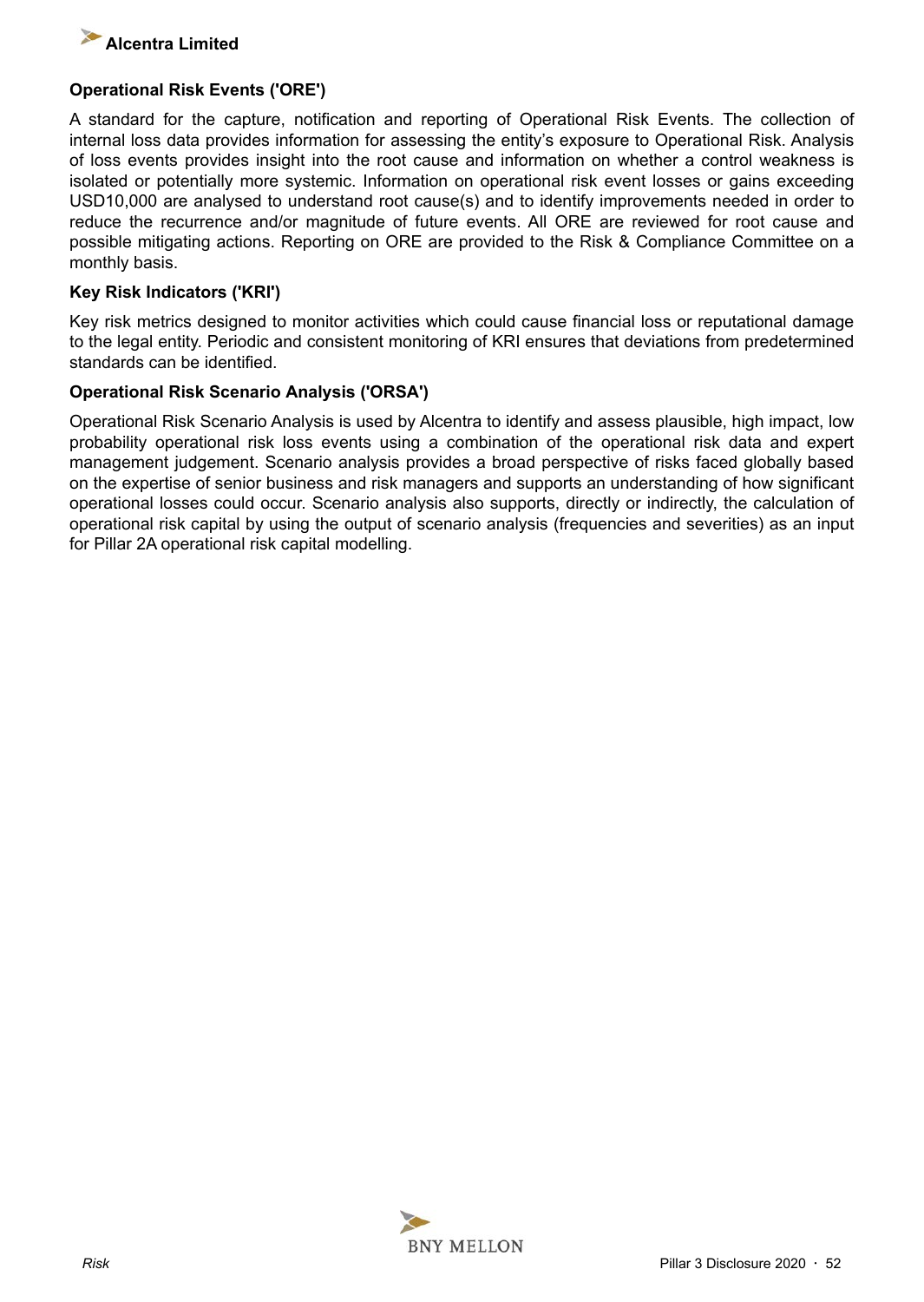### Operational Risk Events ('ORE')

A standard for the capture, notification and reporting of Operational Risk Events. The collection of internal loss data provides information for assessing the entity's exposure to Operational Risk. Analysis of loss events provides insight into the root cause and information on whether a control weakness is isolated or potentially more systemic. Information on operational risk event losses or gains exceeding USD10,000 are analysed to understand root cause(s) and to identify improvements needed in order to reduce the recurrence and/or magnitude of future events. All ORE are reviewed for root cause and possible mitigating actions. Reporting on ORE are provided to the Risk & Compliance Committee on a monthly basis.

### Key Risk Indicators ('KRI')

Key risk metrics designed to monitor activities which could cause financial loss or reputational damage to the legal entity. Periodic and consistent monitoring of KRI ensures that deviations from predetermined standards can be identified.

### Operational Risk Scenario Analysis ('ORSA')

Operational Risk Scenario Analysis is used by Alcentra to identify and assess plausible, high impact, low probability operational risk loss events using a combination of the operational risk data and expert management judgement. Scenario analysis provides a broad perspective of risks faced globally based on the expertise of senior business and risk managers and supports an understanding of how significant operational losses could occur. Scenario analysis also supports, directly or indirectly, the calculation of operational risk capital by using the output of scenario analysis (frequencies and severities) as an input for Pillar 2A operational risk capital modelling.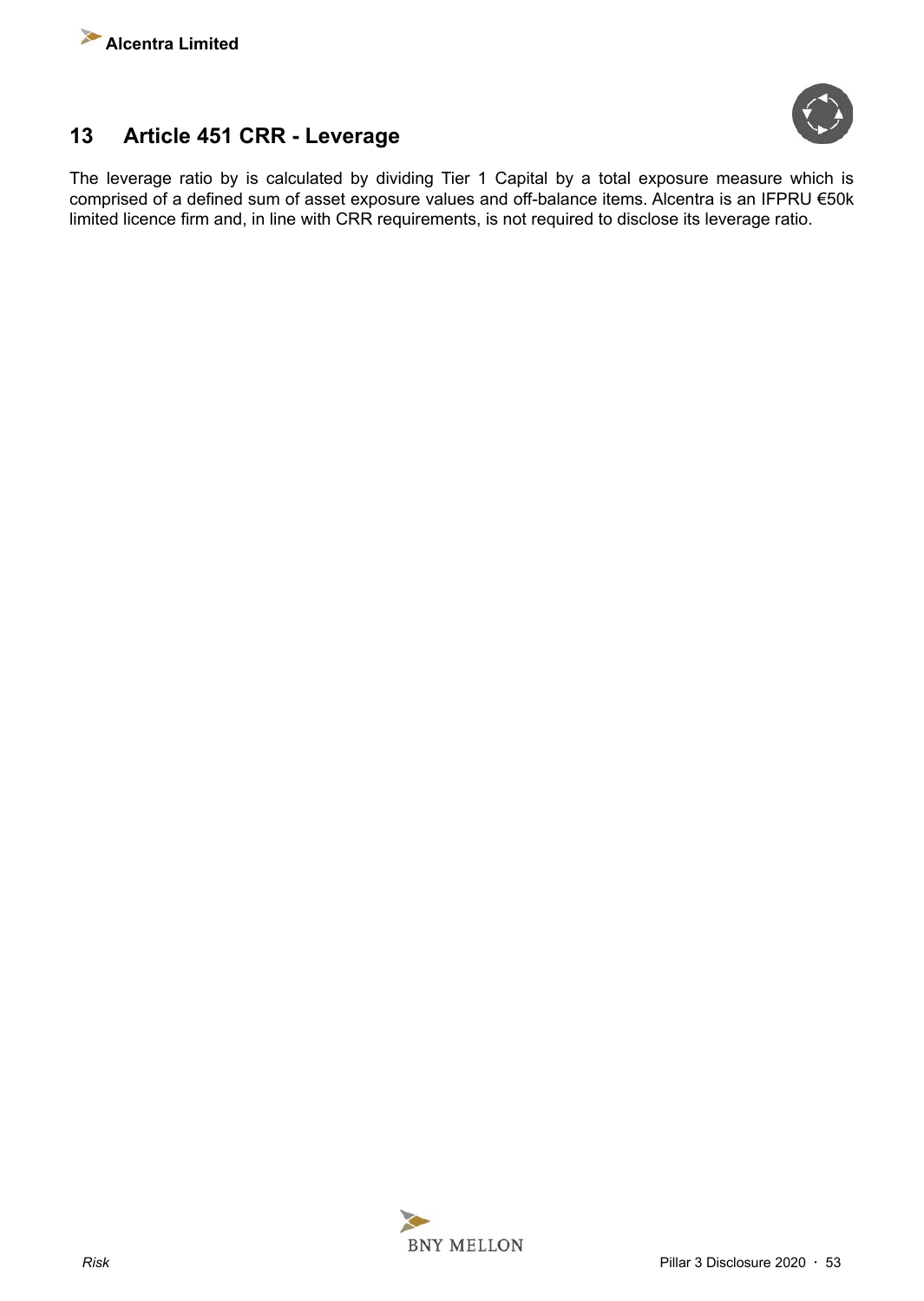## 13 Article 451 CRR - Leverage

The leverage ratio by is calculated by dividing Tier 1 Capital by a total exposure measure which is comprised of a defined sum of asset exposure values and off-balance items. Alcentra is an IFPRU €50k limited licence firm and, in line with CRR requirements, is not required to disclose its leverage ratio.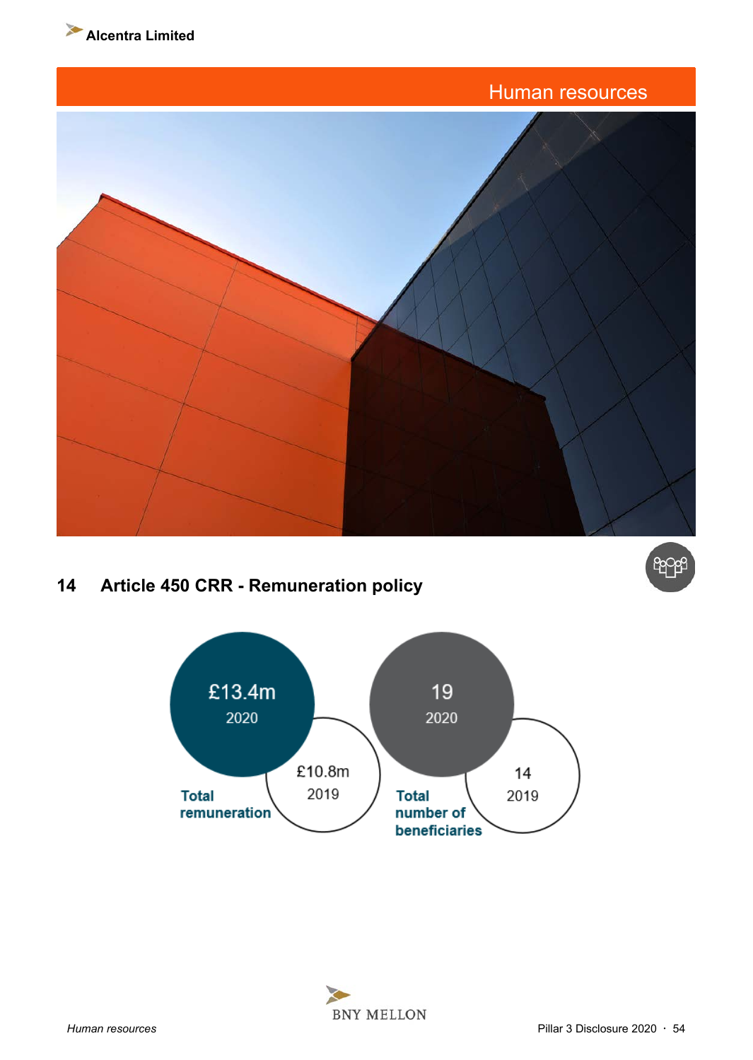## Human resources

## 14 Article 450 CRR - Remuneration policy

| | 2020 | 2019 |
|---|---|---|
| Total remuneration | £13.4m | £10.8m |
| Total number of beneficiaries | 19 | 14 |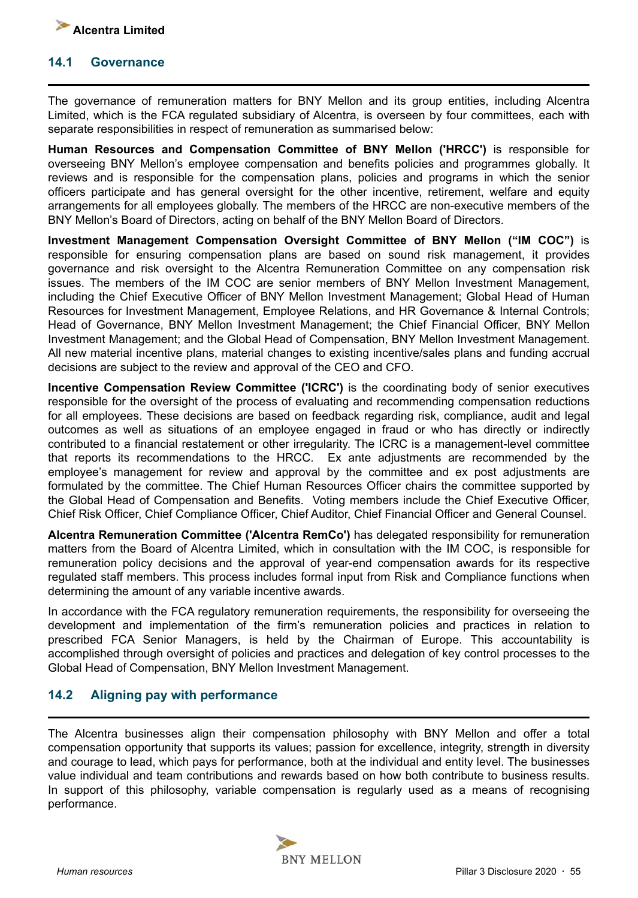## 14.1 Governance

The governance of remuneration matters for BNY Mellon and its group entities, including Alcentra Limited, which is the FCA regulated subsidiary of Alcentra, is overseen by four committees, each with separate responsibilities in respect of remuneration as summarised below:

**Human Resources and Compensation Committee of BNY Mellon ('HRCC')** is responsible for overseeing BNY Mellon's employee compensation and benefits policies and programmes globally. It reviews and is responsible for the compensation plans, policies and programs in which the senior officers participate and has general oversight for the other incentive, retirement, welfare and equity arrangements for all employees globally. The members of the HRCC are non-executive members of the BNY Mellon's Board of Directors, acting on behalf of the BNY Mellon Board of Directors.

**Investment Management Compensation Oversight Committee of BNY Mellon ("IM COC")** is responsible for ensuring compensation plans are based on sound risk management, it provides governance and risk oversight to the Alcentra Remuneration Committee on any compensation risk issues. The members of the IM COC are senior members of BNY Mellon Investment Management, including the Chief Executive Officer of BNY Mellon Investment Management; Global Head of Human Resources for Investment Management, Employee Relations, and HR Governance & Internal Controls; Head of Governance, BNY Mellon Investment Management; the Chief Financial Officer, BNY Mellon Investment Management; and the Global Head of Compensation, BNY Mellon Investment Management. All new material incentive plans, material changes to existing incentive/sales plans and funding accrual decisions are subject to the review and approval of the CEO and CFO.

**Incentive Compensation Review Committee ('ICRC')** is the coordinating body of senior executives responsible for the oversight of the process of evaluating and recommending compensation reductions for all employees. These decisions are based on feedback regarding risk, compliance, audit and legal outcomes as well as situations of an employee engaged in fraud or who has directly or indirectly contributed to a financial restatement or other irregularity. The ICRC is a management-level committee that reports its recommendations to the HRCC. Ex ante adjustments are recommended by the employee's management for review and approval by the committee and ex post adjustments are formulated by the committee. The Chief Human Resources Officer chairs the committee supported by the Global Head of Compensation and Benefits. Voting members include the Chief Executive Officer, Chief Risk Officer, Chief Compliance Officer, Chief Auditor, Chief Financial Officer and General Counsel.

**Alcentra Remuneration Committee ('Alcentra RemCo')** has delegated responsibility for remuneration matters from the Board of Alcentra Limited, which in consultation with the IM COC, is responsible for remuneration policy decisions and the approval of year-end compensation awards for its respective regulated staff members. This process includes formal input from Risk and Compliance functions when determining the amount of any variable incentive awards.

In accordance with the FCA regulatory remuneration requirements, the responsibility for overseeing the development and implementation of the firm's remuneration policies and practices in relation to prescribed FCA Senior Managers, is held by the Chairman of Europe. This accountability is accomplished through oversight of policies and practices and delegation of key control processes to the Global Head of Compensation, BNY Mellon Investment Management.

## 14.2 Aligning pay with performance

The Alcentra businesses align their compensation philosophy with BNY Mellon and offer a total compensation opportunity that supports its values; passion for excellence, integrity, strength in diversity and courage to lead, which pays for performance, both at the individual and entity level. The businesses value individual and team contributions and rewards based on how both contribute to business results. In support of this philosophy, variable compensation is regularly used as a means of recognising performance.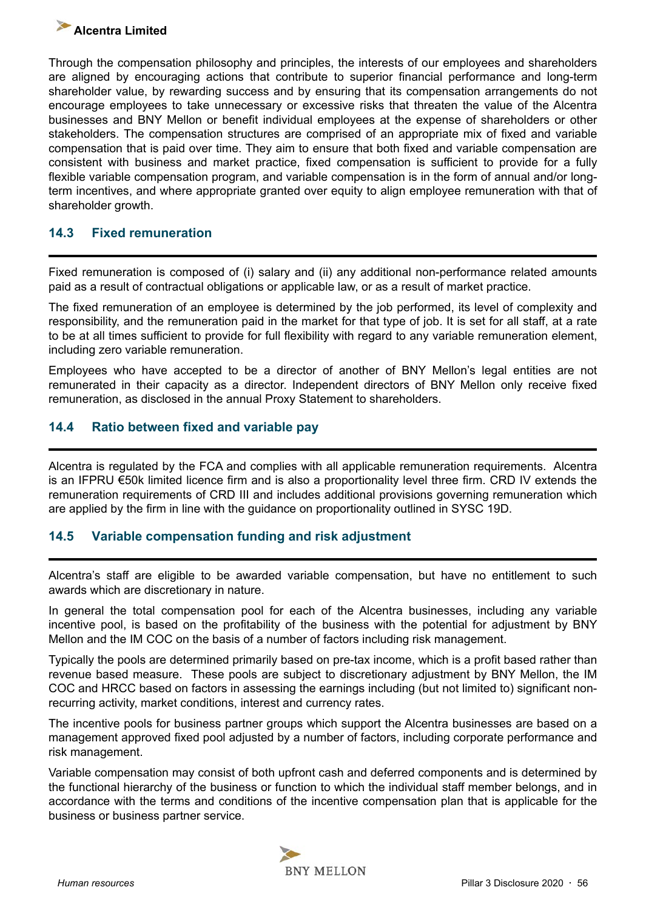Through the compensation philosophy and principles, the interests of our employees and shareholders are aligned by encouraging actions that contribute to superior financial performance and long-term shareholder value, by rewarding success and by ensuring that its compensation arrangements do not encourage employees to take unnecessary or excessive risks that threaten the value of the Alcentra businesses and BNY Mellon or benefit individual employees at the expense of shareholders or other stakeholders. The compensation structures are comprised of an appropriate mix of fixed and variable compensation that is paid over time. They aim to ensure that both fixed and variable compensation are consistent with business and market practice, fixed compensation is sufficient to provide for a fully flexible variable compensation program, and variable compensation is in the form of annual and/or long-term incentives, and where appropriate granted over equity to align employee remuneration with that of shareholder growth.

## 14.3 Fixed remuneration

Fixed remuneration is composed of (i) salary and (ii) any additional non-performance related amounts paid as a result of contractual obligations or applicable law, or as a result of market practice.

The fixed remuneration of an employee is determined by the job performed, its level of complexity and responsibility, and the remuneration paid in the market for that type of job. It is set for all staff, at a rate to be at all times sufficient to provide for full flexibility with regard to any variable remuneration element, including zero variable remuneration.

Employees who have accepted to be a director of another of BNY Mellon's legal entities are not remunerated in their capacity as a director. Independent directors of BNY Mellon only receive fixed remuneration, as disclosed in the annual Proxy Statement to shareholders.

## 14.4 Ratio between fixed and variable pay

Alcentra is regulated by the FCA and complies with all applicable remuneration requirements. Alcentra is an IFPRU €50k limited licence firm and is also a proportionality level three firm. CRD IV extends the remuneration requirements of CRD III and includes additional provisions governing remuneration which are applied by the firm in line with the guidance on proportionality outlined in SYSC 19D.

## 14.5 Variable compensation funding and risk adjustment

Alcentra's staff are eligible to be awarded variable compensation, but have no entitlement to such awards which are discretionary in nature.

In general the total compensation pool for each of the Alcentra businesses, including any variable incentive pool, is based on the profitability of the business with the potential for adjustment by BNY Mellon and the IM COC on the basis of a number of factors including risk management.

Typically the pools are determined primarily based on pre-tax income, which is a profit based rather than revenue based measure. These pools are subject to discretionary adjustment by BNY Mellon, the IM COC and HRCC based on factors in assessing the earnings including (but not limited to) significant non-recurring activity, market conditions, interest and currency rates.

The incentive pools for business partner groups which support the Alcentra businesses are based on a management approved fixed pool adjusted by a number of factors, including corporate performance and risk management.

Variable compensation may consist of both upfront cash and deferred components and is determined by the functional hierarchy of the business or function to which the individual staff member belongs, and in accordance with the terms and conditions of the incentive compensation plan that is applicable for the business or business partner service.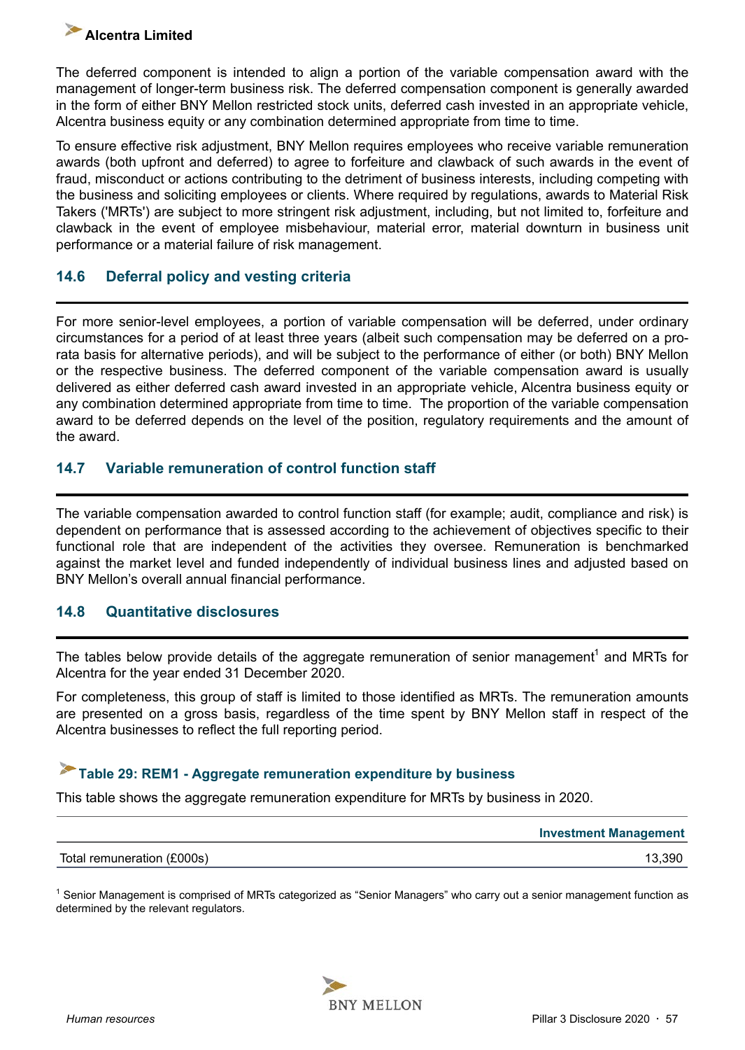The deferred component is intended to align a portion of the variable compensation award with the management of longer-term business risk. The deferred compensation component is generally awarded in the form of either BNY Mellon restricted stock units, deferred cash invested in an appropriate vehicle, Alcentra business equity or any combination determined appropriate from time to time.

To ensure effective risk adjustment, BNY Mellon requires employees who receive variable remuneration awards (both upfront and deferred) to agree to forfeiture and clawback of such awards in the event of fraud, misconduct or actions contributing to the detriment of business interests, including competing with the business and soliciting employees or clients. Where required by regulations, awards to Material Risk Takers ('MRTs') are subject to more stringent risk adjustment, including, but not limited to, forfeiture and clawback in the event of employee misbehaviour, material error, material downturn in business unit performance or a material failure of risk management.

## 14.6 Deferral policy and vesting criteria

For more senior-level employees, a portion of variable compensation will be deferred, under ordinary circumstances for a period of at least three years (albeit such compensation may be deferred on a pro-rata basis for alternative periods), and will be subject to the performance of either (or both) BNY Mellon or the respective business. The deferred component of the variable compensation award is usually delivered as either deferred cash award invested in an appropriate vehicle, Alcentra business equity or any combination determined appropriate from time to time. The proportion of the variable compensation award to be deferred depends on the level of the position, regulatory requirements and the amount of the award.

## 14.7 Variable remuneration of control function staff

The variable compensation awarded to control function staff (for example; audit, compliance and risk) is dependent on performance that is assessed according to the achievement of objectives specific to their functional role that are independent of the activities they oversee. Remuneration is benchmarked against the market level and funded independently of individual business lines and adjusted based on BNY Mellon's overall annual financial performance.

## 14.8 Quantitative disclosures

The tables below provide details of the aggregate remuneration of senior management[1] and MRTs for Alcentra for the year ended 31 December 2020.

For completeness, this group of staff is limited to those identified as MRTs. The remuneration amounts are presented on a gross basis, regardless of the time spent by BNY Mellon staff in respect of the Alcentra businesses to reflect the full reporting period.

### Table 29: REM1 - Aggregate remuneration expenditure by business

This table shows the aggregate remuneration expenditure for MRTs by business in 2020.

| | Investment Management |
|---|---|
| Total remuneration (£000s) | 13,390 |

[1] Senior Management is comprised of MRTs categorized as "Senior Managers" who carry out a senior management function as determined by the relevant regulators.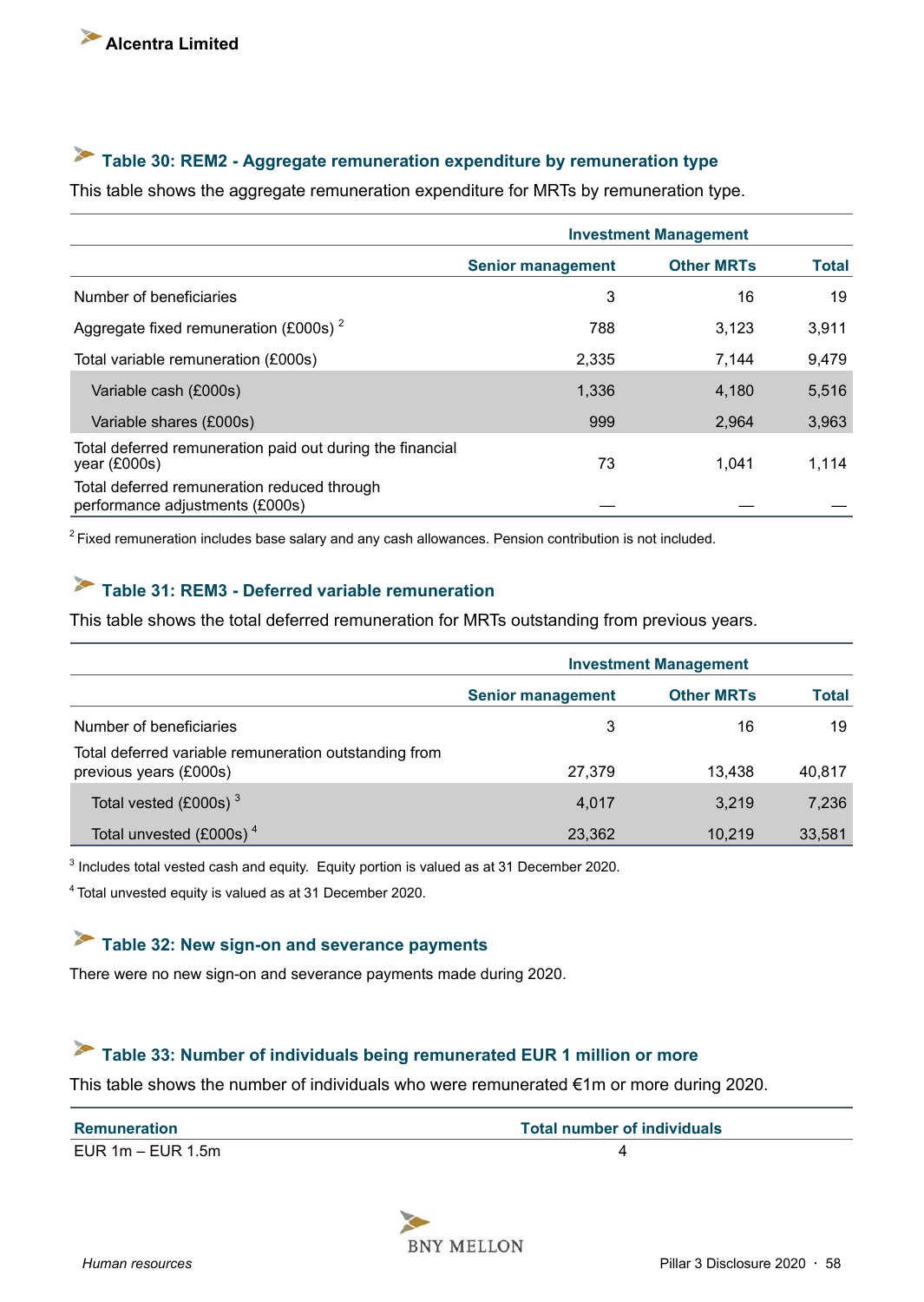### Table 30: REM2 - Aggregate remuneration expenditure by remuneration type

This table shows the aggregate remuneration expenditure for MRTs by remuneration type.

| | Investment Management | | |
|---|---|---|---|
| | Senior management | Other MRTs | Total |
| Number of beneficiaries | 3 | 16 | 19 |
| Aggregate fixed remuneration (£000s) [2] | 788 | 3,123 | 3,911 |
| Total variable remuneration (£000s) | 2,335 | 7,144 | 9,479 |
| Variable cash (£000s) | 1,336 | 4,180 | 5,516 |
| Variable shares (£000s) | 999 | 2,964 | 3,963 |
| Total deferred remuneration paid out during the financial year (£000s) | 73 | 1,041 | 1,114 |
| Total deferred remuneration reduced through performance adjustments (£000s) | — | — | — |

[2] Fixed remuneration includes base salary and any cash allowances. Pension contribution is not included.

### Table 31: REM3 - Deferred variable remuneration

This table shows the total deferred remuneration for MRTs outstanding from previous years.

| | Investment Management | | |
|---|---|---|---|
| | Senior management | Other MRTs | Total |
| Number of beneficiaries | 3 | 16 | 19 |
| Total deferred variable remuneration outstanding from previous years (£000s) | 27,379 | 13,438 | 40,817 |
| Total vested (£000s) [3] | 4,017 | 3,219 | 7,236 |
| Total unvested (£000s) [4] | 23,362 | 10,219 | 33,581 |

[3] Includes total vested cash and equity. Equity portion is valued as at 31 December 2020.

[4] Total unvested equity is valued as at 31 December 2020.

### Table 32: New sign-on and severance payments

There were no new sign-on and severance payments made during 2020.

### Table 33: Number of individuals being remunerated EUR 1 million or more

This table shows the number of individuals who were remunerated €1m or more during 2020.

| Remuneration | Total number of individuals |
|---|---|
| EUR 1m – EUR 1.5m | 4 |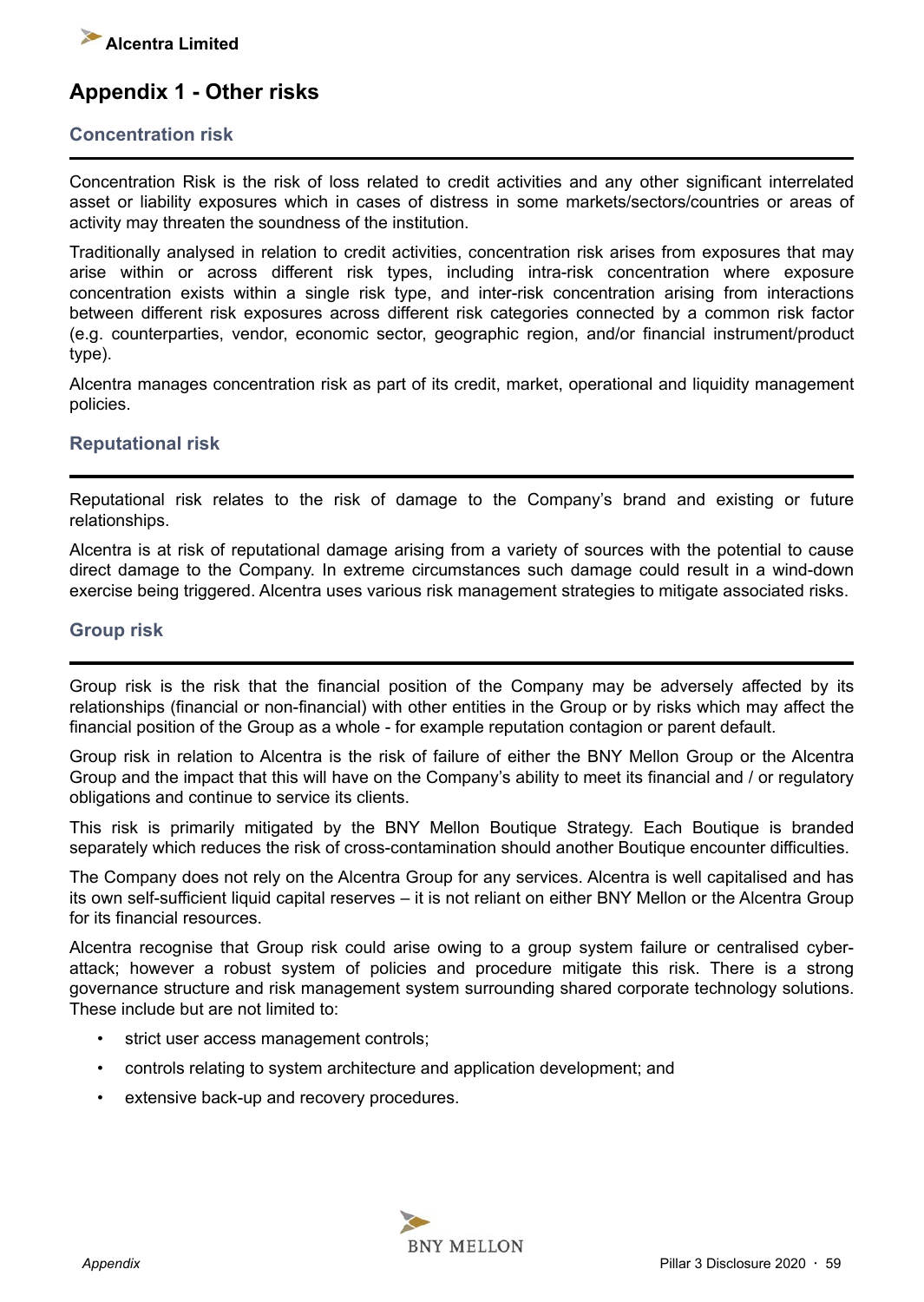# Appendix 1 - Other risks

## Concentration risk

Concentration Risk is the risk of loss related to credit activities and any other significant interrelated asset or liability exposures which in cases of distress in some markets/sectors/countries or areas of activity may threaten the soundness of the institution.

Traditionally analysed in relation to credit activities, concentration risk arises from exposures that may arise within or across different risk types, including intra-risk concentration where exposure concentration exists within a single risk type, and inter-risk concentration arising from interactions between different risk exposures across different risk categories connected by a common risk factor (e.g. counterparties, vendor, economic sector, geographic region, and/or financial instrument/product type).

Alcentra manages concentration risk as part of its credit, market, operational and liquidity management policies.

## Reputational risk

Reputational risk relates to the risk of damage to the Company's brand and existing or future relationships.

Alcentra is at risk of reputational damage arising from a variety of sources with the potential to cause direct damage to the Company. In extreme circumstances such damage could result in a wind-down exercise being triggered. Alcentra uses various risk management strategies to mitigate associated risks.

## Group risk

Group risk is the risk that the financial position of the Company may be adversely affected by its relationships (financial or non-financial) with other entities in the Group or by risks which may affect the financial position of the Group as a whole - for example reputation contagion or parent default.

Group risk in relation to Alcentra is the risk of failure of either the BNY Mellon Group or the Alcentra Group and the impact that this will have on the Company's ability to meet its financial and / or regulatory obligations and continue to service its clients.

This risk is primarily mitigated by the BNY Mellon Boutique Strategy. Each Boutique is branded separately which reduces the risk of cross-contamination should another Boutique encounter difficulties.

The Company does not rely on the Alcentra Group for any services. Alcentra is well capitalised and has its own self-sufficient liquid capital reserves – it is not reliant on either BNY Mellon or the Alcentra Group for its financial resources.

Alcentra recognise that Group risk could arise owing to a group system failure or centralised cyber-attack; however a robust system of policies and procedure mitigate this risk. There is a strong governance structure and risk management system surrounding shared corporate technology solutions. These include but are not limited to:

- strict user access management controls;
- controls relating to system architecture and application development; and
- extensive back-up and recovery procedures.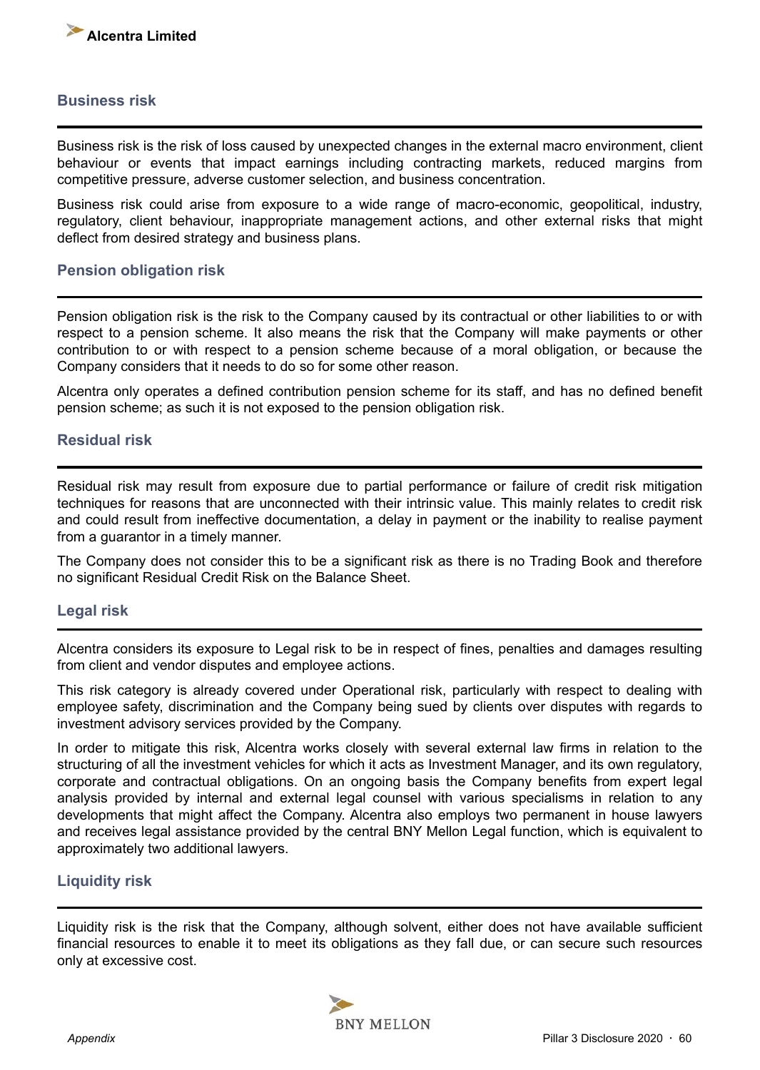## Business risk

Business risk is the risk of loss caused by unexpected changes in the external macro environment, client behaviour or events that impact earnings including contracting markets, reduced margins from competitive pressure, adverse customer selection, and business concentration.

Business risk could arise from exposure to a wide range of macro-economic, geopolitical, industry, regulatory, client behaviour, inappropriate management actions, and other external risks that might deflect from desired strategy and business plans.

## Pension obligation risk

Pension obligation risk is the risk to the Company caused by its contractual or other liabilities to or with respect to a pension scheme. It also means the risk that the Company will make payments or other contribution to or with respect to a pension scheme because of a moral obligation, or because the Company considers that it needs to do so for some other reason.

Alcentra only operates a defined contribution pension scheme for its staff, and has no defined benefit pension scheme; as such it is not exposed to the pension obligation risk.

## Residual risk

Residual risk may result from exposure due to partial performance or failure of credit risk mitigation techniques for reasons that are unconnected with their intrinsic value. This mainly relates to credit risk and could result from ineffective documentation, a delay in payment or the inability to realise payment from a guarantor in a timely manner.

The Company does not consider this to be a significant risk as there is no Trading Book and therefore no significant Residual Credit Risk on the Balance Sheet.

## Legal risk

Alcentra considers its exposure to Legal risk to be in respect of fines, penalties and damages resulting from client and vendor disputes and employee actions.

This risk category is already covered under Operational risk, particularly with respect to dealing with employee safety, discrimination and the Company being sued by clients over disputes with regards to investment advisory services provided by the Company.

In order to mitigate this risk, Alcentra works closely with several external law firms in relation to the structuring of all the investment vehicles for which it acts as Investment Manager, and its own regulatory, corporate and contractual obligations. On an ongoing basis the Company benefits from expert legal analysis provided by internal and external legal counsel with various specialisms in relation to any developments that might affect the Company. Alcentra also employs two permanent in house lawyers and receives legal assistance provided by the central BNY Mellon Legal function, which is equivalent to approximately two additional lawyers.

## Liquidity risk

Liquidity risk is the risk that the Company, although solvent, either does not have available sufficient financial resources to enable it to meet its obligations as they fall due, or can secure such resources only at excessive cost.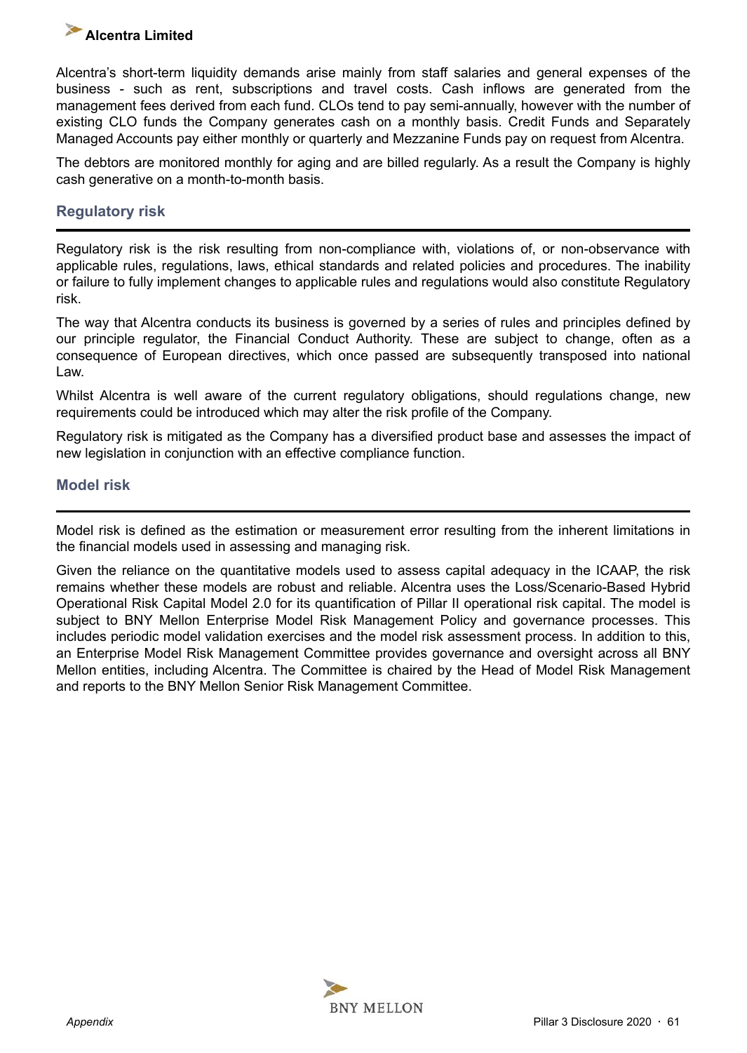Alcentra's short-term liquidity demands arise mainly from staff salaries and general expenses of the business - such as rent, subscriptions and travel costs. Cash inflows are generated from the management fees derived from each fund. CLOs tend to pay semi-annually, however with the number of existing CLO funds the Company generates cash on a monthly basis. Credit Funds and Separately Managed Accounts pay either monthly or quarterly and Mezzanine Funds pay on request from Alcentra.

The debtors are monitored monthly for aging and are billed regularly. As a result the Company is highly cash generative on a month-to-month basis.

## Regulatory risk

Regulatory risk is the risk resulting from non-compliance with, violations of, or non-observance with applicable rules, regulations, laws, ethical standards and related policies and procedures. The inability or failure to fully implement changes to applicable rules and regulations would also constitute Regulatory risk.

The way that Alcentra conducts its business is governed by a series of rules and principles defined by our principle regulator, the Financial Conduct Authority. These are subject to change, often as a consequence of European directives, which once passed are subsequently transposed into national Law.

Whilst Alcentra is well aware of the current regulatory obligations, should regulations change, new requirements could be introduced which may alter the risk profile of the Company.

Regulatory risk is mitigated as the Company has a diversified product base and assesses the impact of new legislation in conjunction with an effective compliance function.

## Model risk

Model risk is defined as the estimation or measurement error resulting from the inherent limitations in the financial models used in assessing and managing risk.

Given the reliance on the quantitative models used to assess capital adequacy in the ICAAP, the risk remains whether these models are robust and reliable. Alcentra uses the Loss/Scenario-Based Hybrid Operational Risk Capital Model 2.0 for its quantification of Pillar II operational risk capital. The model is subject to BNY Mellon Enterprise Model Risk Management Policy and governance processes. This includes periodic model validation exercises and the model risk assessment process. In addition to this, an Enterprise Model Risk Management Committee provides governance and oversight across all BNY Mellon entities, including Alcentra. The Committee is chaired by the Head of Model Risk Management and reports to the BNY Mellon Senior Risk Management Committee.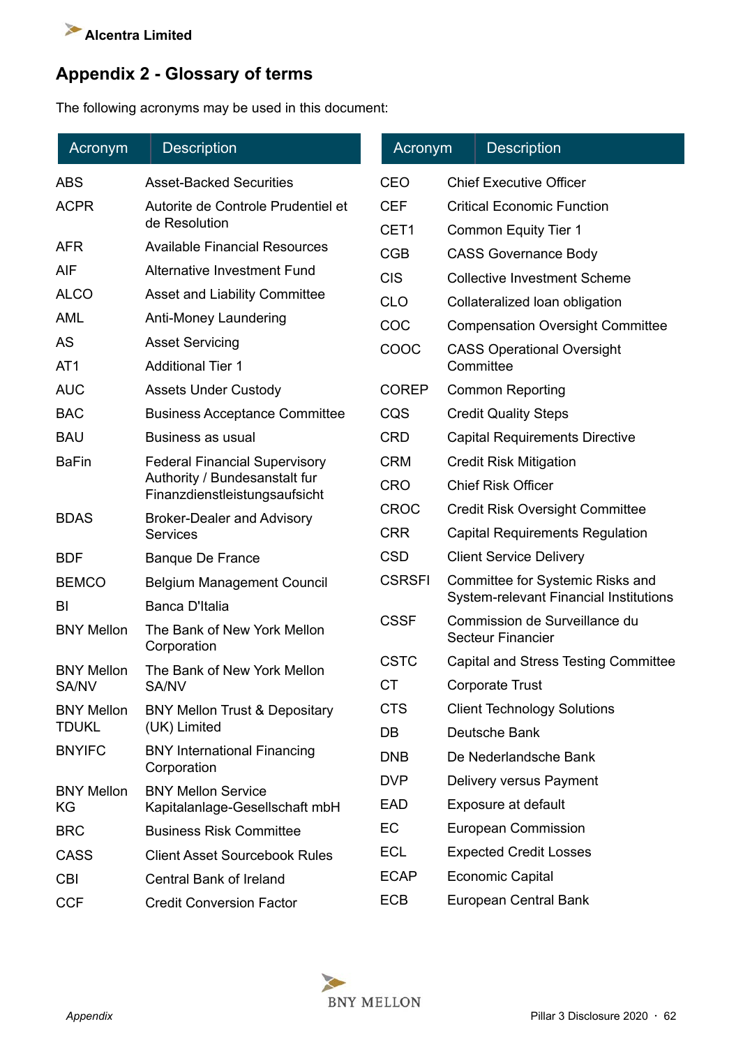## Appendix 2 - Glossary of terms

The following acronyms may be used in this document:

| Acronym | Description |
|---|---|
| ABS | Asset-Backed Securities |
| ACPR | Autorite de Controle Prudentiel et de Resolution |
| AFR | Available Financial Resources |
| AIF | Alternative Investment Fund |
| ALCO | Asset and Liability Committee |
| AML | Anti-Money Laundering |
| AS | Asset Servicing |
| AT1 | Additional Tier 1 |
| AUC | Assets Under Custody |
| BAC | Business Acceptance Committee |
| BAU | Business as usual |
| BaFin | Federal Financial Supervisory Authority / Bundesanstalt fur Finanzdienstleistungsaufsicht |
| BDAS | Broker-Dealer and Advisory Services |
| BDF | Banque De France |
| BEMCO | Belgium Management Council |
| BI | Banca D'Italia |
| BNY Mellon | The Bank of New York Mellon Corporation |
| BNY Mellon SA/NV | The Bank of New York Mellon SA/NV |
| BNY Mellon TDUKL | BNY Mellon Trust & Depositary (UK) Limited |
| BNYIFC | BNY International Financing Corporation |
| BNY Mellon KG | BNY Mellon Service Kapitalanlage-Gesellschaft mbH |
| BRC | Business Risk Committee |
| CASS | Client Asset Sourcebook Rules |
| CBI | Central Bank of Ireland |
| CCF | Credit Conversion Factor |
| CEO | Chief Executive Officer |
| CEF | Critical Economic Function |
| CET1 | Common Equity Tier 1 |
| CGB | CASS Governance Body |
| CIS | Collective Investment Scheme |
| CLO | Collateralized loan obligation |
| COC | Compensation Oversight Committee |
| COOC | CASS Operational Oversight Committee |
| COREP | Common Reporting |
| CQS | Credit Quality Steps |
| CRD | Capital Requirements Directive |
| CRM | Credit Risk Mitigation |
| CRO | Chief Risk Officer |
| CROC | Credit Risk Oversight Committee |
| CRR | Capital Requirements Regulation |
| CSD | Client Service Delivery |
| CSRSFI | Committee for Systemic Risks and System-relevant Financial Institutions |
| CSSF | Commission de Surveillance du Secteur Financier |
| CSTC | Capital and Stress Testing Committee |
| CT | Corporate Trust |
| CTS | Client Technology Solutions |
| DB | Deutsche Bank |
| DNB | De Nederlandsche Bank |
| DVP | Delivery versus Payment |
| EAD | Exposure at default |
| EC | European Commission |
| ECL | Expected Credit Losses |
| ECAP | Economic Capital |
| ECB | European Central Bank |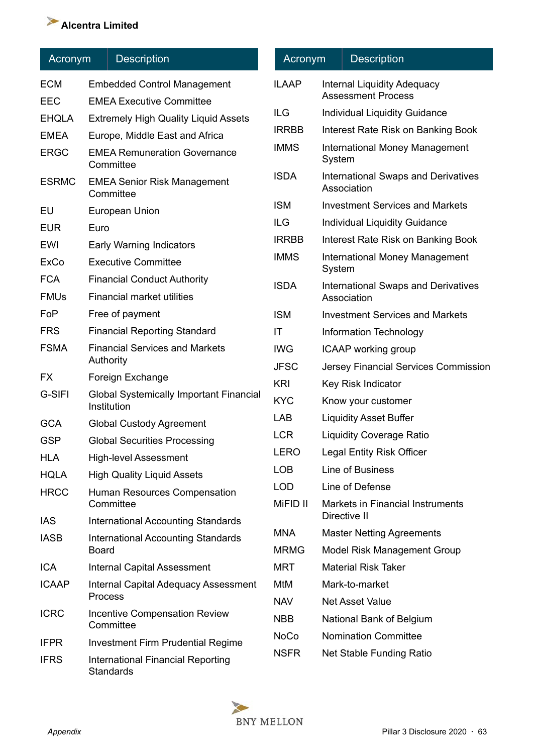| Acronym | Description |
|---|---|
| ECM | Embedded Control Management |
| EEC | EMEA Executive Committee |
| EHQLA | Extremely High Quality Liquid Assets |
| EMEA | Europe, Middle East and Africa |
| ERGC | EMEA Remuneration Governance Committee |
| ESRMC | EMEA Senior Risk Management Committee |
| EU | European Union |
| EUR | Euro |
| EWI | Early Warning Indicators |
| ExCo | Executive Committee |
| FCA | Financial Conduct Authority |
| FMUs | Financial market utilities |
| FoP | Free of payment |
| FRS | Financial Reporting Standard |
| FSMA | Financial Services and Markets Authority |
| FX | Foreign Exchange |
| G-SIFI | Global Systemically Important Financial Institution |
| GCA | Global Custody Agreement |
| GSP | Global Securities Processing |
| HLA | High-level Assessment |
| HQLA | High Quality Liquid Assets |
| HRCC | Human Resources Compensation Committee |
| IAS | International Accounting Standards |
| IASB | International Accounting Standards Board |
| ICA | Internal Capital Assessment |
| ICAAP | Internal Capital Adequacy Assessment Process |
| ICRC | Incentive Compensation Review Committee |
| IFPR | Investment Firm Prudential Regime |
| IFRS | International Financial Reporting Standards |

| Acronym | Description |
|---|---|
| ILAAP | Internal Liquidity Adequacy Assessment Process |
| ILG | Individual Liquidity Guidance |
| IRRBB | Interest Rate Risk on Banking Book |
| IMMS | International Money Management System |
| ISDA | International Swaps and Derivatives Association |
| ISM | Investment Services and Markets |
| ILG | Individual Liquidity Guidance |
| IRRBB | Interest Rate Risk on Banking Book |
| IMMS | International Money Management System |
| ISDA | International Swaps and Derivatives Association |
| ISM | Investment Services and Markets |
| IT | Information Technology |
| IWG | ICAAP working group |
| JFSC | Jersey Financial Services Commission |
| KRI | Key Risk Indicator |
| KYC | Know your customer |
| LAB | Liquidity Asset Buffer |
| LCR | Liquidity Coverage Ratio |
| LERO | Legal Entity Risk Officer |
| LOB | Line of Business |
| LOD | Line of Defense |
| MiFID II | Markets in Financial Instruments Directive II |
| MNA | Master Netting Agreements |
| MRMG | Model Risk Management Group |
| MRT | Material Risk Taker |
| MtM | Mark-to-market |
| NAV | Net Asset Value |
| NBB | National Bank of Belgium |
| NoCo | Nomination Committee |
| NSFR | Net Stable Funding Ratio |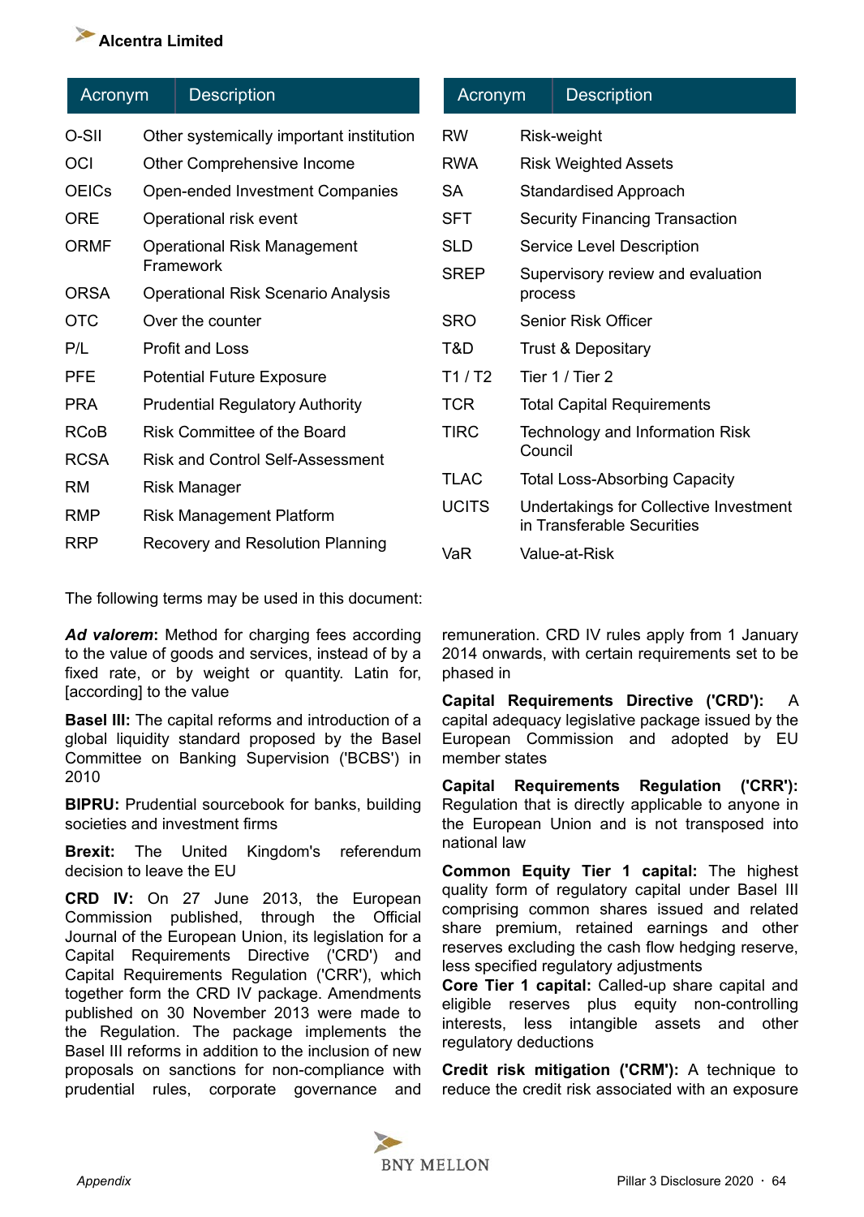| Acronym | Description |
|---|---|
| O-SII | Other systemically important institution |
| OCI | Other Comprehensive Income |
| OEICs | Open-ended Investment Companies |
| ORE | Operational risk event |
| ORMF | Operational Risk Management Framework |
| ORSA | Operational Risk Scenario Analysis |
| OTC | Over the counter |
| P/L | Profit and Loss |
| PFE | Potential Future Exposure |
| PRA | Prudential Regulatory Authority |
| RCoB | Risk Committee of the Board |
| RCSA | Risk and Control Self-Assessment |
| RM | Risk Manager |
| RMP | Risk Management Platform |
| RRP | Recovery and Resolution Planning |

| Acronym | Description |
|---|---|
| RW | Risk-weight |
| RWA | Risk Weighted Assets |
| SA | Standardised Approach |
| SFT | Security Financing Transaction |
| SLD | Service Level Description |
| SREP | Supervisory review and evaluation process |
| SRO | Senior Risk Officer |
| T&D | Trust & Depositary |
| T1 / T2 | Tier 1 / Tier 2 |
| TCR | Total Capital Requirements |
| TIRC | Technology and Information Risk Council |
| TLAC | Total Loss-Absorbing Capacity |
| UCITS | Undertakings for Collective Investment in Transferable Securities |
| VaR | Value-at-Risk |

The following terms may be used in this document:

***Ad valorem*:** Method for charging fees according to the value of goods and services, instead of by a fixed rate, or by weight or quantity. Latin for, [according] to the value

**Basel III:** The capital reforms and introduction of a global liquidity standard proposed by the Basel Committee on Banking Supervision ('BCBS') in 2010

**BIPRU:** Prudential sourcebook for banks, building societies and investment firms

**Brexit:** The United Kingdom's referendum decision to leave the EU

**CRD IV:** On 27 June 2013, the European Commission published, through the Official Journal of the European Union, its legislation for a Capital Requirements Directive ('CRD') and Capital Requirements Regulation ('CRR'), which together form the CRD IV package. Amendments published on 30 November 2013 were made to the Regulation. The package implements the Basel III reforms in addition to the inclusion of new proposals on sanctions for non-compliance with prudential rules, corporate governance and remuneration. CRD IV rules apply from 1 January 2014 onwards, with certain requirements set to be phased in

**Capital Requirements Directive ('CRD'):** A capital adequacy legislative package issued by the European Commission and adopted by EU member states

**Capital Requirements Regulation ('CRR'):** Regulation that is directly applicable to anyone in the European Union and is not transposed into national law

**Common Equity Tier 1 capital:** The highest quality form of regulatory capital under Basel III comprising common shares issued and related share premium, retained earnings and other reserves excluding the cash flow hedging reserve, less specified regulatory adjustments

**Core Tier 1 capital:** Called-up share capital and eligible reserves plus equity non-controlling interests, less intangible assets and other regulatory deductions

**Credit risk mitigation ('CRM'):** A technique to reduce the credit risk associated with an exposure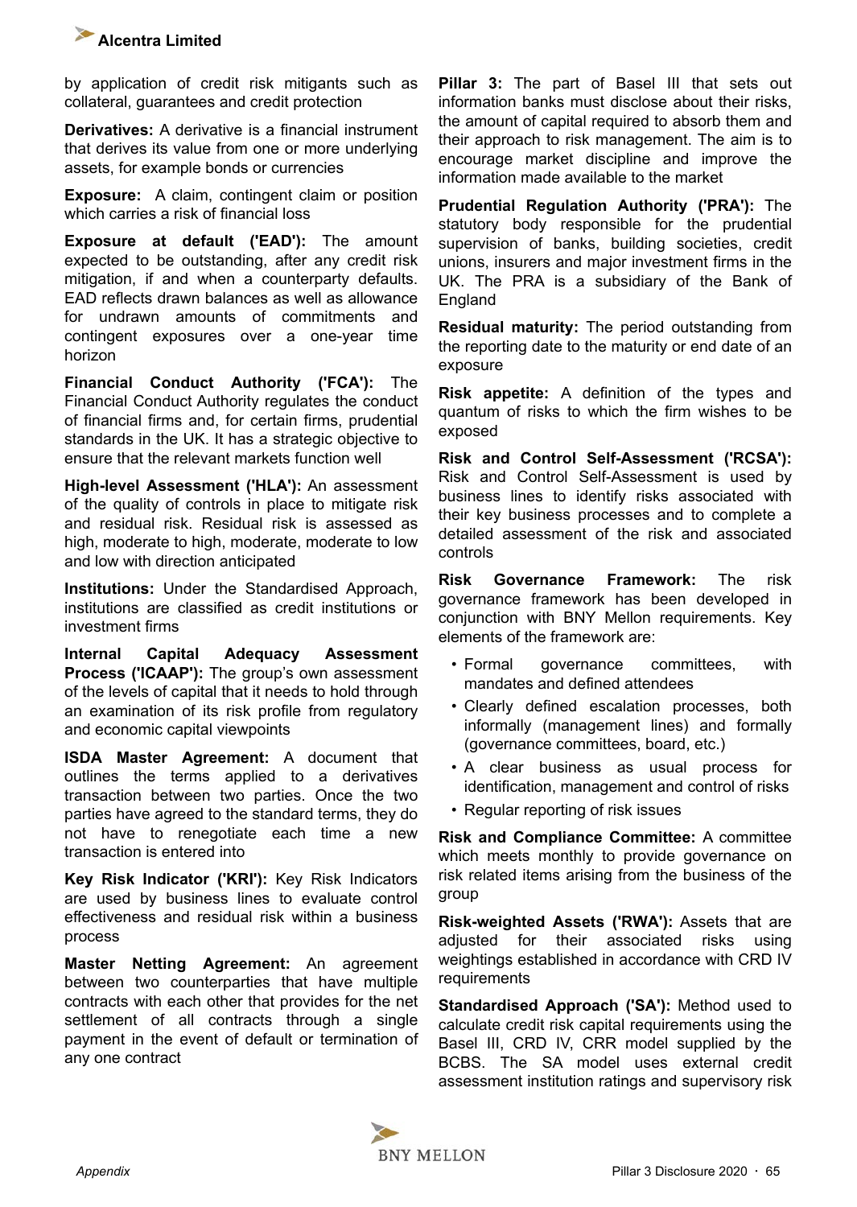by application of credit risk mitigants such as collateral, guarantees and credit protection

**Derivatives:** A derivative is a financial instrument that derives its value from one or more underlying assets, for example bonds or currencies

**Exposure:** A claim, contingent claim or position which carries a risk of financial loss

**Exposure at default ('EAD'):** The amount expected to be outstanding, after any credit risk mitigation, if and when a counterparty defaults. EAD reflects drawn balances as well as allowance for undrawn amounts of commitments and contingent exposures over a one-year time horizon

**Financial Conduct Authority ('FCA'):** The Financial Conduct Authority regulates the conduct of financial firms and, for certain firms, prudential standards in the UK. It has a strategic objective to ensure that the relevant markets function well

**High-level Assessment ('HLA'):** An assessment of the quality of controls in place to mitigate risk and residual risk. Residual risk is assessed as high, moderate to high, moderate, moderate to low and low with direction anticipated

**Institutions:** Under the Standardised Approach, institutions are classified as credit institutions or investment firms

**Internal Capital Adequacy Assessment Process ('ICAAP'):** The group's own assessment of the levels of capital that it needs to hold through an examination of its risk profile from regulatory and economic capital viewpoints

**ISDA Master Agreement:** A document that outlines the terms applied to a derivatives transaction between two parties. Once the two parties have agreed to the standard terms, they do not have to renegotiate each time a new transaction is entered into

**Key Risk Indicator ('KRI'):** Key Risk Indicators are used by business lines to evaluate control effectiveness and residual risk within a business process

**Master Netting Agreement:** An agreement between two counterparties that have multiple contracts with each other that provides for the net settlement of all contracts through a single payment in the event of default or termination of any one contract

**Pillar 3:** The part of Basel III that sets out information banks must disclose about their risks, the amount of capital required to absorb them and their approach to risk management. The aim is to encourage market discipline and improve the information made available to the market

**Prudential Regulation Authority ('PRA'):** The statutory body responsible for the prudential supervision of banks, building societies, credit unions, insurers and major investment firms in the UK. The PRA is a subsidiary of the Bank of England

**Residual maturity:** The period outstanding from the reporting date to the maturity or end date of an exposure

**Risk appetite:** A definition of the types and quantum of risks to which the firm wishes to be exposed

**Risk and Control Self-Assessment ('RCSA'):** Risk and Control Self-Assessment is used by business lines to identify risks associated with their key business processes and to complete a detailed assessment of the risk and associated controls

**Risk Governance Framework:** The risk governance framework has been developed in conjunction with BNY Mellon requirements. Key elements of the framework are:

- Formal governance committees, with mandates and defined attendees
- Clearly defined escalation processes, both informally (management lines) and formally (governance committees, board, etc.)
- A clear business as usual process for identification, management and control of risks
- Regular reporting of risk issues

**Risk and Compliance Committee:** A committee which meets monthly to provide governance on risk related items arising from the business of the group

**Risk-weighted Assets ('RWA'):** Assets that are adjusted for their associated risks using weightings established in accordance with CRD IV requirements

**Standardised Approach ('SA'):** Method used to calculate credit risk capital requirements using the Basel III, CRD IV, CRR model supplied by the BCBS. The SA model uses external credit assessment institution ratings and supervisory risk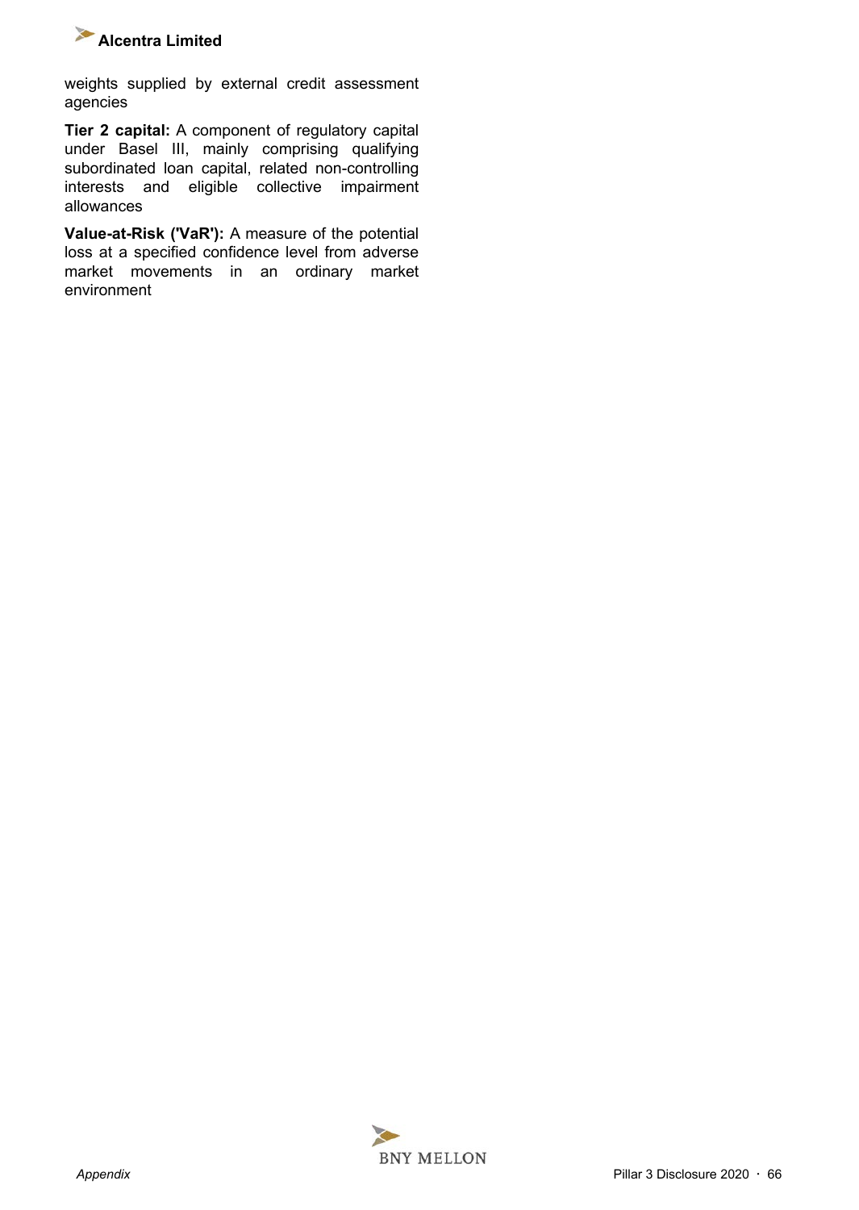weights supplied by external credit assessment agencies

**Tier 2 capital:** A component of regulatory capital under Basel III, mainly comprising qualifying subordinated loan capital, related non-controlling interests and eligible collective impairment allowances

**Value-at-Risk ('VaR'):** A measure of the potential loss at a specified confidence level from adverse market movements in an ordinary market environment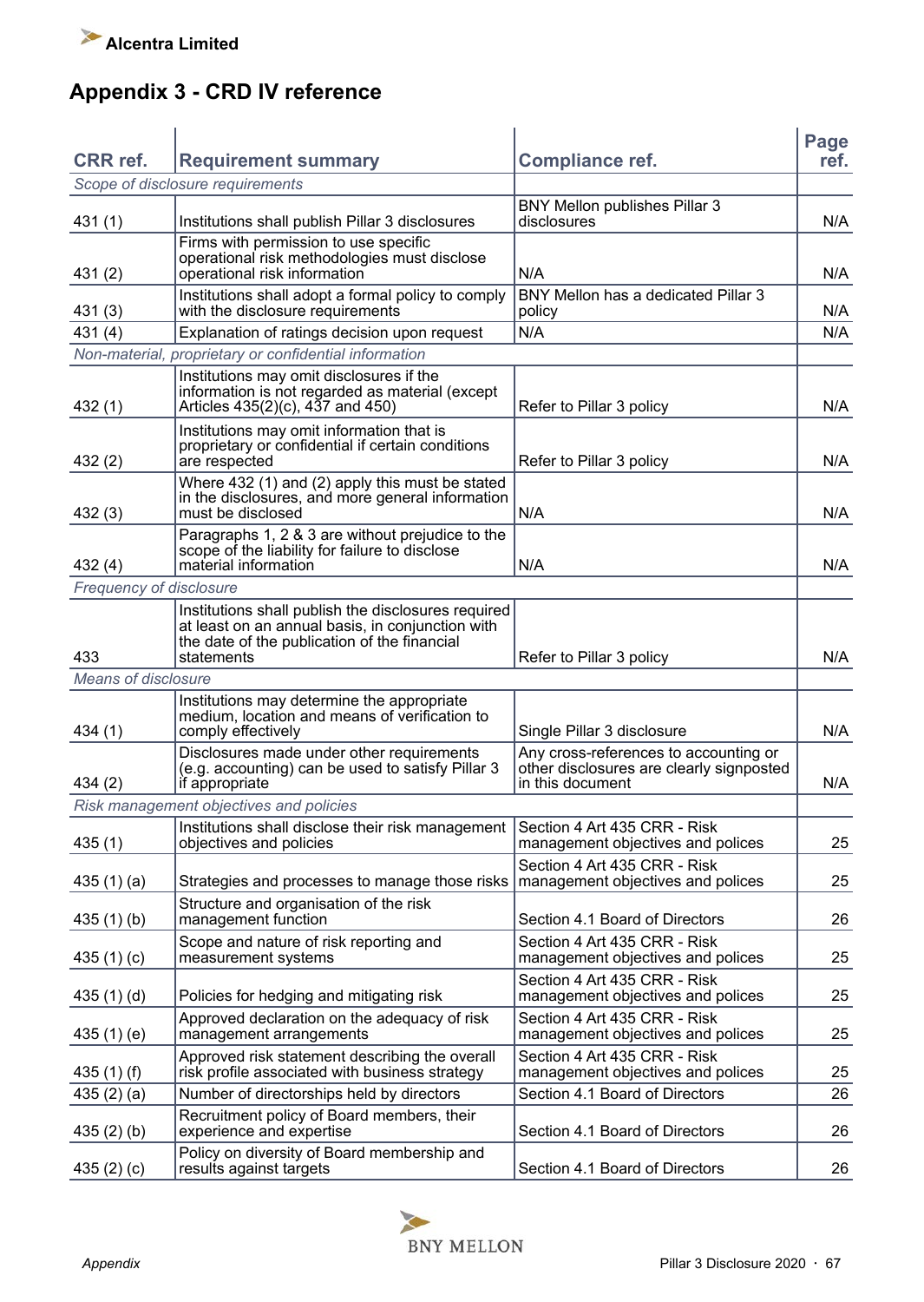# Appendix 3 - CRD IV reference

| CRR ref. | Requirement summary | Compliance ref. | Page ref. |
|---|---|---|---|
| *Scope of disclosure requirements* | | | |
| 431 (1) | Institutions shall publish Pillar 3 disclosures | BNY Mellon publishes Pillar 3 disclosures | N/A |
| 431 (2) | Firms with permission to use specific operational risk methodologies must disclose operational risk information | N/A | N/A |
| 431 (3) | Institutions shall adopt a formal policy to comply with the disclosure requirements | BNY Mellon has a dedicated Pillar 3 policy | N/A |
| 431 (4) | Explanation of ratings decision upon request | N/A | N/A |
| *Non-material, proprietary or confidential information* | | | |
| 432 (1) | Institutions may omit disclosures if the information is not regarded as material (except Articles 435(2)(c), 437 and 450) | Refer to Pillar 3 policy | N/A |
| 432 (2) | Institutions may omit information that is proprietary or confidential if certain conditions are respected | Refer to Pillar 3 policy | N/A |
| 432 (3) | Where 432 (1) and (2) apply this must be stated in the disclosures, and more general information must be disclosed | N/A | N/A |
| 432 (4) | Paragraphs 1, 2 & 3 are without prejudice to the scope of the liability for failure to disclose material information | N/A | N/A |
| *Frequency of disclosure* | | | |
| 433 | Institutions shall publish the disclosures required at least on an annual basis, in conjunction with the date of the publication of the financial statements | Refer to Pillar 3 policy | N/A |
| *Means of disclosure* | | | |
| 434 (1) | Institutions may determine the appropriate medium, location and means of verification to comply effectively | Single Pillar 3 disclosure | N/A |
| 434 (2) | Disclosures made under other requirements (e.g. accounting) can be used to satisfy Pillar 3 if appropriate | Any cross-references to accounting or other disclosures are clearly signposted in this document | N/A |
| *Risk management objectives and policies* | | | |
| 435 (1) | Institutions shall disclose their risk management objectives and policies | Section 4 Art 435 CRR - Risk management objectives and polices | 25 |
| 435 (1) (a) | Strategies and processes to manage those risks | Section 4 Art 435 CRR - Risk management objectives and polices | 25 |
| 435 (1) (b) | Structure and organisation of the risk management function | Section 4.1 Board of Directors | 26 |
| 435 (1) (c) | Scope and nature of risk reporting and measurement systems | Section 4 Art 435 CRR - Risk management objectives and polices | 25 |
| 435 (1) (d) | Policies for hedging and mitigating risk | Section 4 Art 435 CRR - Risk management objectives and polices | 25 |
| 435 (1) (e) | Approved declaration on the adequacy of risk management arrangements | Section 4 Art 435 CRR - Risk management objectives and polices | 25 |
| 435 (1) (f) | Approved risk statement describing the overall risk profile associated with business strategy | Section 4 Art 435 CRR - Risk management objectives and polices | 25 |
| 435 (2) (a) | Number of directorships held by directors | Section 4.1 Board of Directors | 26 |
| 435 (2) (b) | Recruitment policy of Board members, their experience and expertise | Section 4.1 Board of Directors | 26 |
| 435 (2) (c) | Policy on diversity of Board membership and results against targets | Section 4.1 Board of Directors | 26 |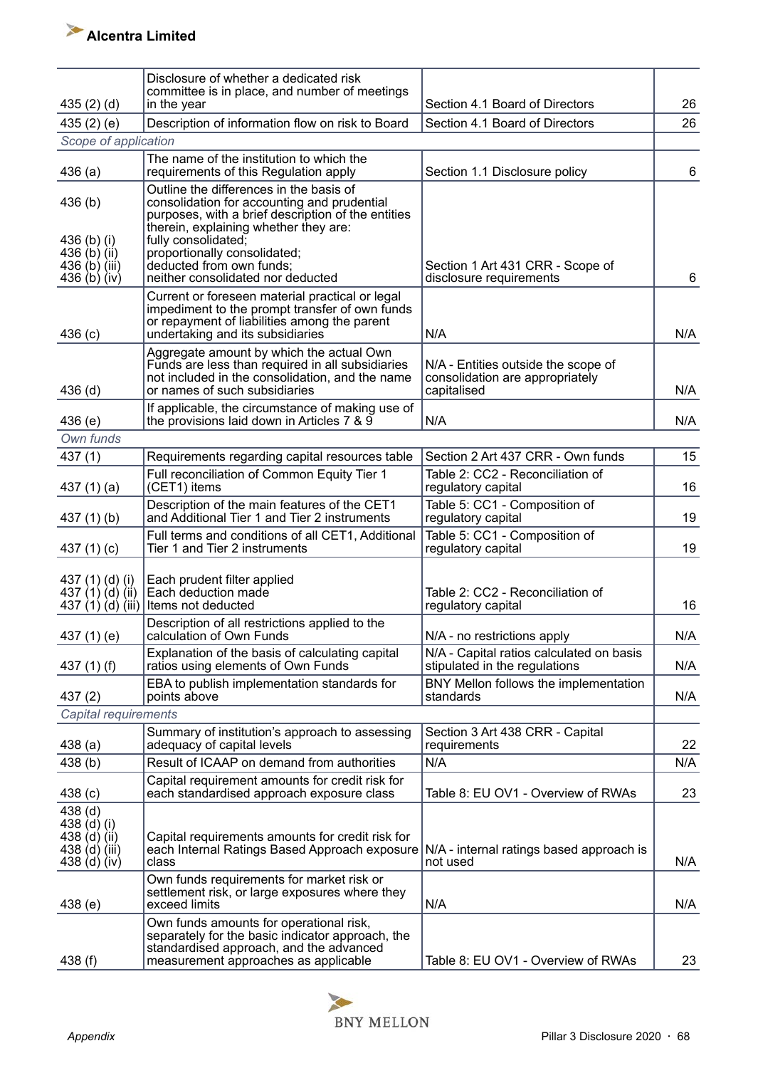| | | | |
|---|---|---|---|
| 435 (2) (d) | Disclosure of whether a dedicated risk committee is in place, and number of meetings in the year | Section 4.1 Board of Directors | 26 |
| 435 (2) (e) | Description of information flow on risk to Board | Section 4.1 Board of Directors | 26 |
| *Scope of application* | | | |
| 436 (a) | The name of the institution to which the requirements of this Regulation apply | Section 1.1 Disclosure policy | 6 |
| 436 (b)<br><br>436 (b) (i)<br>436 (b) (ii)<br>436 (b) (iii)<br>436 (b) (iv) | Outline the differences in the basis of consolidation for accounting and prudential purposes, with a brief description of the entities therein, explaining whether they are:<br>fully consolidated;<br>proportionally consolidated;<br>deducted from own funds;<br>neither consolidated nor deducted | Section 1 Art 431 CRR - Scope of disclosure requirements | 6 |
| 436 (c) | Current or foreseen material practical or legal impediment to the prompt transfer of own funds or repayment of liabilities among the parent undertaking and its subsidiaries | N/A | N/A |
| 436 (d) | Aggregate amount by which the actual Own Funds are less than required in all subsidiaries not included in the consolidation, and the name or names of such subsidiaries | N/A - Entities outside the scope of consolidation are appropriately capitalised | N/A |
| 436 (e) | If applicable, the circumstance of making use of the provisions laid down in Articles 7 & 9 | N/A | N/A |
| *Own funds* | | | |
| 437 (1) | Requirements regarding capital resources table | Section 2 Art 437 CRR - Own funds | 15 |
| 437 (1) (a) | Full reconciliation of Common Equity Tier 1 (CET1) items | Table 2: CC2 - Reconciliation of regulatory capital | 16 |
| 437 (1) (b) | Description of the main features of the CET1 and Additional Tier 1 and Tier 2 instruments | Table 5: CC1 - Composition of regulatory capital | 19 |
| 437 (1) (c) | Full terms and conditions of all CET1, Additional Tier 1 and Tier 2 instruments | Table 5: CC1 - Composition of regulatory capital | 19 |
| 437 (1) (d) (i)<br>437 (1) (d) (ii)<br>437 (1) (d) (iii) | Each prudent filter applied<br>Each deduction made<br>Items not deducted | Table 2: CC2 - Reconciliation of regulatory capital | 16 |
| 437 (1) (e) | Description of all restrictions applied to the calculation of Own Funds | N/A - no restrictions apply | N/A |
| 437 (1) (f) | Explanation of the basis of calculating capital ratios using elements of Own Funds | N/A - Capital ratios calculated on basis stipulated in the regulations | N/A |
| 437 (2) | EBA to publish implementation standards for points above | BNY Mellon follows the implementation standards | N/A |
| *Capital requirements* | | | |
| 438 (a) | Summary of institution's approach to assessing adequacy of capital levels | Section 3 Art 438 CRR - Capital requirements | 22 |
| 438 (b) | Result of ICAAP on demand from authorities | N/A | N/A |
| 438 (c) | Capital requirement amounts for credit risk for each standardised approach exposure class | Table 8: EU OV1 - Overview of RWAs | 23 |
| 438 (d)<br>438 (d) (i)<br>438 (d) (ii)<br>438 (d) (iii)<br>438 (d) (iv) | Capital requirements amounts for credit risk for each Internal Ratings Based Approach exposure class | N/A - internal ratings based approach is not used | N/A |
| 438 (e) | Own funds requirements for market risk or settlement risk, or large exposures where they exceed limits | N/A | N/A |
| 438 (f) | Own funds amounts for operational risk, separately for the basic indicator approach, the standardised approach, and the advanced measurement approaches as applicable | Table 8: EU OV1 - Overview of RWAs | 23 |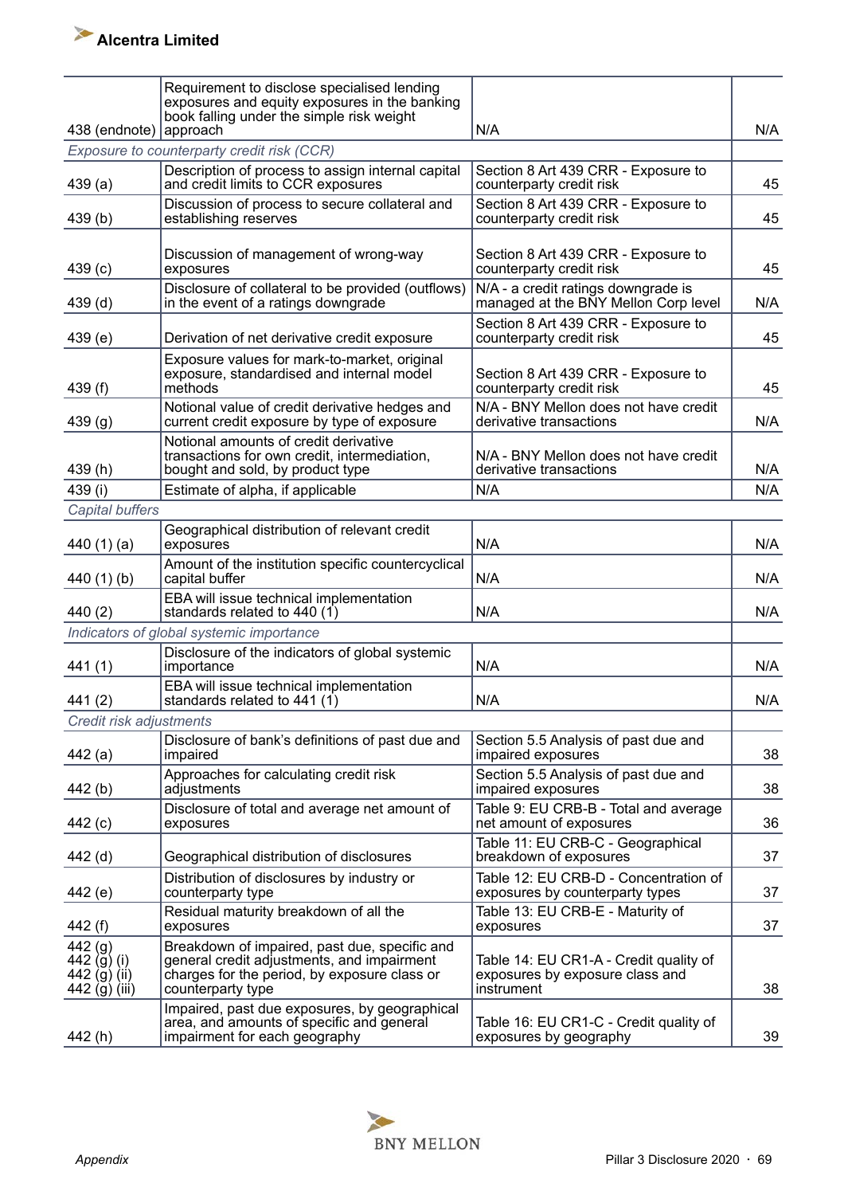| | | | |
|---|---|---|---|
| 438 (endnote) | Requirement to disclose specialised lending exposures and equity exposures in the banking book falling under the simple risk weight approach | N/A | N/A |
| *Exposure to counterparty credit risk (CCR)* | | | |
| 439 (a) | Description of process to assign internal capital and credit limits to CCR exposures | Section 8 Art 439 CRR - Exposure to counterparty credit risk | 45 |
| 439 (b) | Discussion of process to secure collateral and establishing reserves | Section 8 Art 439 CRR - Exposure to counterparty credit risk | 45 |
| 439 (c) | Discussion of management of wrong-way exposures | Section 8 Art 439 CRR - Exposure to counterparty credit risk | 45 |
| 439 (d) | Disclosure of collateral to be provided (outflows) in the event of a ratings downgrade | N/A - a credit ratings downgrade is managed at the BNY Mellon Corp level | N/A |
| 439 (e) | Derivation of net derivative credit exposure | Section 8 Art 439 CRR - Exposure to counterparty credit risk | 45 |
| 439 (f) | Exposure values for mark-to-market, original exposure, standardised and internal model methods | Section 8 Art 439 CRR - Exposure to counterparty credit risk | 45 |
| 439 (g) | Notional value of credit derivative hedges and current credit exposure by type of exposure | N/A - BNY Mellon does not have credit derivative transactions | N/A |
| 439 (h) | Notional amounts of credit derivative transactions for own credit, intermediation, bought and sold, by product type | N/A - BNY Mellon does not have credit derivative transactions | N/A |
| 439 (i) | Estimate of alpha, if applicable | N/A | N/A |
| *Capital buffers* | | | |
| 440 (1) (a) | Geographical distribution of relevant credit exposures | N/A | N/A |
| 440 (1) (b) | Amount of the institution specific countercyclical capital buffer | N/A | N/A |
| 440 (2) | EBA will issue technical implementation standards related to 440 (1) | N/A | N/A |
| *Indicators of global systemic importance* | | | |
| 441 (1) | Disclosure of the indicators of global systemic importance | N/A | N/A |
| 441 (2) | EBA will issue technical implementation standards related to 441 (1) | N/A | N/A |
| *Credit risk adjustments* | | | |
| 442 (a) | Disclosure of bank's definitions of past due and impaired | Section 5.5 Analysis of past due and impaired exposures | 38 |
| 442 (b) | Approaches for calculating credit risk adjustments | Section 5.5 Analysis of past due and impaired exposures | 38 |
| 442 (c) | Disclosure of total and average net amount of exposures | Table 9: EU CRB-B - Total and average net amount of exposures | 36 |
| 442 (d) | Geographical distribution of disclosures | Table 11: EU CRB-C - Geographical breakdown of exposures | 37 |
| 442 (e) | Distribution of disclosures by industry or counterparty type | Table 12: EU CRB-D - Concentration of exposures by counterparty types | 37 |
| 442 (f) | Residual maturity breakdown of all the exposures | Table 13: EU CRB-E - Maturity of exposures | 37 |
| 442 (g)<br>442 (g) (i)<br>442 (g) (ii)<br>442 (g) (iii) | Breakdown of impaired, past due, specific and general credit adjustments, and impairment charges for the period, by exposure class or counterparty type | Table 14: EU CR1-A - Credit quality of exposures by exposure class and instrument | 38 |
| 442 (h) | Impaired, past due exposures, by geographical area, and amounts of specific and general impairment for each geography | Table 16: EU CR1-C - Credit quality of exposures by geography | 39 |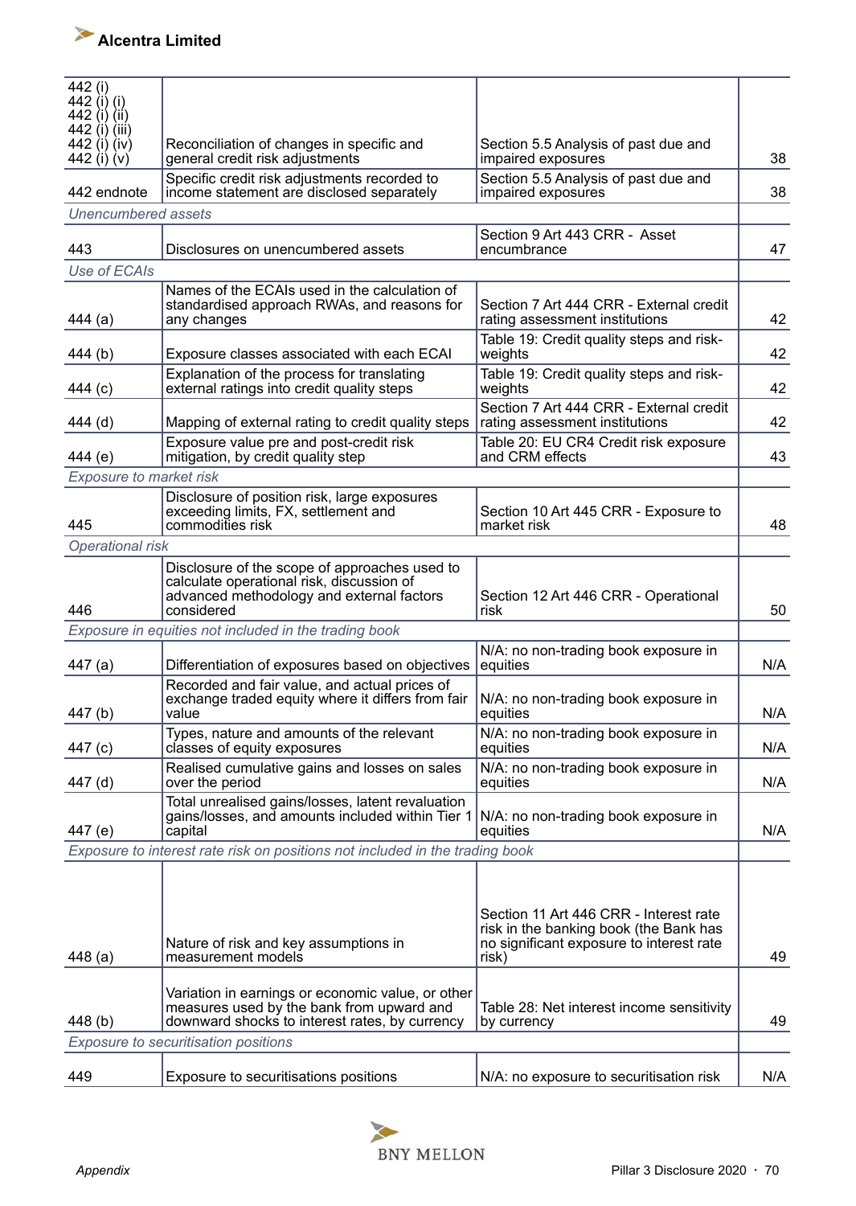| | | | |
|---|---|---|---|
| 442 (i)<br>442 (i) (i)<br>442 (i) (ii)<br>442 (i) (iii)<br>442 (i) (iv)<br>442 (i) (v) | Reconciliation of changes in specific and general credit risk adjustments | Section 5.5 Analysis of past due and impaired exposures | 38 |
| 442 endnote | Specific credit risk adjustments recorded to income statement are disclosed separately | Section 5.5 Analysis of past due and impaired exposures | 38 |
| *Unencumbered assets* | | | |
| 443 | Disclosures on unencumbered assets | Section 9 Art 443 CRR - Asset encumbrance | 47 |
| *Use of ECAIs* | | | |
| 444 (a) | Names of the ECAIs used in the calculation of standardised approach RWAs, and reasons for any changes | Section 7 Art 444 CRR - External credit rating assessment institutions | 42 |
| 444 (b) | Exposure classes associated with each ECAI | Table 19: Credit quality steps and risk-weights | 42 |
| 444 (c) | Explanation of the process for translating external ratings into credit quality steps | Table 19: Credit quality steps and risk-weights | 42 |
| 444 (d) | Mapping of external rating to credit quality steps | Section 7 Art 444 CRR - External credit rating assessment institutions | 42 |
| 444 (e) | Exposure value pre and post-credit risk mitigation, by credit quality step | Table 20: EU CR4 Credit risk exposure and CRM effects | 43 |
| *Exposure to market risk* | | | |
| 445 | Disclosure of position risk, large exposures exceeding limits, FX, settlement and commodities risk | Section 10 Art 445 CRR - Exposure to market risk | 48 |
| *Operational risk* | | | |
| 446 | Disclosure of the scope of approaches used to calculate operational risk, discussion of advanced methodology and external factors considered | Section 12 Art 446 CRR - Operational risk | 50 |
| *Exposure in equities not included in the trading book* | | | |
| 447 (a) | Differentiation of exposures based on objectives | N/A: no non-trading book exposure in equities | N/A |
| 447 (b) | Recorded and fair value, and actual prices of exchange traded equity where it differs from fair value | N/A: no non-trading book exposure in equities | N/A |
| 447 (c) | Types, nature and amounts of the relevant classes of equity exposures | N/A: no non-trading book exposure in equities | N/A |
| 447 (d) | Realised cumulative gains and losses on sales over the period | N/A: no non-trading book exposure in equities | N/A |
| 447 (e) | Total unrealised gains/losses, latent revaluation gains/losses, and amounts included within Tier 1 capital | N/A: no non-trading book exposure in equities | N/A |
| *Exposure to interest rate risk on positions not included in the trading book* | | | |
| 448 (a) | Nature of risk and key assumptions in measurement models | Section 11 Art 446 CRR - Interest rate risk in the banking book (the Bank has no significant exposure to interest rate risk) | 49 |
| 448 (b) | Variation in earnings or economic value, or other measures used by the bank from upward and downward shocks to interest rates, by currency | Table 28: Net interest income sensitivity by currency | 49 |
| *Exposure to securitisation positions* | | | |
| 449 | Exposure to securitisations positions | N/A: no exposure to securitisation risk | N/A |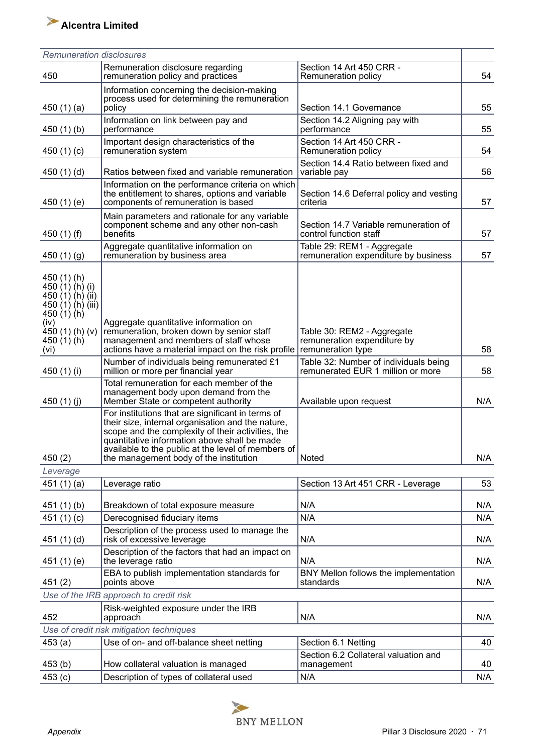| Remuneration disclosures | | | |
|---|---|---|---|
| 450 | Remuneration disclosure regarding remuneration policy and practices | Section 14 Art 450 CRR - Remuneration policy | 54 |
| 450 (1) (a) | Information concerning the decision-making process used for determining the remuneration policy | Section 14.1 Governance | 55 |
| 450 (1) (b) | Information on link between pay and performance | Section 14.2 Aligning pay with performance | 55 |
| 450 (1) (c) | Important design characteristics of the remuneration system | Section 14 Art 450 CRR - Remuneration policy | 54 |
| 450 (1) (d) | Ratios between fixed and variable remuneration | Section 14.4 Ratio between fixed and variable pay | 56 |
| 450 (1) (e) | Information on the performance criteria on which the entitlement to shares, options and variable components of remuneration is based | Section 14.6 Deferral policy and vesting criteria | 57 |
| 450 (1) (f) | Main parameters and rationale for any variable component scheme and any other non-cash benefits | Section 14.7 Variable remuneration of control function staff | 57 |
| 450 (1) (g) | Aggregate quantitative information on remuneration by business area | Table 29: REM1 - Aggregate remuneration expenditure by business | 57 |
| 450 (1) (h) 450 (1) (h) (i) 450 (1) (h) (ii) 450 (1) (h) (iii) 450 (1) (h) (iv) 450 (1) (h) (v) 450 (1) (h) (vi) | Aggregate quantitative information on remuneration, broken down by senior staff management and members of staff whose actions have a material impact on the risk profile | Table 30: REM2 - Aggregate remuneration expenditure by remuneration type | 58 |
| 450 (1) (i) | Number of individuals being remunerated £1 million or more per financial year | Table 32: Number of individuals being remunerated EUR 1 million or more | 58 |
| 450 (1) (j) | Total remuneration for each member of the management body upon demand from the Member State or competent authority | Available upon request | N/A |
| 450 (2) | For institutions that are significant in terms of their size, internal organisation and the nature, scope and the complexity of their activities, the quantitative information above shall be made available to the public at the level of members of the management body of the institution | Noted | N/A |
| *Leverage* | | | |
| 451 (1) (a) | Leverage ratio | Section 13 Art 451 CRR - Leverage | 53 |
| 451 (1) (b) | Breakdown of total exposure measure | N/A | N/A |
| 451 (1) (c) | Derecognised fiduciary items | N/A | N/A |
| 451 (1) (d) | Description of the process used to manage the risk of excessive leverage | N/A | N/A |
| 451 (1) (e) | Description of the factors that had an impact on the leverage ratio | N/A | N/A |
| 451 (2) | EBA to publish implementation standards for points above | BNY Mellon follows the implementation standards | N/A |
| *Use of the IRB approach to credit risk* | | | |
| 452 | Risk-weighted exposure under the IRB approach | N/A | N/A |
| *Use of credit risk mitigation techniques* | | | |
| 453 (a) | Use of on- and off-balance sheet netting | Section 6.1 Netting | 40 |
| 453 (b) | How collateral valuation is managed | Section 6.2 Collateral valuation and management | 40 |
| 453 (c) | Description of types of collateral used | N/A | N/A |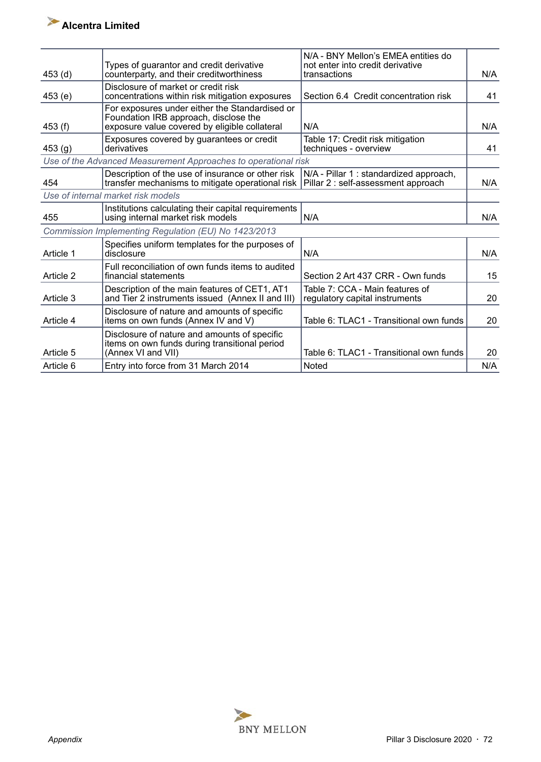| | | | |
|---|---|---|---|
| 453 (d) | Types of guarantor and credit derivative counterparty, and their creditworthiness | N/A - BNY Mellon's EMEA entities do not enter into credit derivative transactions | N/A |
| 453 (e) | Disclosure of market or credit risk concentrations within risk mitigation exposures | Section 6.4 Credit concentration risk | 41 |
| 453 (f) | For exposures under either the Standardised or Foundation IRB approach, disclose the exposure value covered by eligible collateral | N/A | N/A |
| 453 (g) | Exposures covered by guarantees or credit derivatives | Table 17: Credit risk mitigation techniques - overview | 41 |
| *Use of the Advanced Measurement Approaches to operational risk* | | | |
| 454 | Description of the use of insurance or other risk transfer mechanisms to mitigate operational risk | N/A - Pillar 1 : standardized approach, Pillar 2 : self-assessment approach | N/A |
| *Use of internal market risk models* | | | |
| 455 | Institutions calculating their capital requirements using internal market risk models | N/A | N/A |
| *Commission Implementing Regulation (EU) No 1423/2013* | | | |
| Article 1 | Specifies uniform templates for the purposes of disclosure | N/A | N/A |
| Article 2 | Full reconciliation of own funds items to audited financial statements | Section 2 Art 437 CRR - Own funds | 15 |
| Article 3 | Description of the main features of CET1, AT1 and Tier 2 instruments issued (Annex II and III) | Table 7: CCA - Main features of regulatory capital instruments | 20 |
| Article 4 | Disclosure of nature and amounts of specific items on own funds (Annex IV and V) | Table 6: TLAC1 - Transitional own funds | 20 |
| Article 5 | Disclosure of nature and amounts of specific items on own funds during transitional period (Annex VI and VII) | Table 6: TLAC1 - Transitional own funds | 20 |
| Article 6 | Entry into force from 31 March 2014 | Noted | N/A |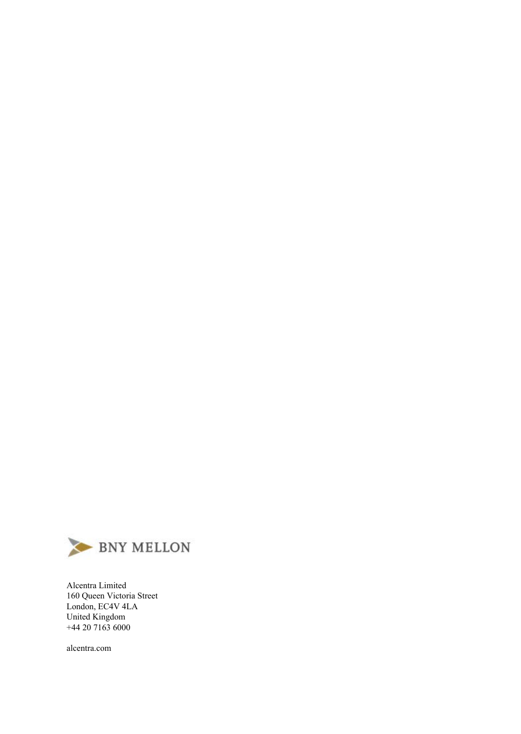BNY MELLON

Alcentra Limited
160 Queen Victoria Street
London, EC4V 4LA
United Kingdom
+44 20 7163 6000

alcentra.com